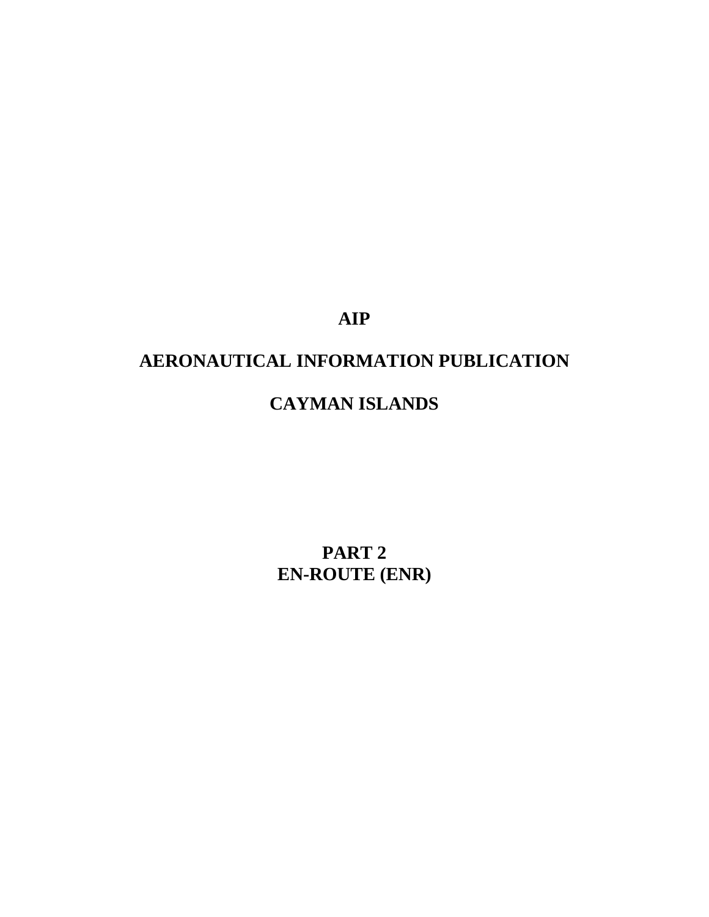# AIP

# AERONAUTICAL INFORMATION PUBLICATION

# CAYMAN ISLANDS

# PART 2
# EN-ROUTE (ENR)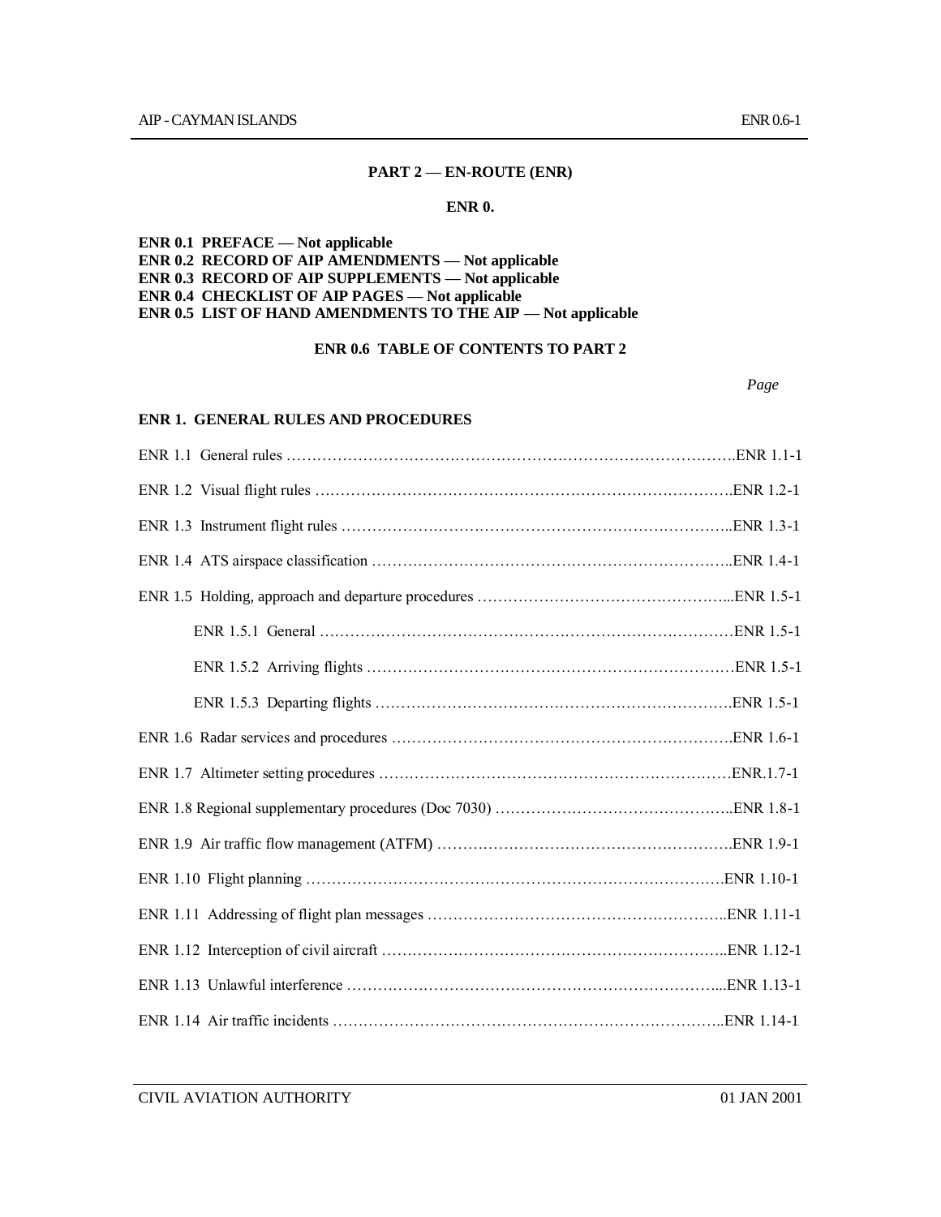# PART 2 — EN-ROUTE (ENR)

## ENR 0.

**ENR 0.1 PREFACE — Not applicable**
**ENR 0.2 RECORD OF AIP AMENDMENTS — Not applicable**
**ENR 0.3 RECORD OF AIP SUPPLEMENTS — Not applicable**
**ENR 0.4 CHECKLIST OF AIP PAGES — Not applicable**
**ENR 0.5 LIST OF HAND AMENDMENTS TO THE AIP — Not applicable**

## ENR 0.6 TABLE OF CONTENTS TO PART 2

*Page*

### ENR 1. GENERAL RULES AND PROCEDURES

ENR 1.1 General rules ……………………………………………………………………………ENR 1.1-1

ENR 1.2 Visual flight rules ………………………………………………………………………ENR 1.2-1

ENR 1.3 Instrument flight rules …………………………………………………………………ENR 1.3-1

ENR 1.4 ATS airspace classification ……………………………………………………………ENR 1.4-1

ENR 1.5 Holding, approach and departure procedures …………………………………………ENR 1.5-1

- ENR 1.5.1 General ………………………………………………………………………ENR 1.5-1
- ENR 1.5.2 Arriving flights ………………………………………………………………ENR 1.5-1
- ENR 1.5.3 Departing flights ………………………………………………………………ENR 1.5-1

ENR 1.6 Radar services and procedures …………………………………………………………ENR 1.6-1

ENR 1.7 Altimeter setting procedures ……………………………………………………………ENR.1.7-1

ENR 1.8 Regional supplementary procedures (Doc 7030) ………………………………………ENR 1.8-1

ENR 1.9 Air traffic flow management (ATFM) …………………………………………………ENR 1.9-1

ENR 1.10 Flight planning …………………………………………………………………………ENR 1.10-1

ENR 1.11 Addressing of flight plan messages ……………………………………………………ENR 1.11-1

ENR 1.12 Interception of civil aircraft ……………………………………………………………ENR 1.12-1

ENR 1.13 Unlawful interference …………………………………………………………………ENR 1.13-1

ENR 1.14 Air traffic incidents ……………………………………………………………………ENR 1.14-1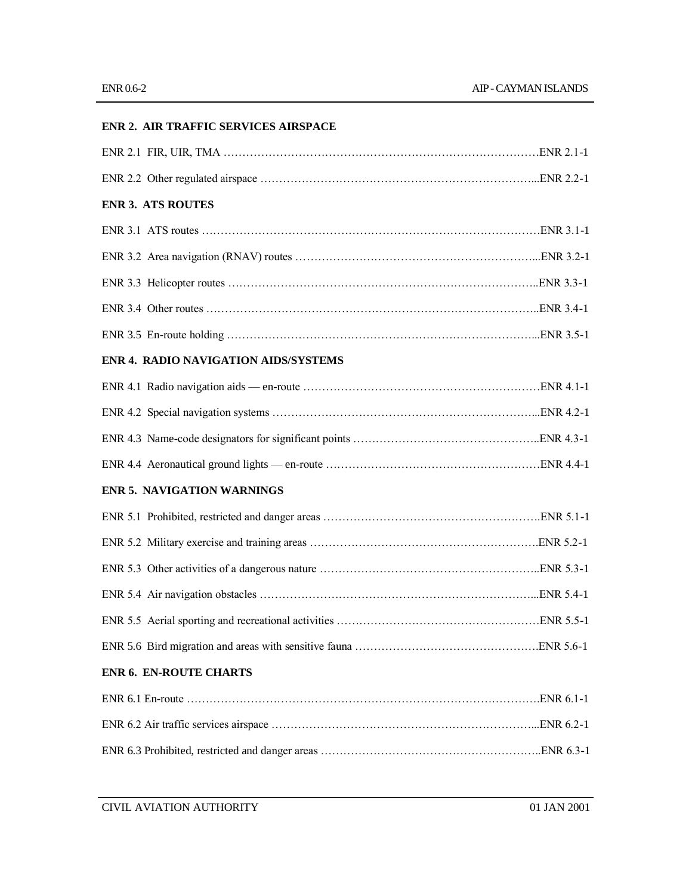**ENR 2. AIR TRAFFIC SERVICES AIRSPACE**

ENR 2.1 FIR, UIR, TMA ………………………………………………………………………….ENR 2.1-1

ENR 2.2 Other regulated airspace ……………………………………………………………...ENR 2.2-1

**ENR 3. ATS ROUTES**

ENR 3.1 ATS routes ……………………………………………………………………………ENR 3.1-1

ENR 3.2 Area navigation (RNAV) routes ……………………………………………………...ENR 3.2-1

ENR 3.3 Helicopter routes ……………………………………………………………………..ENR 3.3-1

ENR 3.4 Other routes …………………………………………………………………………..ENR 3.4-1

ENR 3.5 En-route holding ……………………………………………………………………...ENR 3.5-1

**ENR 4. RADIO NAVIGATION AIDS/SYSTEMS**

ENR 4.1 Radio navigation aids — en-route ……………………………………………………ENR 4.1-1

ENR 4.2 Special navigation systems …………………………………………………………...ENR 4.2-1

ENR 4.3 Name-code designators for significant points ………………………………………..ENR 4.3-1

ENR 4.4 Aeronautical ground lights — en-route ………………………………………………ENR 4.4-1

**ENR 5. NAVIGATION WARNINGS**

ENR 5.1 Prohibited, restricted and danger areas ……………………………………………….ENR 5.1-1

ENR 5.2 Military exercise and training areas ………………………………………………….ENR 5.2-1

ENR 5.3 Other activities of a dangerous nature ………………………………………………..ENR 5.3-1

ENR 5.4 Air navigation obstacles ……………………………………………………………...ENR 5.4-1

ENR 5.5 Aerial sporting and recreational activities ……………………………………………ENR 5.5-1

ENR 5.6 Bird migration and areas with sensitive fauna ………………………………………..ENR 5.6-1

**ENR 6. EN-ROUTE CHARTS**

ENR 6.1 En-route ……………………………………………………………………………….ENR 6.1-1

ENR 6.2 Air traffic services airspace ……………………………………………………………ENR 6.2-1

ENR 6.3 Prohibited, restricted and danger areas ……………………………………………….ENR 6.3-1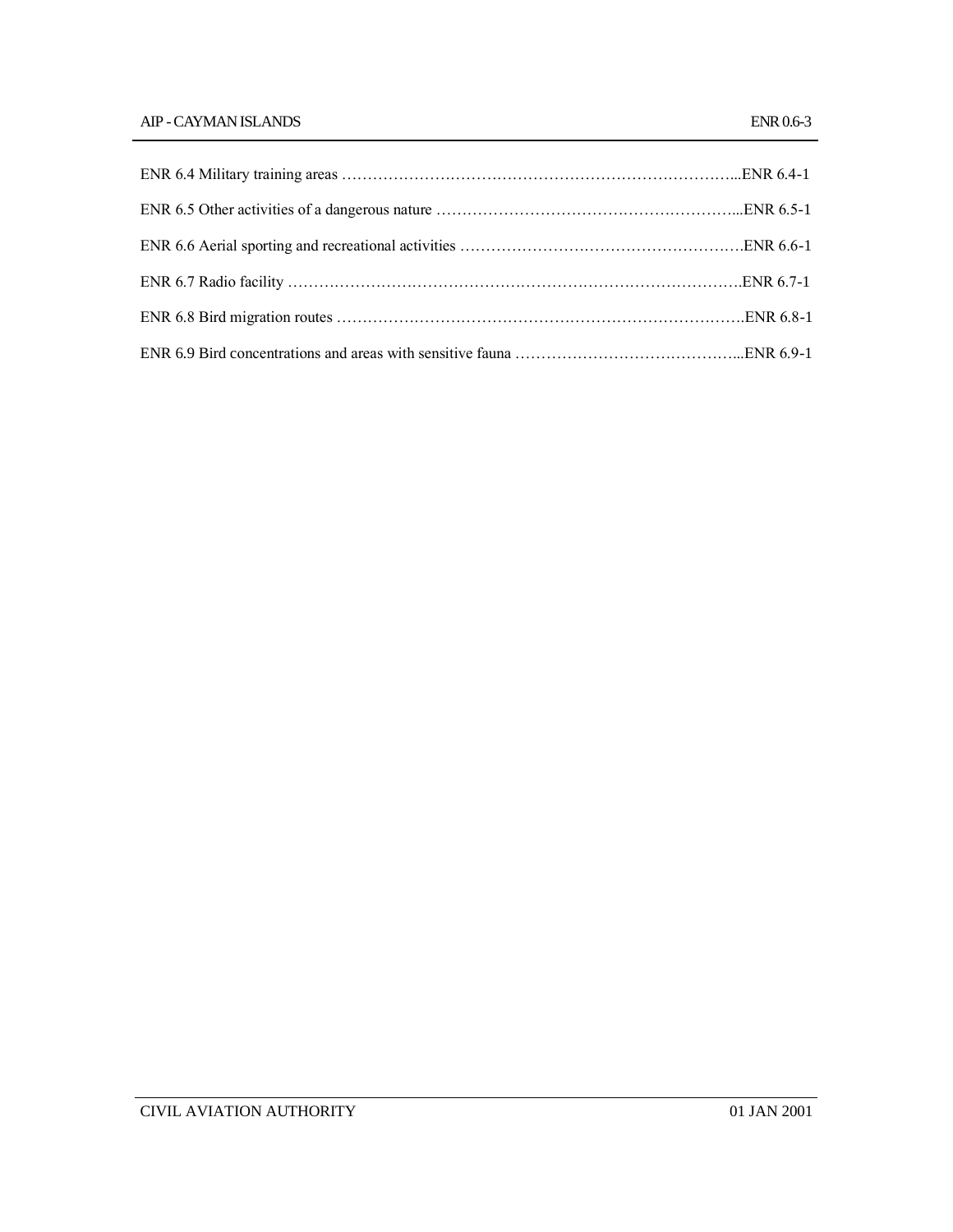ENR 6.4 Military training areas …………………………………………………………………...ENR 6.4-1

ENR 6.5 Other activities of a dangerous nature …………………………………………………...ENR 6.5-1

ENR 6.6 Aerial sporting and recreational activities ……………………………………………….ENR 6.6-1

ENR 6.7 Radio facility …………………………………………………………………………….ENR 6.7-1

ENR 6.8 Bird migration routes …………………………………………………………………….ENR 6.8-1

ENR 6.9 Bird concentrations and areas with sensitive fauna ……………………………………...ENR 6.9-1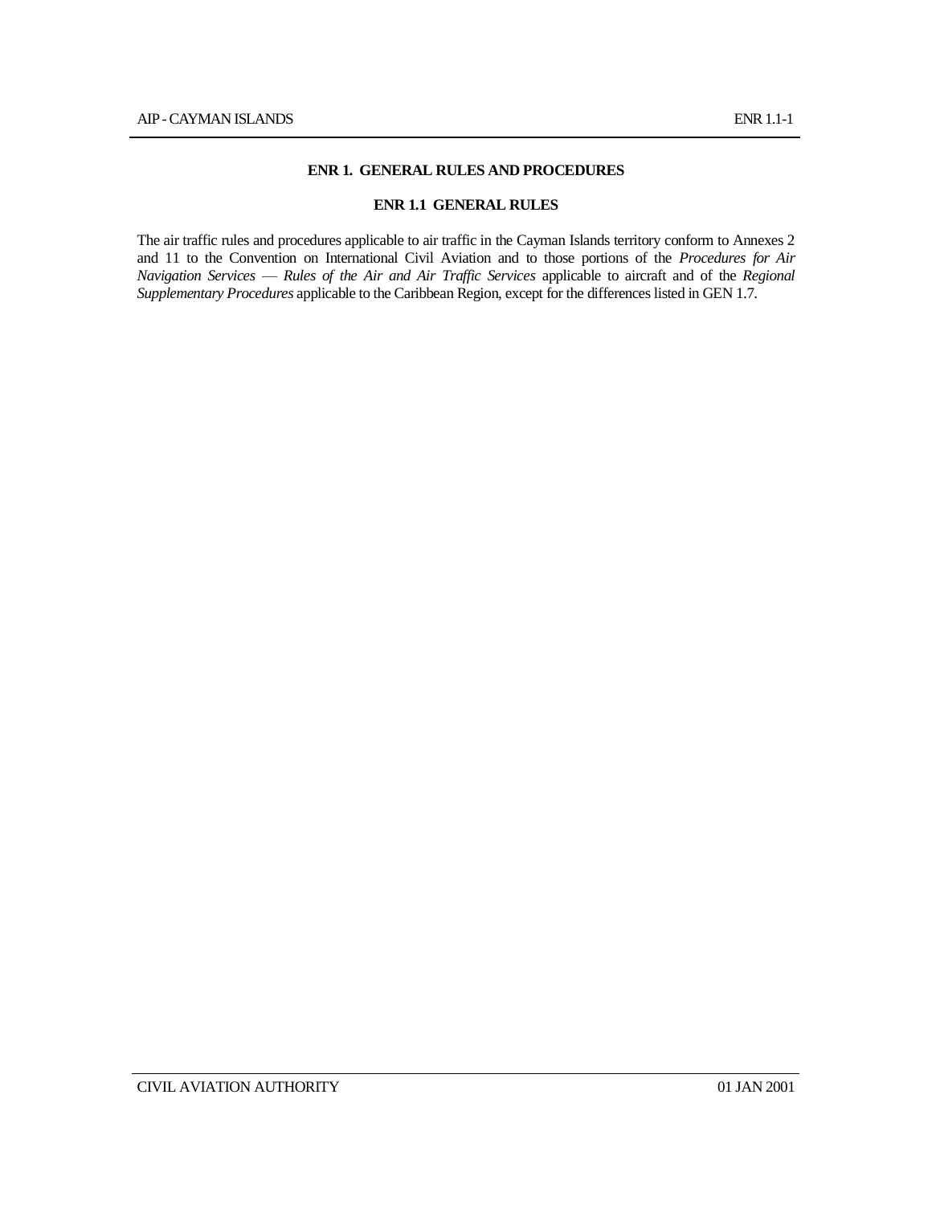# ENR 1. GENERAL RULES AND PROCEDURES

## ENR 1.1 GENERAL RULES

The air traffic rules and procedures applicable to air traffic in the Cayman Islands territory conform to Annexes 2 and 11 to the Convention on International Civil Aviation and to those portions of the *Procedures for Air Navigation Services — Rules of the Air and Air Traffic Services* applicable to aircraft and of the *Regional Supplementary Procedures* applicable to the Caribbean Region, except for the differences listed in GEN 1.7.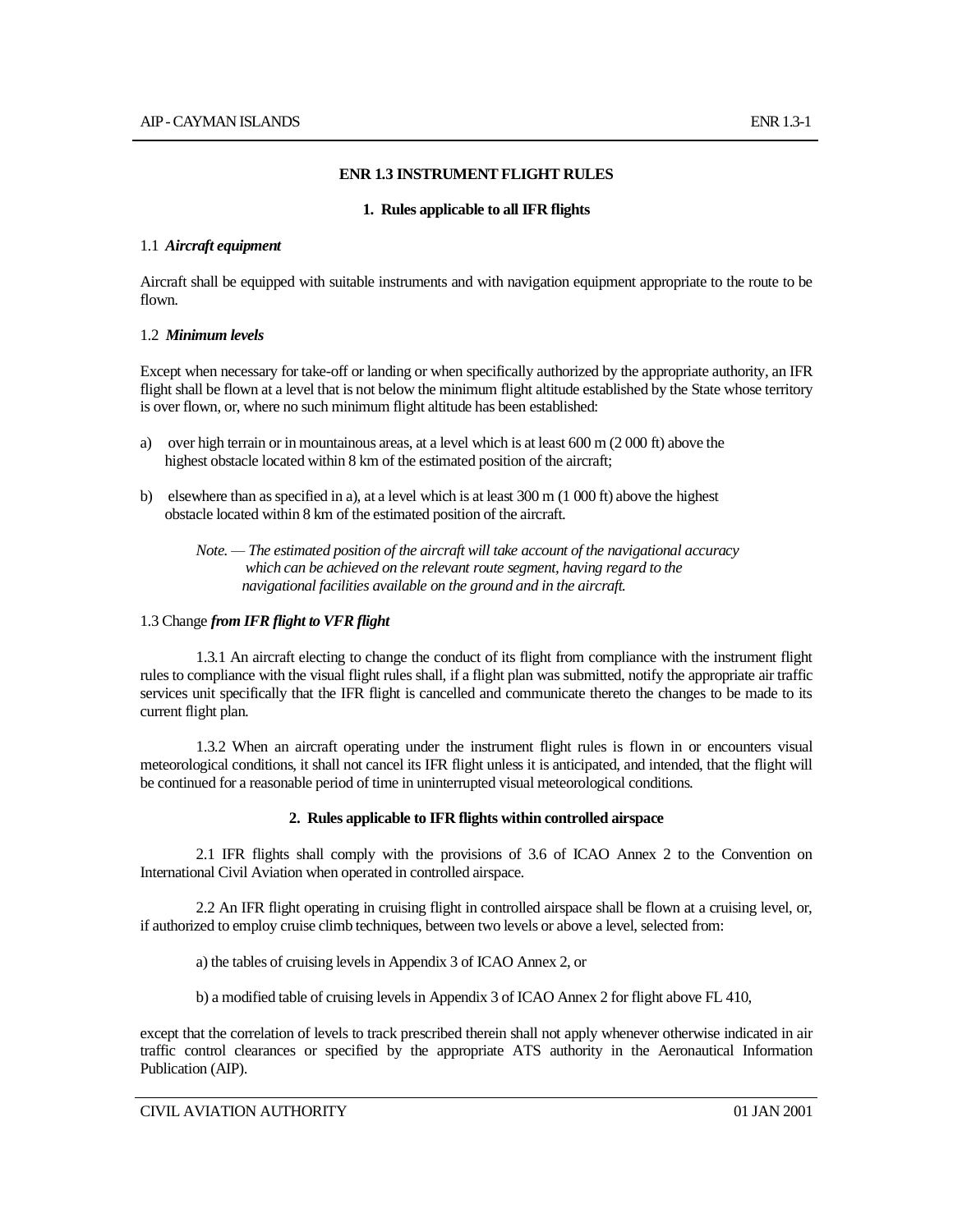# ENR 1.3 INSTRUMENT FLIGHT RULES

## 1. Rules applicable to all IFR flights

### 1.1 *Aircraft equipment*

Aircraft shall be equipped with suitable instruments and with navigation equipment appropriate to the route to be flown.

### 1.2 *Minimum levels*

Except when necessary for take-off or landing or when specifically authorized by the appropriate authority, an IFR flight shall be flown at a level that is not below the minimum flight altitude established by the State whose territory is over flown, or, where no such minimum flight altitude has been established:

a) over high terrain or in mountainous areas, at a level which is at least 600 m (2 000 ft) above the highest obstacle located within 8 km of the estimated position of the aircraft;

b) elsewhere than as specified in a), at a level which is at least 300 m (1 000 ft) above the highest obstacle located within 8 km of the estimated position of the aircraft.

*Note. — The estimated position of the aircraft will take account of the navigational accuracy which can be achieved on the relevant route segment, having regard to the navigational facilities available on the ground and in the aircraft.*

### 1.3 Change *from IFR flight to VFR flight*

1.3.1 An aircraft electing to change the conduct of its flight from compliance with the instrument flight rules to compliance with the visual flight rules shall, if a flight plan was submitted, notify the appropriate air traffic services unit specifically that the IFR flight is cancelled and communicate thereto the changes to be made to its current flight plan.

1.3.2 When an aircraft operating under the instrument flight rules is flown in or encounters visual meteorological conditions, it shall not cancel its IFR flight unless it is anticipated, and intended, that the flight will be continued for a reasonable period of time in uninterrupted visual meteorological conditions.

## 2. Rules applicable to IFR flights within controlled airspace

2.1 IFR flights shall comply with the provisions of 3.6 of ICAO Annex 2 to the Convention on International Civil Aviation when operated in controlled airspace.

2.2 An IFR flight operating in cruising flight in controlled airspace shall be flown at a cruising level, or, if authorized to employ cruise climb techniques, between two levels or above a level, selected from:

a) the tables of cruising levels in Appendix 3 of ICAO Annex 2, or

b) a modified table of cruising levels in Appendix 3 of ICAO Annex 2 for flight above FL 410,

except that the correlation of levels to track prescribed therein shall not apply whenever otherwise indicated in air traffic control clearances or specified by the appropriate ATS authority in the Aeronautical Information Publication (AIP).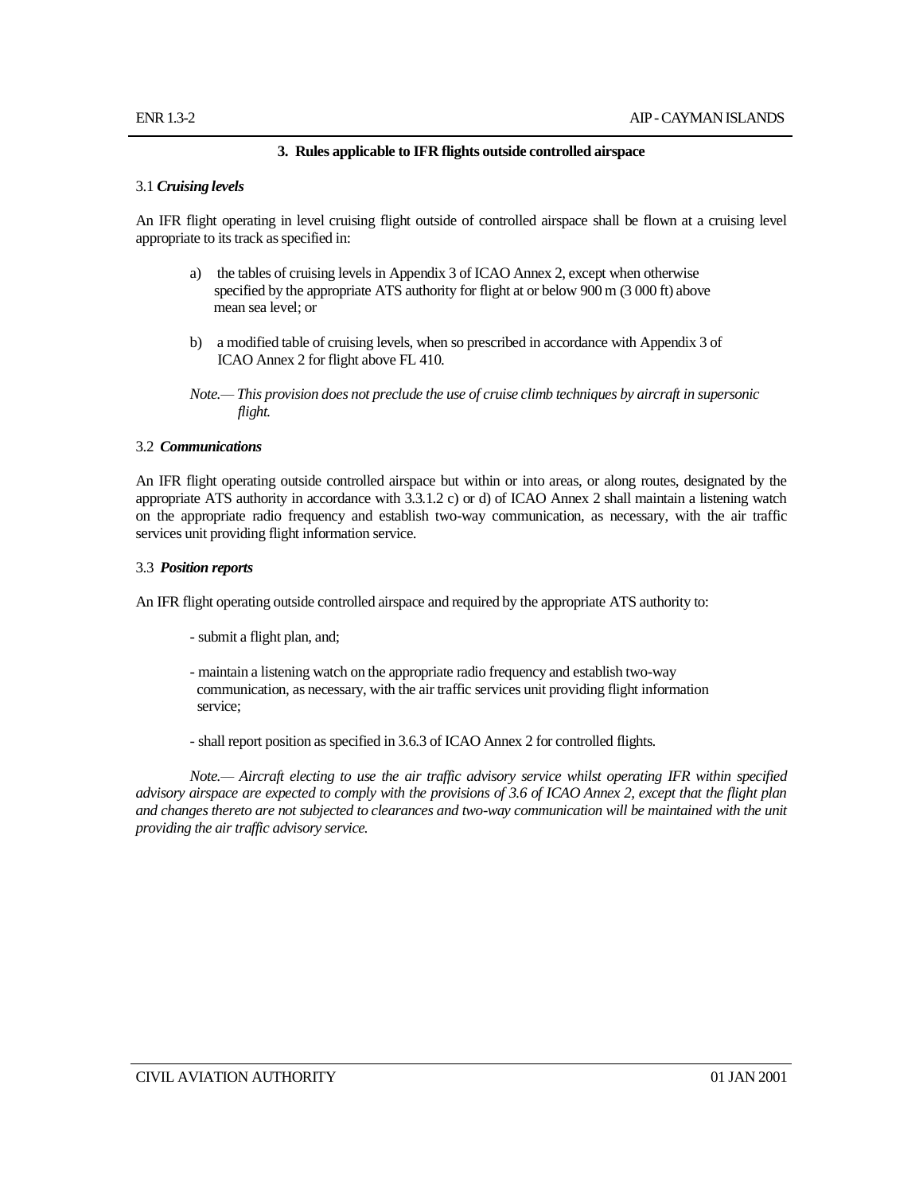### 3. Rules applicable to IFR flights outside controlled airspace

3.1 ***Cruising levels***

An IFR flight operating in level cruising flight outside of controlled airspace shall be flown at a cruising level appropriate to its track as specified in:

a) the tables of cruising levels in Appendix 3 of ICAO Annex 2, except when otherwise specified by the appropriate ATS authority for flight at or below 900 m (3 000 ft) above mean sea level; or

b) a modified table of cruising levels, when so prescribed in accordance with Appendix 3 of ICAO Annex 2 for flight above FL 410.

*Note.— This provision does not preclude the use of cruise climb techniques by aircraft in supersonic flight.*

3.2 ***Communications***

An IFR flight operating outside controlled airspace but within or into areas, or along routes, designated by the appropriate ATS authority in accordance with 3.3.1.2 c) or d) of ICAO Annex 2 shall maintain a listening watch on the appropriate radio frequency and establish two-way communication, as necessary, with the air traffic services unit providing flight information service.

3.3 ***Position reports***

An IFR flight operating outside controlled airspace and required by the appropriate ATS authority to:

- submit a flight plan, and;
- maintain a listening watch on the appropriate radio frequency and establish two-way communication, as necessary, with the air traffic services unit providing flight information service;
- shall report position as specified in 3.6.3 of ICAO Annex 2 for controlled flights.

*Note.— Aircraft electing to use the air traffic advisory service whilst operating IFR within specified advisory airspace are expected to comply with the provisions of 3.6 of ICAO Annex 2, except that the flight plan and changes thereto are not subjected to clearances and two-way communication will be maintained with the unit providing the air traffic advisory service.*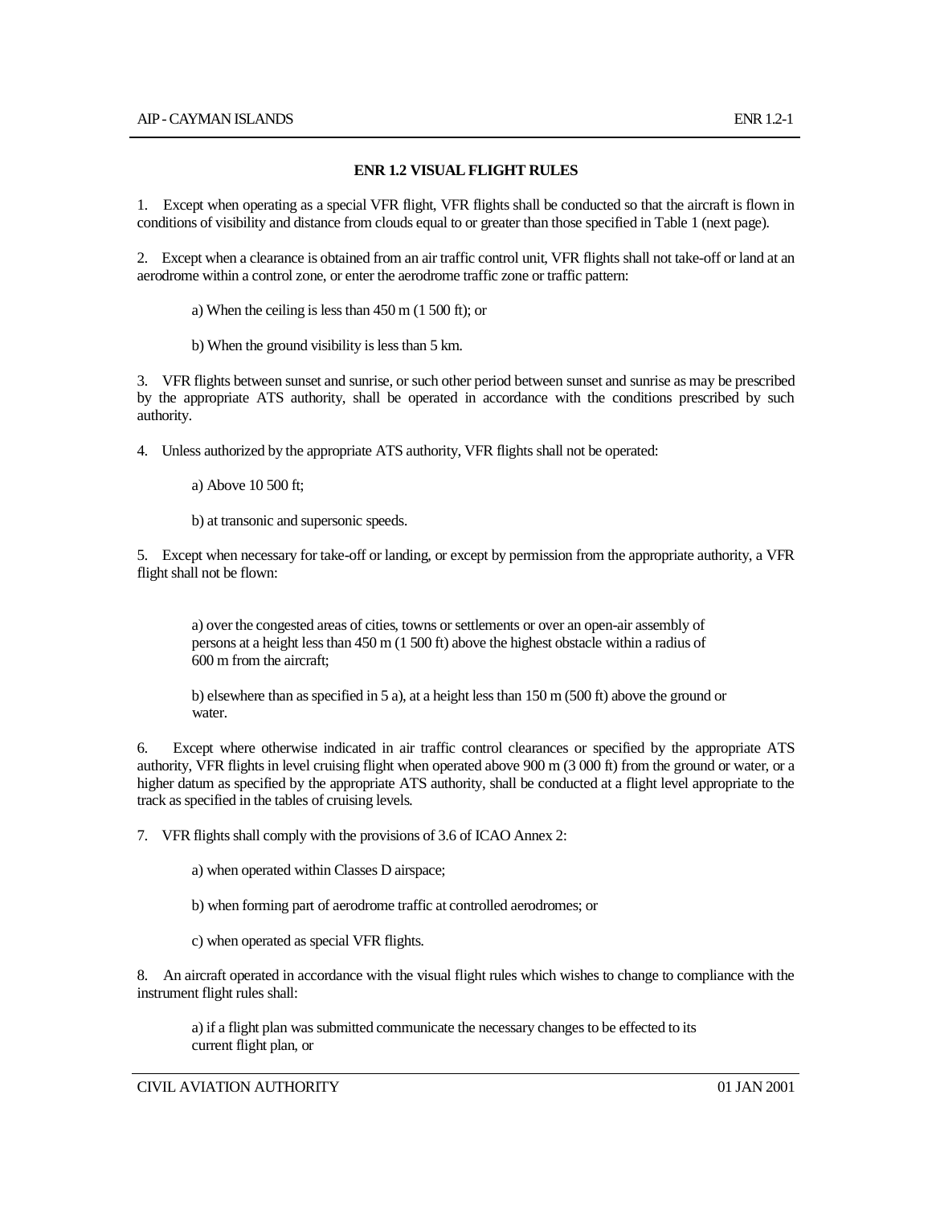## ENR 1.2 VISUAL FLIGHT RULES

1. Except when operating as a special VFR flight, VFR flights shall be conducted so that the aircraft is flown in conditions of visibility and distance from clouds equal to or greater than those specified in Table 1 (next page).

2. Except when a clearance is obtained from an air traffic control unit, VFR flights shall not take-off or land at an aerodrome within a control zone, or enter the aerodrome traffic zone or traffic pattern:

   a) When the ceiling is less than 450 m (1 500 ft); or

   b) When the ground visibility is less than 5 km.

3. VFR flights between sunset and sunrise, or such other period between sunset and sunrise as may be prescribed by the appropriate ATS authority, shall be operated in accordance with the conditions prescribed by such authority.

4. Unless authorized by the appropriate ATS authority, VFR flights shall not be operated:

   a) Above 10 500 ft;

   b) at transonic and supersonic speeds.

5. Except when necessary for take-off or landing, or except by permission from the appropriate authority, a VFR flight shall not be flown:

   a) over the congested areas of cities, towns or settlements or over an open-air assembly of persons at a height less than 450 m (1 500 ft) above the highest obstacle within a radius of 600 m from the aircraft;

   b) elsewhere than as specified in 5 a), at a height less than 150 m (500 ft) above the ground or water.

6. Except where otherwise indicated in air traffic control clearances or specified by the appropriate ATS authority, VFR flights in level cruising flight when operated above 900 m (3 000 ft) from the ground or water, or a higher datum as specified by the appropriate ATS authority, shall be conducted at a flight level appropriate to the track as specified in the tables of cruising levels.

7. VFR flights shall comply with the provisions of 3.6 of ICAO Annex 2:

   a) when operated within Classes D airspace;

   b) when forming part of aerodrome traffic at controlled aerodromes; or

   c) when operated as special VFR flights.

8. An aircraft operated in accordance with the visual flight rules which wishes to change to compliance with the instrument flight rules shall:

   a) if a flight plan was submitted communicate the necessary changes to be effected to its current flight plan, or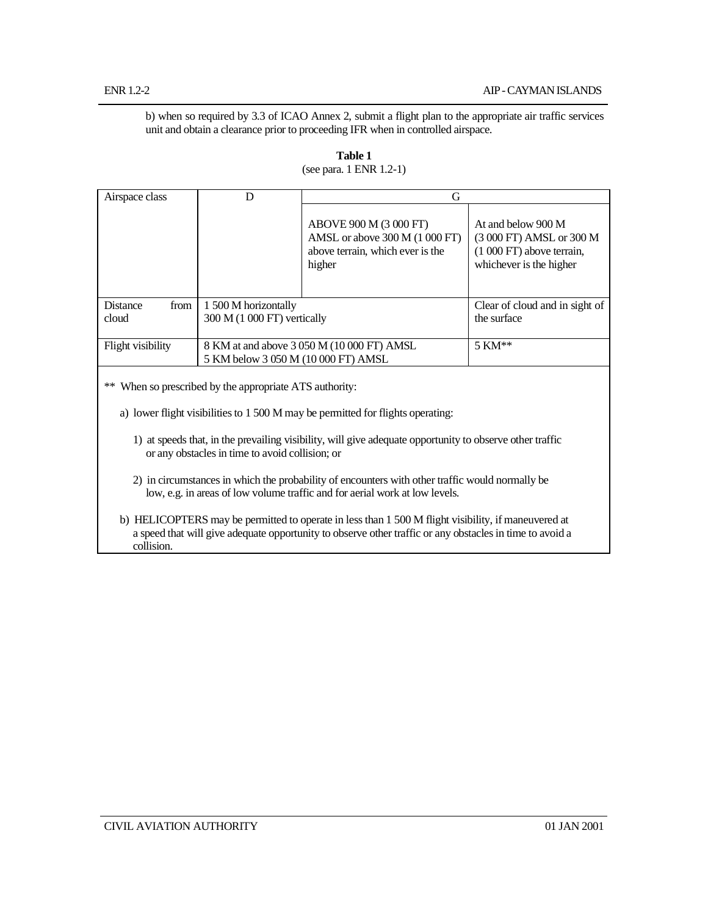b) when so required by 3.3 of ICAO Annex 2, submit a flight plan to the appropriate air traffic services unit and obtain a clearance prior to proceeding IFR when in controlled airspace.

**Table 1**

(see para. 1 ENR 1.2-1)

| Airspace class | D | G | |
|---|---|---|---|
| | | ABOVE 900 M (3 000 FT) AMSL or above 300 M (1 000 FT) above terrain, which ever is the higher | At and below 900 M (3 000 FT) AMSL or 300 M (1 000 FT) above terrain, whichever is the higher |
| Distance from cloud | 1 500 M horizontally<br>300 M (1 000 FT) vertically | | Clear of cloud and in sight of the surface |
| Flight visibility | 8 KM at and above 3 050 M (10 000 FT) AMSL<br>5 KM below 3 050 M (10 000 FT) AMSL | | 5 KM** |

** When so prescribed by the appropriate ATS authority:

a) lower flight visibilities to 1 500 M may be permitted for flights operating:

1) at speeds that, in the prevailing visibility, will give adequate opportunity to observe other traffic or any obstacles in time to avoid collision; or

2) in circumstances in which the probability of encounters with other traffic would normally be low, e.g. in areas of low volume traffic and for aerial work at low levels.

b) HELICOPTERS may be permitted to operate in less than 1 500 M flight visibility, if maneuvered at a speed that will give adequate opportunity to observe other traffic or any obstacles in time to avoid a collision.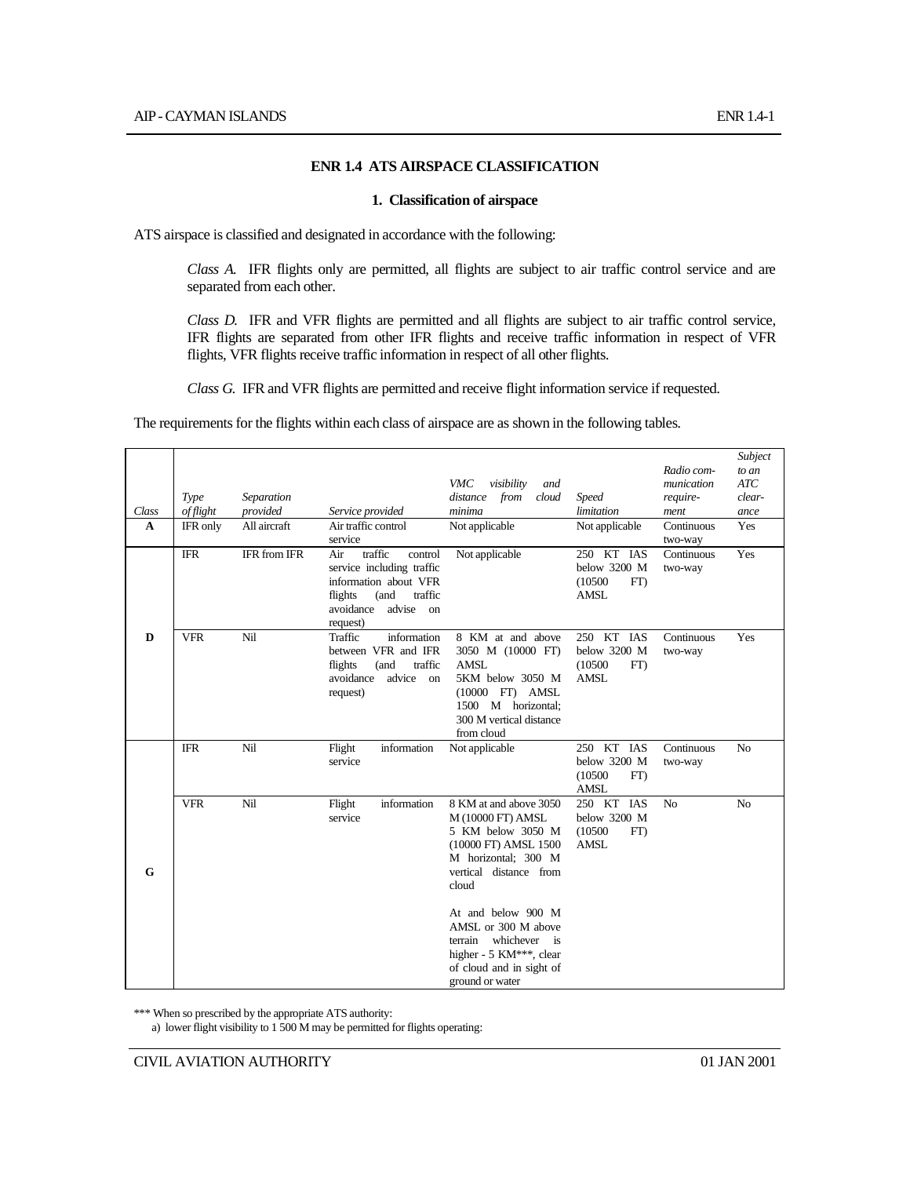# ENR 1.4 ATS AIRSPACE CLASSIFICATION

## 1. Classification of airspace

ATS airspace is classified and designated in accordance with the following:

*Class A.* IFR flights only are permitted, all flights are subject to air traffic control service and are separated from each other.

*Class D.* IFR and VFR flights are permitted and all flights are subject to air traffic control service, IFR flights are separated from other IFR flights and receive traffic information in respect of VFR flights, VFR flights receive traffic information in respect of all other flights.

*Class G.* IFR and VFR flights are permitted and receive flight information service if requested.

The requirements for the flights within each class of airspace are as shown in the following tables.

| *Class* | *Type of flight* | *Separation provided* | *Service provided* | *VMC visibility and distance from cloud minima* | *Speed limitation* | *Radio communication requirement* | *Subject to an ATC clearance* |
|---|---|---|---|---|---|---|---|
| **A** | IFR only | All aircraft | Air traffic control service | Not applicable | Not applicable | Continuous two-way | Yes |
| **D** | IFR | IFR from IFR | Air traffic control service including traffic information about VFR flights (and traffic avoidance advise on request) | Not applicable | 250 KT IAS below 3200 M (10500 FT) AMSL | Continuous two-way | Yes |
| | VFR | Nil | Traffic information between VFR and IFR flights (and traffic avoidance advice on request) | 8 KM at and above 3050 M (10000 FT) AMSL 5KM below 3050 M (10000 FT) AMSL 1500 M horizontal; 300 M vertical distance from cloud | 250 KT IAS below 3200 M (10500 FT) AMSL | Continuous two-way | Yes |
| **G** | IFR | Nil | Flight information service | Not applicable | 250 KT IAS below 3200 M (10500 FT) AMSL | Continuous two-way | No |
| | VFR | Nil | Flight information service | 8 KM at and above 3050 M (10000 FT) AMSL 5 KM below 3050 M (10000 FT) AMSL 1500 M horizontal; 300 M vertical distance from cloud<br><br>At and below 900 M AMSL or 300 M above terrain whichever is higher - 5 KM***, clear of cloud and in sight of ground or water | 250 KT IAS below 3200 M (10500 FT) AMSL | No | No |

*** When so prescribed by the appropriate ATS authority:

a) lower flight visibility to 1 500 M may be permitted for flights operating: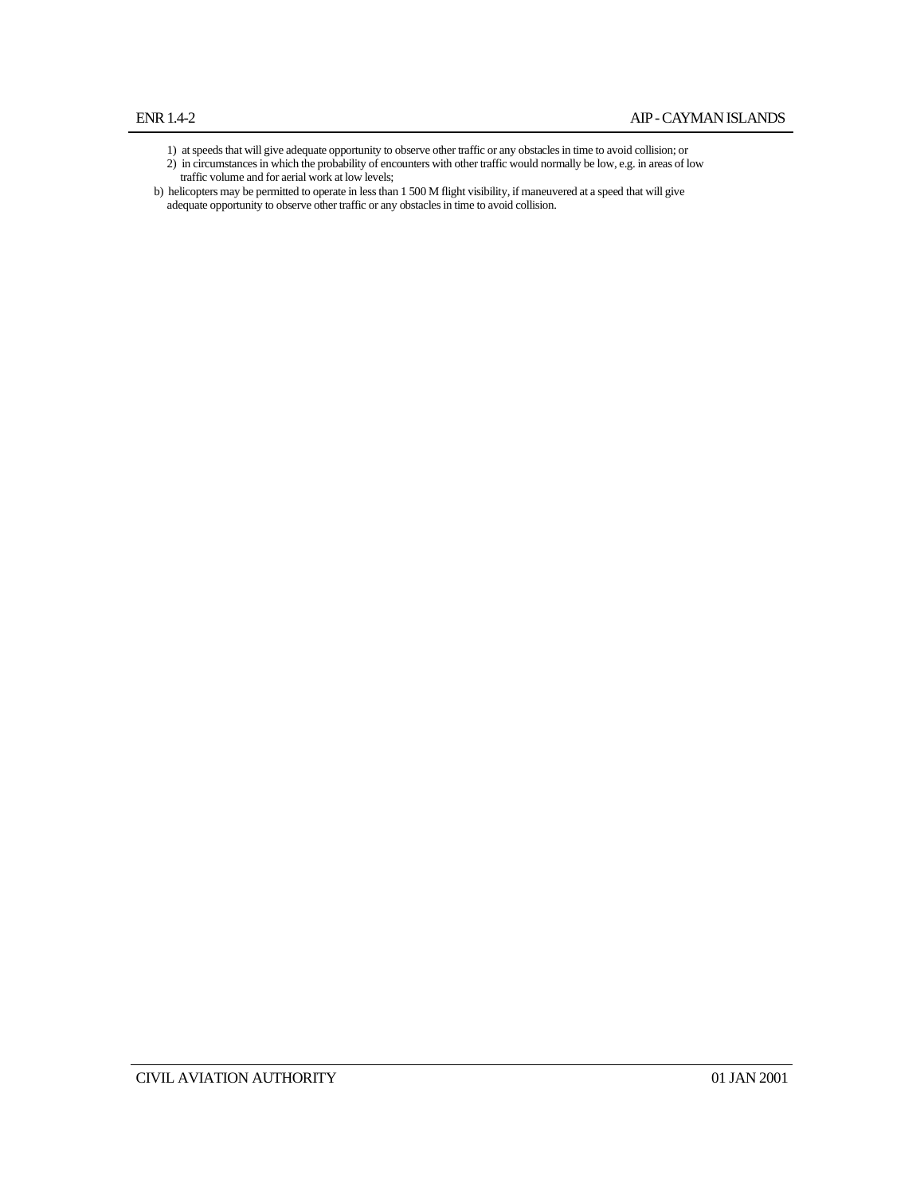1) at speeds that will give adequate opportunity to observe other traffic or any obstacles in time to avoid collision; or
2) in circumstances in which the probability of encounters with other traffic would normally be low, e.g. in areas of low traffic volume and for aerial work at low levels;

b) helicopters may be permitted to operate in less than 1 500 M flight visibility, if maneuvered at a speed that will give adequate opportunity to observe other traffic or any obstacles in time to avoid collision.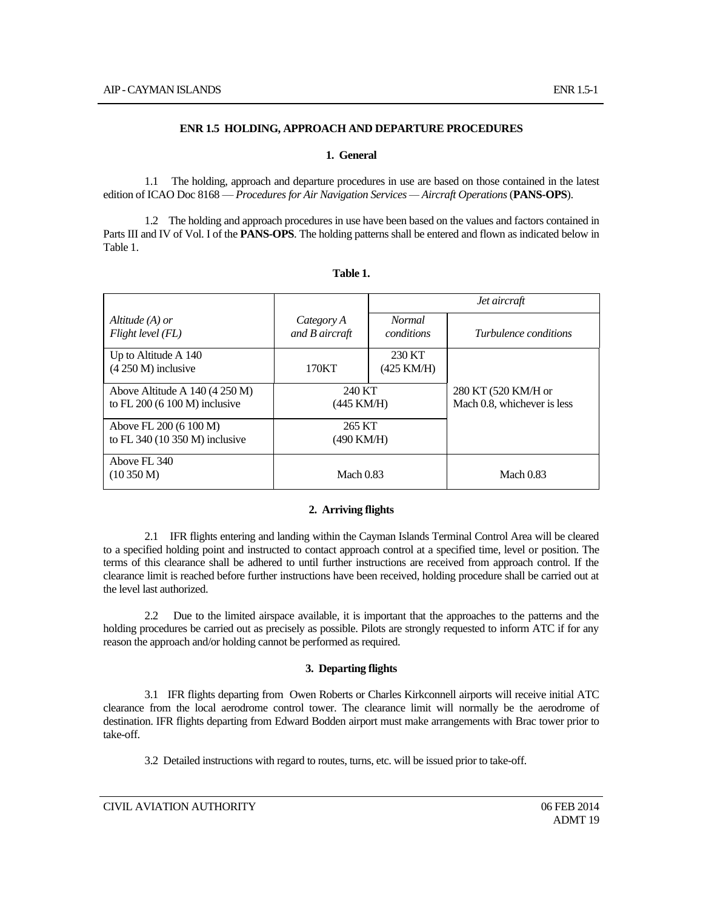## ENR 1.5 HOLDING, APPROACH AND DEPARTURE PROCEDURES

### 1. General

1.1 The holding, approach and departure procedures in use are based on those contained in the latest edition of ICAO Doc 8168 — *Procedures for Air Navigation Services — Aircraft Operations* (**PANS-OPS**).

1.2 The holding and approach procedures in use have been based on the values and factors contained in Parts III and IV of Vol. I of the **PANS-OPS**. The holding patterns shall be entered and flown as indicated below in Table 1.

**Table 1.**

| *Altitude (A) or Flight level (FL)* | *Category A and B aircraft* | *Jet aircraft* | |
|---|---|---|---|
| | | *Normal conditions* | *Turbulence conditions* |
| Up to Altitude A 140 (4 250 M) inclusive | 170KT | 230 KT (425 KM/H) | 280 KT (520 KM/H or Mach 0.8, whichever is less |
| Above Altitude A 140 (4 250 M) to FL 200 (6 100 M) inclusive | 240 KT (445 KM/H) | | |
| Above FL 200 (6 100 M) to FL 340 (10 350 M) inclusive | 265 KT (490 KM/H) | | |
| Above FL 340 (10 350 M) | Mach 0.83 | | Mach 0.83 |

### 2. Arriving flights

2.1 IFR flights entering and landing within the Cayman Islands Terminal Control Area will be cleared to a specified holding point and instructed to contact approach control at a specified time, level or position. The terms of this clearance shall be adhered to until further instructions are received from approach control. If the clearance limit is reached before further instructions have been received, holding procedure shall be carried out at the level last authorized.

2.2 Due to the limited airspace available, it is important that the approaches to the patterns and the holding procedures be carried out as precisely as possible. Pilots are strongly requested to inform ATC if for any reason the approach and/or holding cannot be performed as required.

### 3. Departing flights

3.1 IFR flights departing from Owen Roberts or Charles Kirkconnell airports will receive initial ATC clearance from the local aerodrome control tower. The clearance limit will normally be the aerodrome of destination. IFR flights departing from Edward Bodden airport must make arrangements with Brac tower prior to take-off.

3.2 Detailed instructions with regard to routes, turns, etc. will be issued prior to take-off.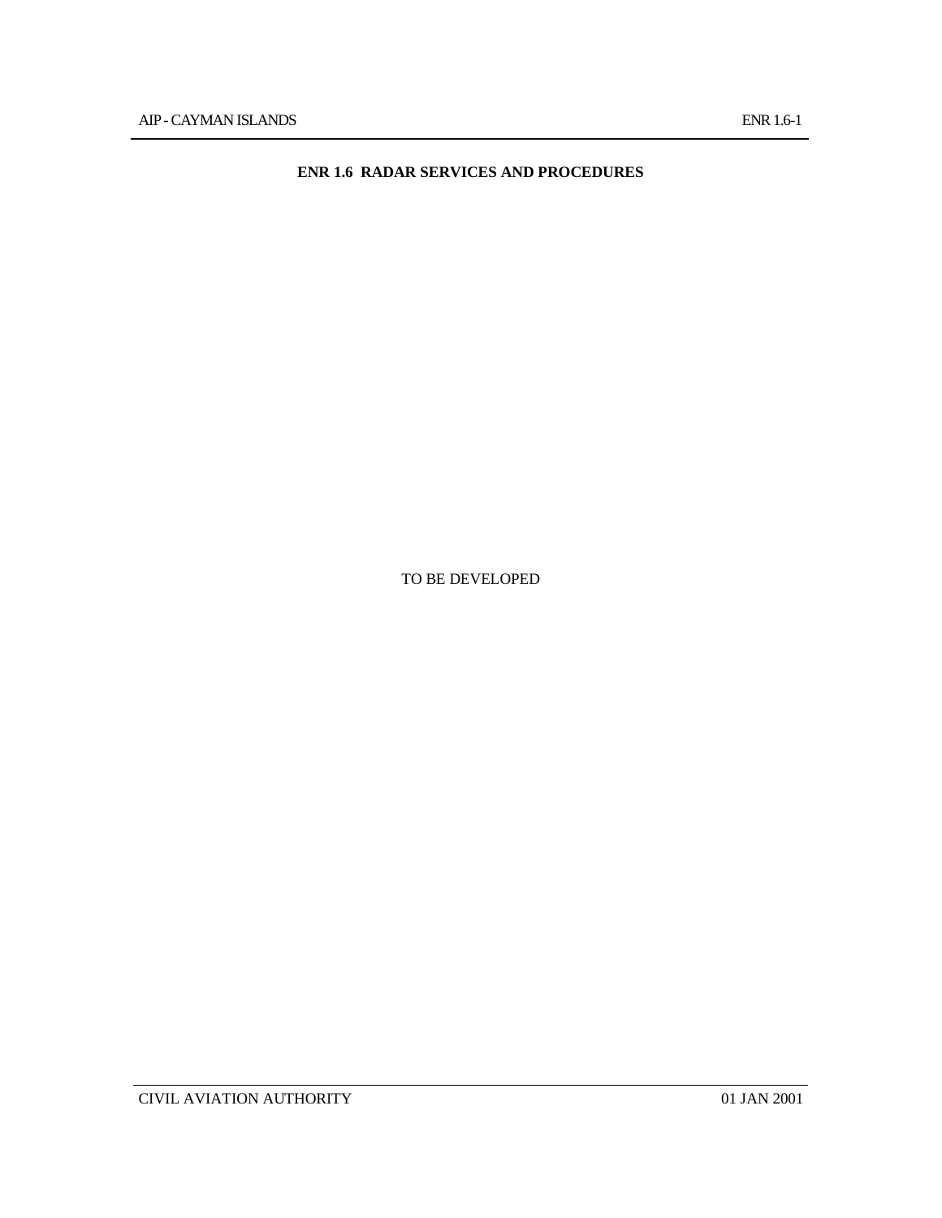# ENR 1.6 RADAR SERVICES AND PROCEDURES

TO BE DEVELOPED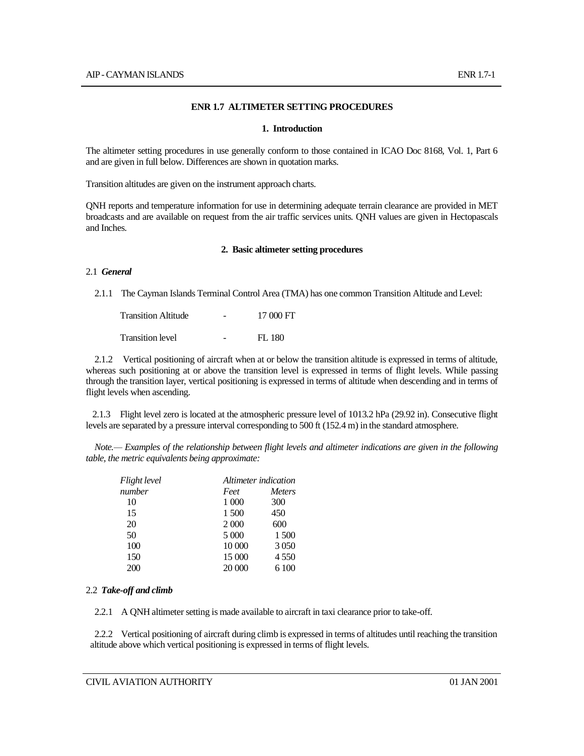# ENR 1.7 ALTIMETER SETTING PROCEDURES

## 1. Introduction

The altimeter setting procedures in use generally conform to those contained in ICAO Doc 8168, Vol. 1, Part 6 and are given in full below. Differences are shown in quotation marks.

Transition altitudes are given on the instrument approach charts.

QNH reports and temperature information for use in determining adequate terrain clearance are provided in MET broadcasts and are available on request from the air traffic services units. QNH values are given in Hectopascals and Inches.

## 2. Basic altimeter setting procedures

### 2.1 *General*

2.1.1 The Cayman Islands Terminal Control Area (TMA) has one common Transition Altitude and Level:

| | | |
|---|---|---|
| Transition Altitude | - | 17 000 FT |
| Transition level | - | FL 180 |

2.1.2 Vertical positioning of aircraft when at or below the transition altitude is expressed in terms of altitude, whereas such positioning at or above the transition level is expressed in terms of flight levels. While passing through the transition layer, vertical positioning is expressed in terms of altitude when descending and in terms of flight levels when ascending.

2.1.3 Flight level zero is located at the atmospheric pressure level of 1013.2 hPa (29.92 in). Consecutive flight levels are separated by a pressure interval corresponding to 500 ft (152.4 m) in the standard atmosphere.

*Note.— Examples of the relationship between flight levels and altimeter indications are given in the following table, the metric equivalents being approximate:*

| *Flight level number* | *Altimeter indication* | |
|---|---|---|
| | *Feet* | *Meters* |
| 10 | 1 000 | 300 |
| 15 | 1 500 | 450 |
| 20 | 2 000 | 600 |
| 50 | 5 000 | 1 500 |
| 100 | 10 000 | 3 050 |
| 150 | 15 000 | 4 550 |
| 200 | 20 000 | 6 100 |

### 2.2 *Take-off and climb*

2.2.1 A QNH altimeter setting is made available to aircraft in taxi clearance prior to take-off.

2.2.2 Vertical positioning of aircraft during climb is expressed in terms of altitudes until reaching the transition altitude above which vertical positioning is expressed in terms of flight levels.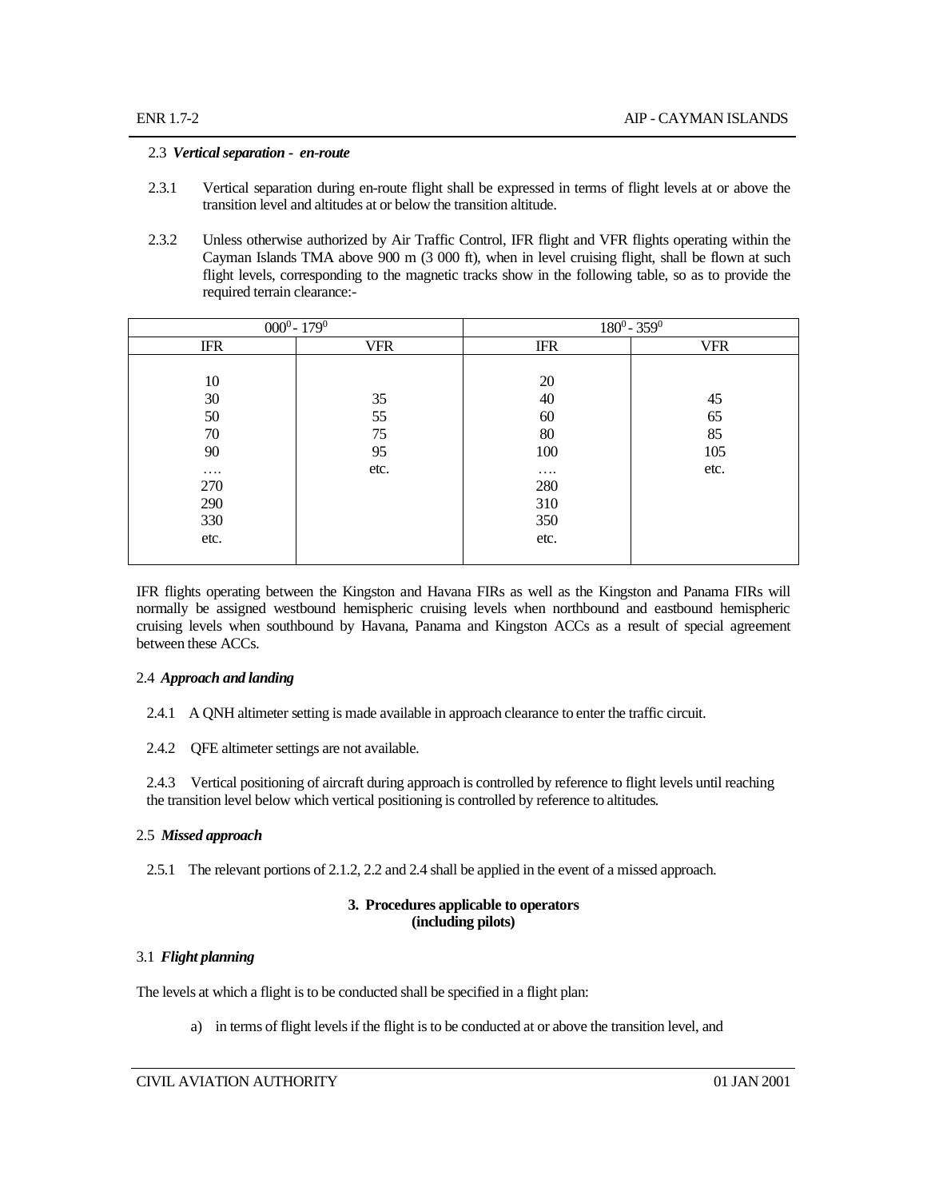### 2.3 *Vertical separation - en-route*

2.3.1 Vertical separation during en-route flight shall be expressed in terms of flight levels at or above the transition level and altitudes at or below the transition altitude.

2.3.2 Unless otherwise authorized by Air Traffic Control, IFR flight and VFR flights operating within the Cayman Islands TMA above 900 m (3 000 ft), when in level cruising flight, shall be flown at such flight levels, corresponding to the magnetic tracks show in the following table, so as to provide the required terrain clearance:-

| $000^0$ - $179^0$ | | $180^0$ - $359^0$ | |
|---|---|---|---|
| IFR | VFR | IFR | VFR |
| 10 | | 20 | |
| 30 | 35 | 40 | 45 |
| 50 | 55 | 60 | 65 |
| 70 | 75 | 80 | 85 |
| 90 | 95 | 100 | 105 |
| …. | etc. | …. | etc. |
| 270 | | 280 | |
| 290 | | 310 | |
| 330 | | 350 | |
| etc. | | etc. | |

IFR flights operating between the Kingston and Havana FIRs as well as the Kingston and Panama FIRs will normally be assigned westbound hemispheric cruising levels when northbound and eastbound hemispheric cruising levels when southbound by Havana, Panama and Kingston ACCs as a result of special agreement between these ACCs.

### 2.4 *Approach and landing*

2.4.1 A QNH altimeter setting is made available in approach clearance to enter the traffic circuit.

2.4.2 QFE altimeter settings are not available.

2.4.3 Vertical positioning of aircraft during approach is controlled by reference to flight levels until reaching the transition level below which vertical positioning is controlled by reference to altitudes.

### 2.5 *Missed approach*

2.5.1 The relevant portions of 2.1.2, 2.2 and 2.4 shall be applied in the event of a missed approach.

## 3. Procedures applicable to operators (including pilots)

### 3.1 *Flight planning*

The levels at which a flight is to be conducted shall be specified in a flight plan:

a) in terms of flight levels if the flight is to be conducted at or above the transition level, and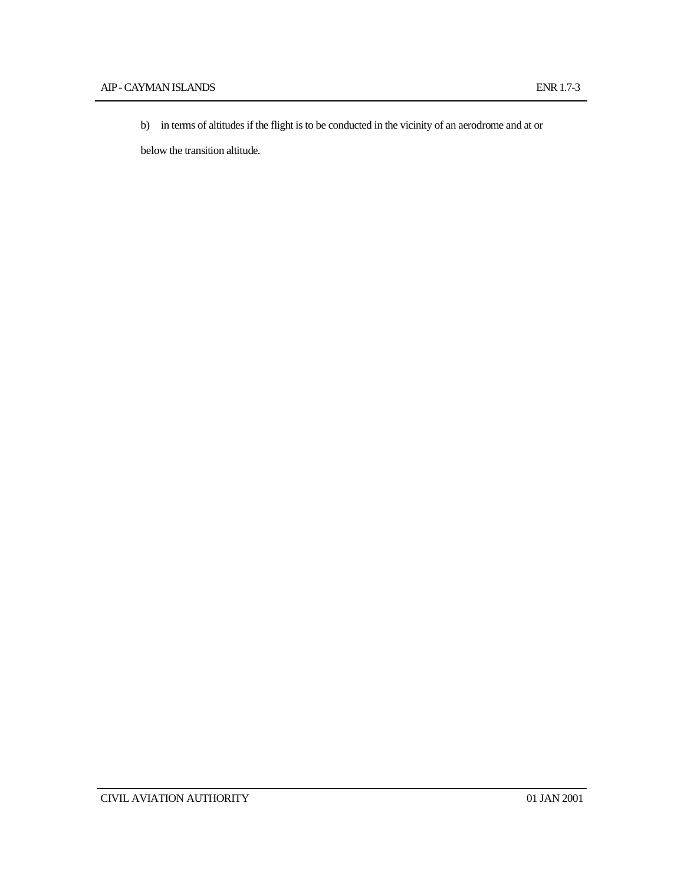b) in terms of altitudes if the flight is to be conducted in the vicinity of an aerodrome and at or below the transition altitude.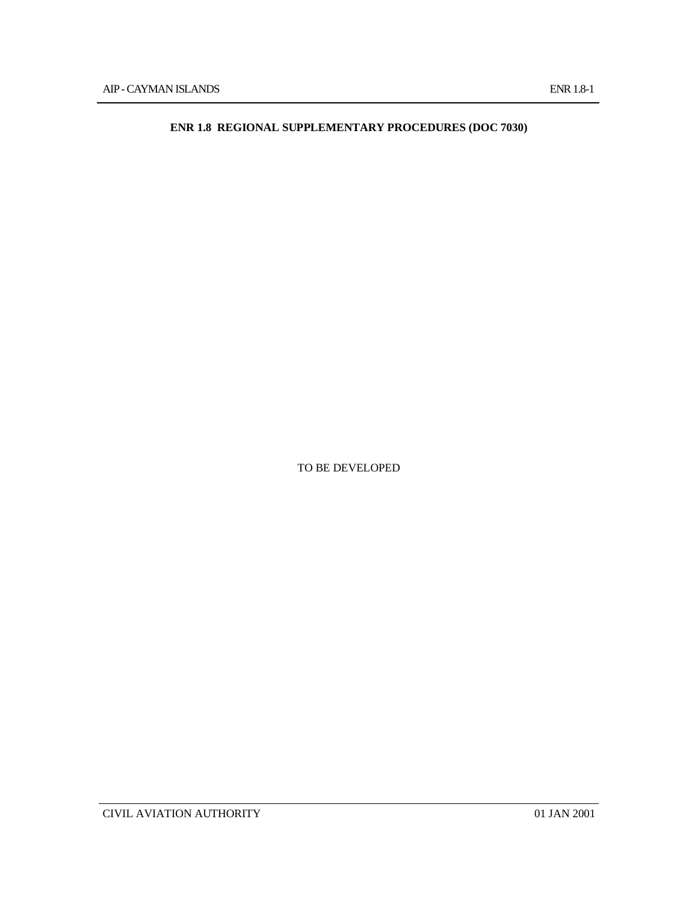## ENR 1.8 REGIONAL SUPPLEMENTARY PROCEDURES (DOC 7030)

TO BE DEVELOPED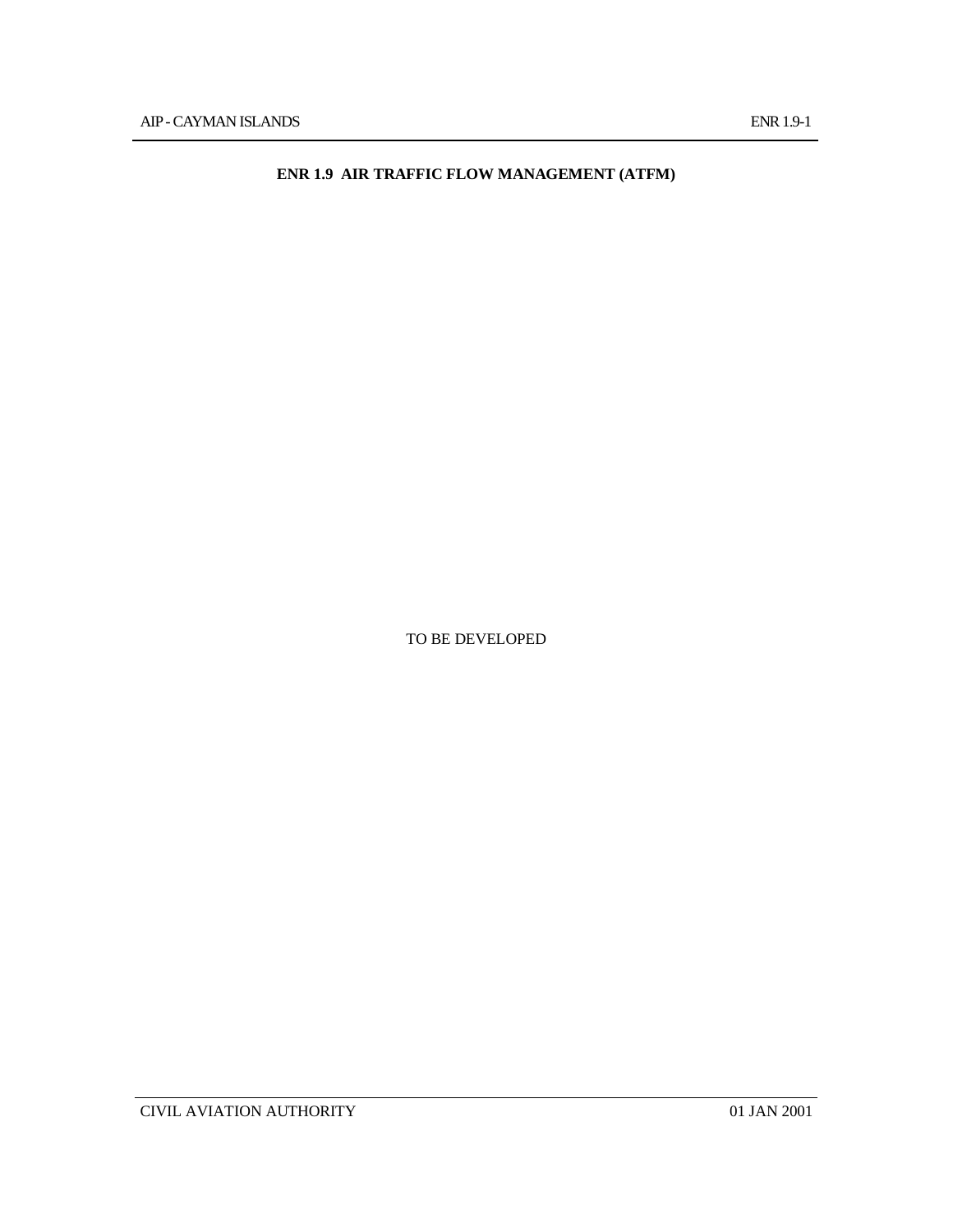# ENR 1.9 AIR TRAFFIC FLOW MANAGEMENT (ATFM)

TO BE DEVELOPED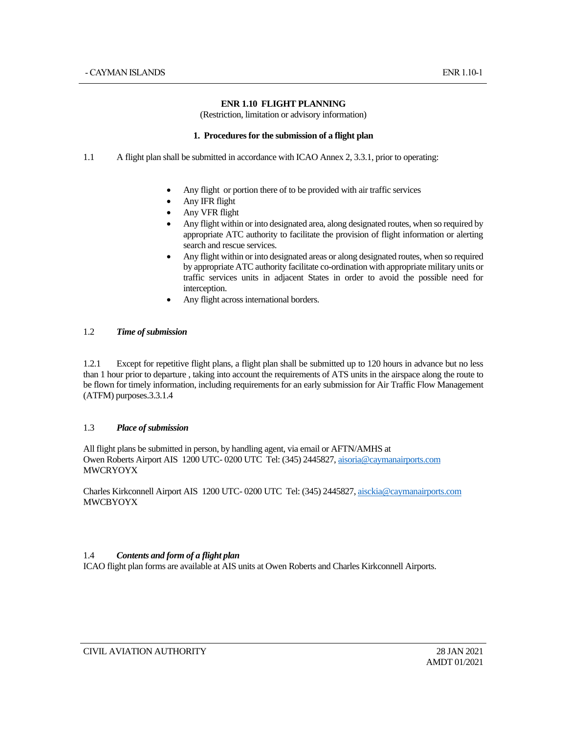# ENR 1.10 FLIGHT PLANNING

(Restriction, limitation or advisory information)

## 1. Procedures for the submission of a flight plan

1.1 A flight plan shall be submitted in accordance with ICAO Annex 2, 3.3.1, prior to operating:

- Any flight or portion there of to be provided with air traffic services
- Any IFR flight
- Any VFR flight
- Any flight within or into designated area, along designated routes, when so required by appropriate ATC authority to facilitate the provision of flight information or alerting search and rescue services.
- Any flight within or into designated areas or along designated routes, when so required by appropriate ATC authority facilitate co-ordination with appropriate military units or traffic services units in adjacent States in order to avoid the possible need for interception.
- Any flight across international borders.

1.2 ***Time of submission***

1.2.1 Except for repetitive flight plans, a flight plan shall be submitted up to 120 hours in advance but no less than 1 hour prior to departure , taking into account the requirements of ATS units in the airspace along the route to be flown for timely information, including requirements for an early submission for Air Traffic Flow Management (ATFM) purposes.3.3.1.4

1.3 ***Place of submission***

All flight plans be submitted in person, by handling agent, via email or AFTN/AMHS at
Owen Roberts Airport AIS 1200 UTC- 0200 UTC Tel: (345) 2445827, aisoria@caymanairports.com
MWCRYOYX

Charles Kirkconnell Airport AIS 1200 UTC- 0200 UTC Tel: (345) 2445827, aisckia@caymanairports.com
MWCBYOYX

1.4 ***Contents and form of a flight plan***

ICAO flight plan forms are available at AIS units at Owen Roberts and Charles Kirkconnell Airports.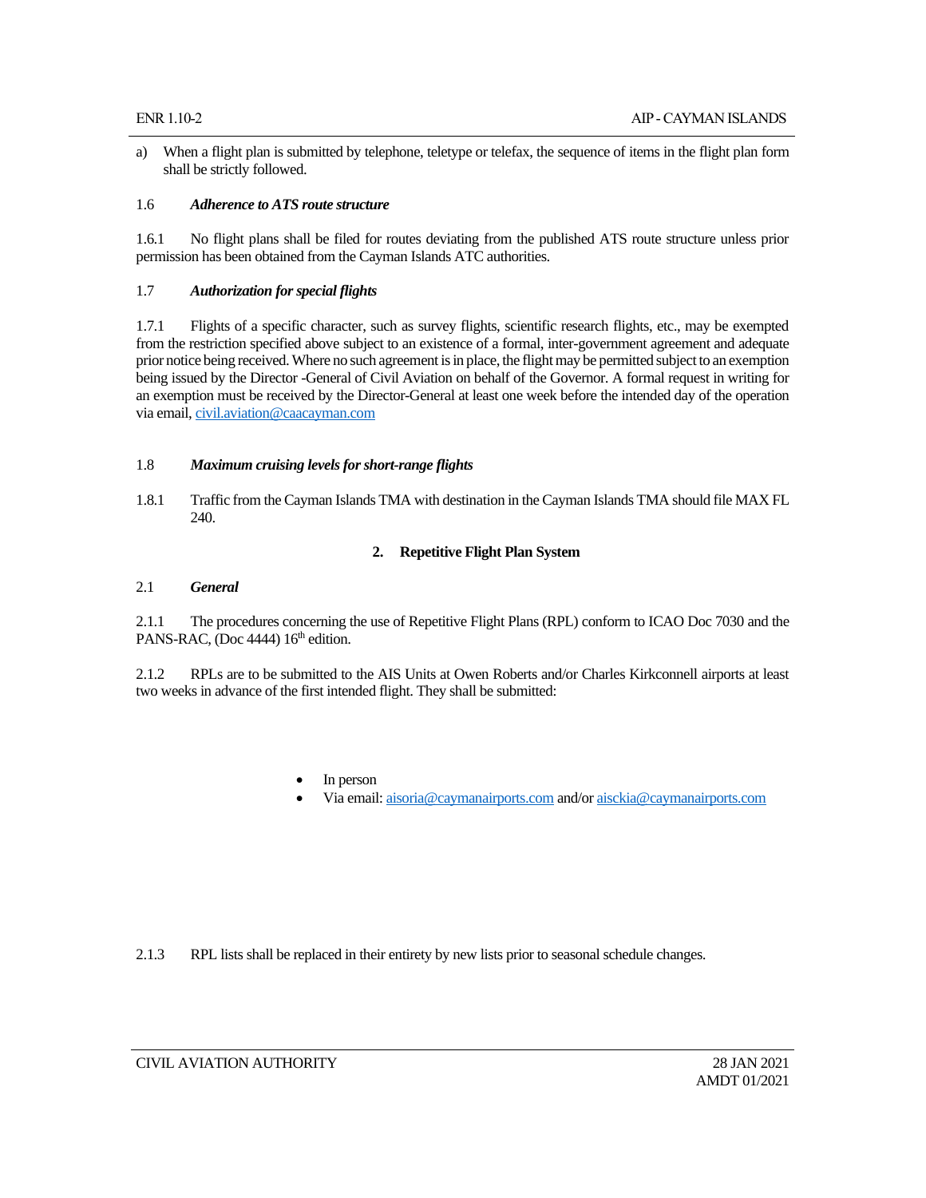a) When a flight plan is submitted by telephone, teletype or telefax, the sequence of items in the flight plan form shall be strictly followed.

### 1.6 *Adherence to ATS route structure*

1.6.1 No flight plans shall be filed for routes deviating from the published ATS route structure unless prior permission has been obtained from the Cayman Islands ATC authorities.

### 1.7 *Authorization for special flights*

1.7.1 Flights of a specific character, such as survey flights, scientific research flights, etc., may be exempted from the restriction specified above subject to an existence of a formal, inter-government agreement and adequate prior notice being received. Where no such agreement is in place, the flight may be permitted subject to an exemption being issued by the Director -General of Civil Aviation on behalf of the Governor. A formal request in writing for an exemption must be received by the Director-General at least one week before the intended day of the operation via email, civil.aviation@caacayman.com

### 1.8 *Maximum cruising levels for short-range flights*

1.8.1 Traffic from the Cayman Islands TMA with destination in the Cayman Islands TMA should file MAX FL 240.

## 2. Repetitive Flight Plan System

### 2.1 *General*

2.1.1 The procedures concerning the use of Repetitive Flight Plans (RPL) conform to ICAO Doc 7030 and the PANS-RAC, (Doc 4444) 16th edition.

2.1.2 RPLs are to be submitted to the AIS Units at Owen Roberts and/or Charles Kirkconnell airports at least two weeks in advance of the first intended flight. They shall be submitted:

- In person
- Via email: aisoria@caymanairports.com and/or aisckia@caymanairports.com

2.1.3 RPL lists shall be replaced in their entirety by new lists prior to seasonal schedule changes.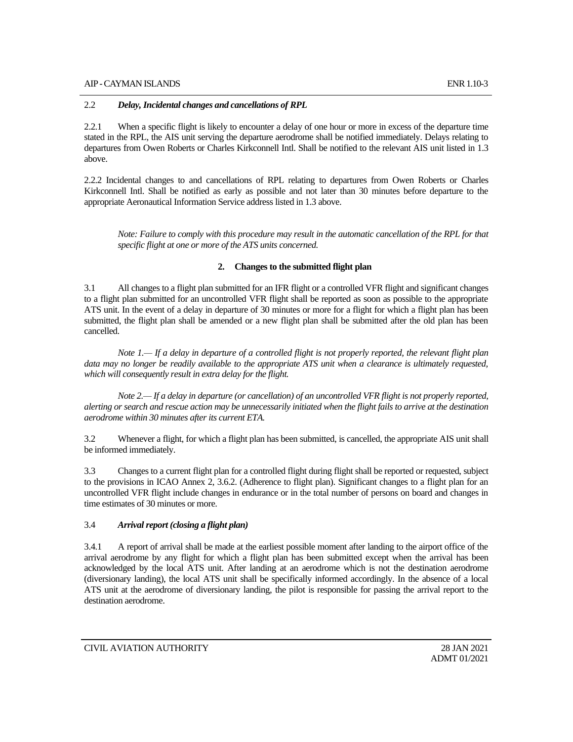### 2.2 *Delay, Incidental changes and cancellations of RPL*

2.2.1 When a specific flight is likely to encounter a delay of one hour or more in excess of the departure time stated in the RPL, the AIS unit serving the departure aerodrome shall be notified immediately. Delays relating to departures from Owen Roberts or Charles Kirkconnell Intl. Shall be notified to the relevant AIS unit listed in 1.3 above.

2.2.2 Incidental changes to and cancellations of RPL relating to departures from Owen Roberts or Charles Kirkconnell Intl. Shall be notified as early as possible and not later than 30 minutes before departure to the appropriate Aeronautical Information Service address listed in 1.3 above.

*Note: Failure to comply with this procedure may result in the automatic cancellation of the RPL for that specific flight at one or more of the ATS units concerned.*

## 2. Changes to the submitted flight plan

3.1 All changes to a flight plan submitted for an IFR flight or a controlled VFR flight and significant changes to a flight plan submitted for an uncontrolled VFR flight shall be reported as soon as possible to the appropriate ATS unit. In the event of a delay in departure of 30 minutes or more for a flight for which a flight plan has been submitted, the flight plan shall be amended or a new flight plan shall be submitted after the old plan has been cancelled.

*Note 1.— If a delay in departure of a controlled flight is not properly reported, the relevant flight plan data may no longer be readily available to the appropriate ATS unit when a clearance is ultimately requested, which will consequently result in extra delay for the flight.*

*Note 2.— If a delay in departure (or cancellation) of an uncontrolled VFR flight is not properly reported, alerting or search and rescue action may be unnecessarily initiated when the flight fails to arrive at the destination aerodrome within 30 minutes after its current ETA.*

3.2 Whenever a flight, for which a flight plan has been submitted, is cancelled, the appropriate AIS unit shall be informed immediately.

3.3 Changes to a current flight plan for a controlled flight during flight shall be reported or requested, subject to the provisions in ICAO Annex 2, 3.6.2. (Adherence to flight plan). Significant changes to a flight plan for an uncontrolled VFR flight include changes in endurance or in the total number of persons on board and changes in time estimates of 30 minutes or more.

### 3.4 *Arrival report (closing a flight plan)*

3.4.1 A report of arrival shall be made at the earliest possible moment after landing to the airport office of the arrival aerodrome by any flight for which a flight plan has been submitted except when the arrival has been acknowledged by the local ATS unit. After landing at an aerodrome which is not the destination aerodrome (diversionary landing), the local ATS unit shall be specifically informed accordingly. In the absence of a local ATS unit at the aerodrome of diversionary landing, the pilot is responsible for passing the arrival report to the destination aerodrome.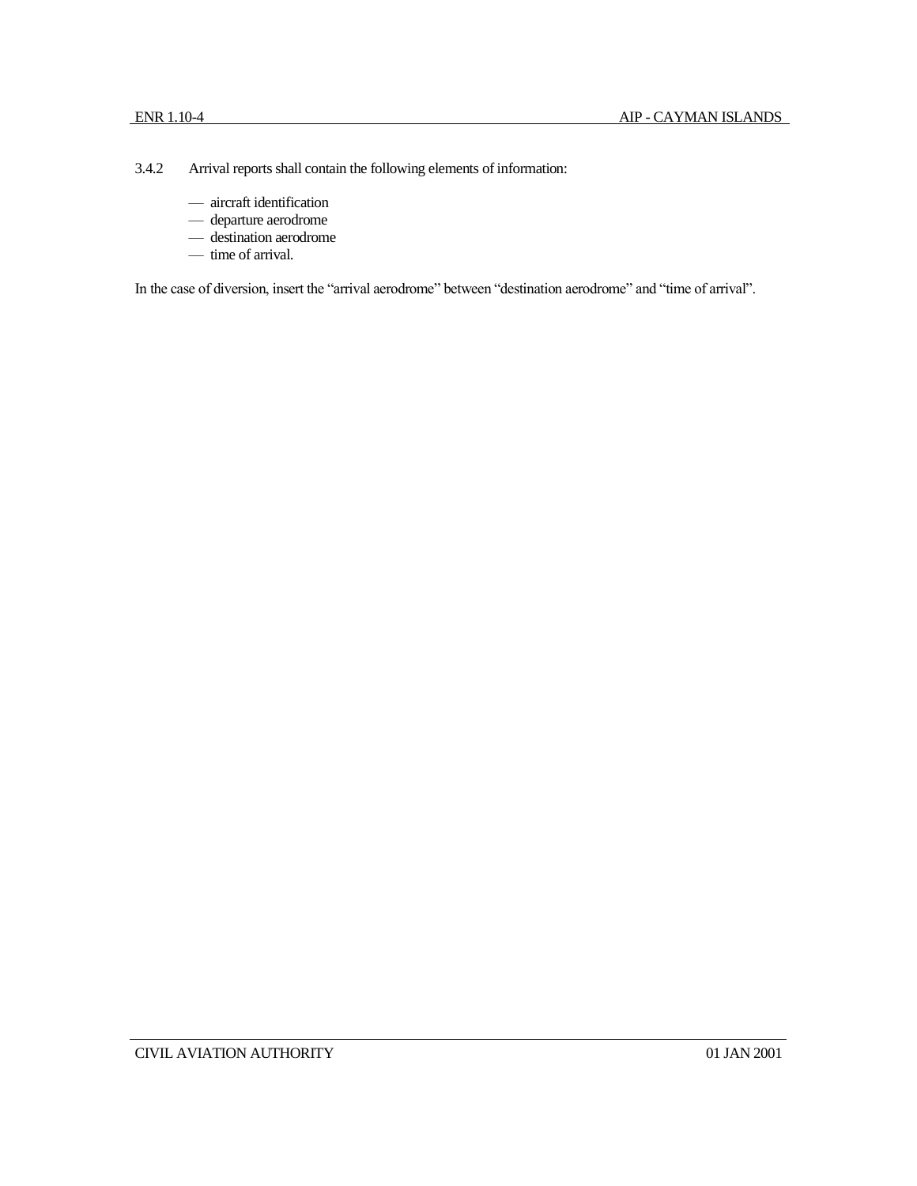3.4.2 Arrival reports shall contain the following elements of information:

- aircraft identification
- departure aerodrome
- destination aerodrome
- time of arrival.

In the case of diversion, insert the "arrival aerodrome" between "destination aerodrome" and "time of arrival".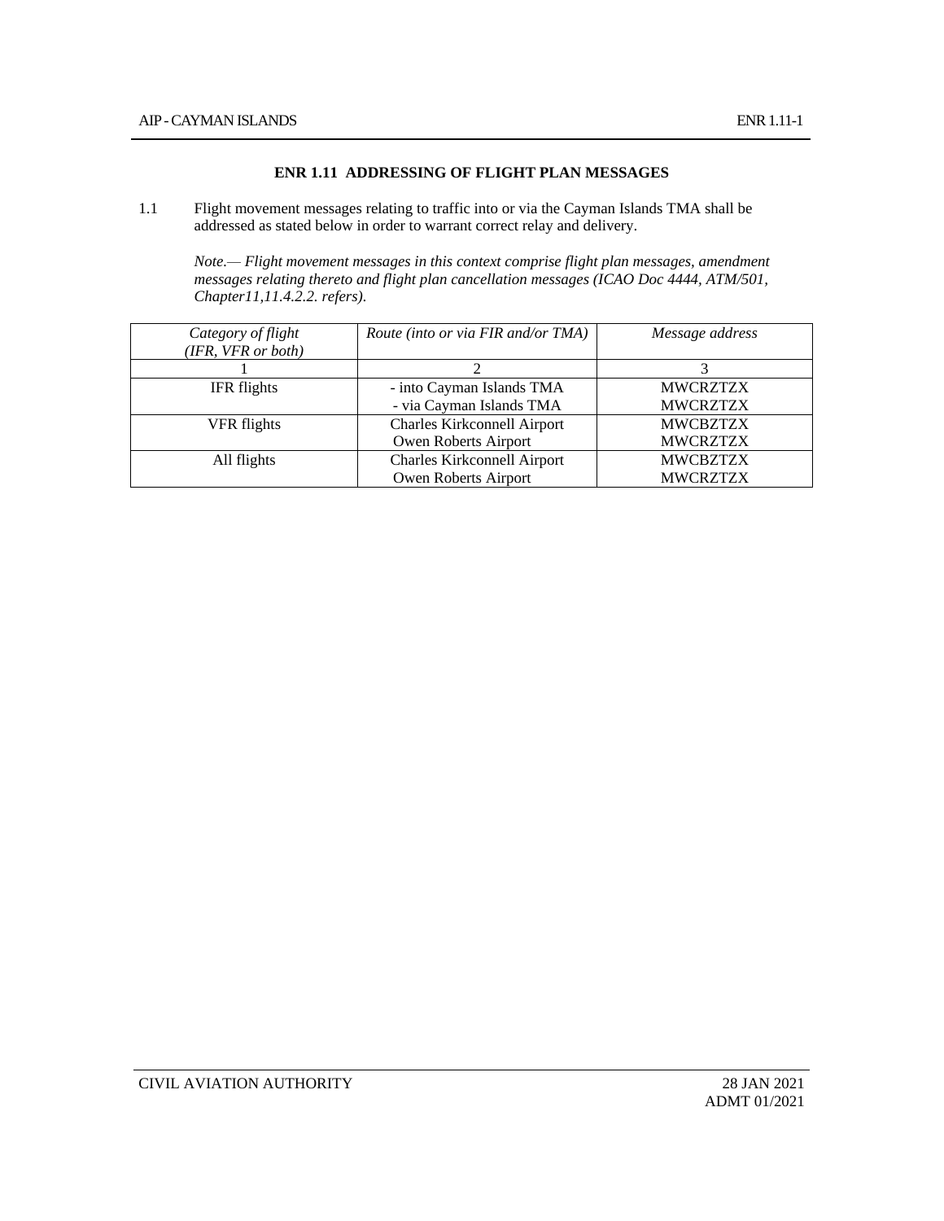# ENR 1.11 ADDRESSING OF FLIGHT PLAN MESSAGES

1.1 Flight movement messages relating to traffic into or via the Cayman Islands TMA shall be addressed as stated below in order to warrant correct relay and delivery.

*Note.— Flight movement messages in this context comprise flight plan messages, amendment messages relating thereto and flight plan cancellation messages (ICAO Doc 4444, ATM/501, Chapter11,11.4.2.2. refers).*

| *Category of flight (IFR, VFR or both)* | *Route (into or via FIR and/or TMA)* | *Message address* |
|---|---|---|
| 1 | 2 | 3 |
| IFR flights | - into Cayman Islands TMA<br>- via Cayman Islands TMA | MWCRZTZX<br>MWCRZTZX |
| VFR flights | Charles Kirkconnell Airport<br>Owen Roberts Airport | MWCBZTZX<br>MWCRZTZX |
| All flights | Charles Kirkconnell Airport<br>Owen Roberts Airport | MWCBZTZX<br>MWCRZTZX |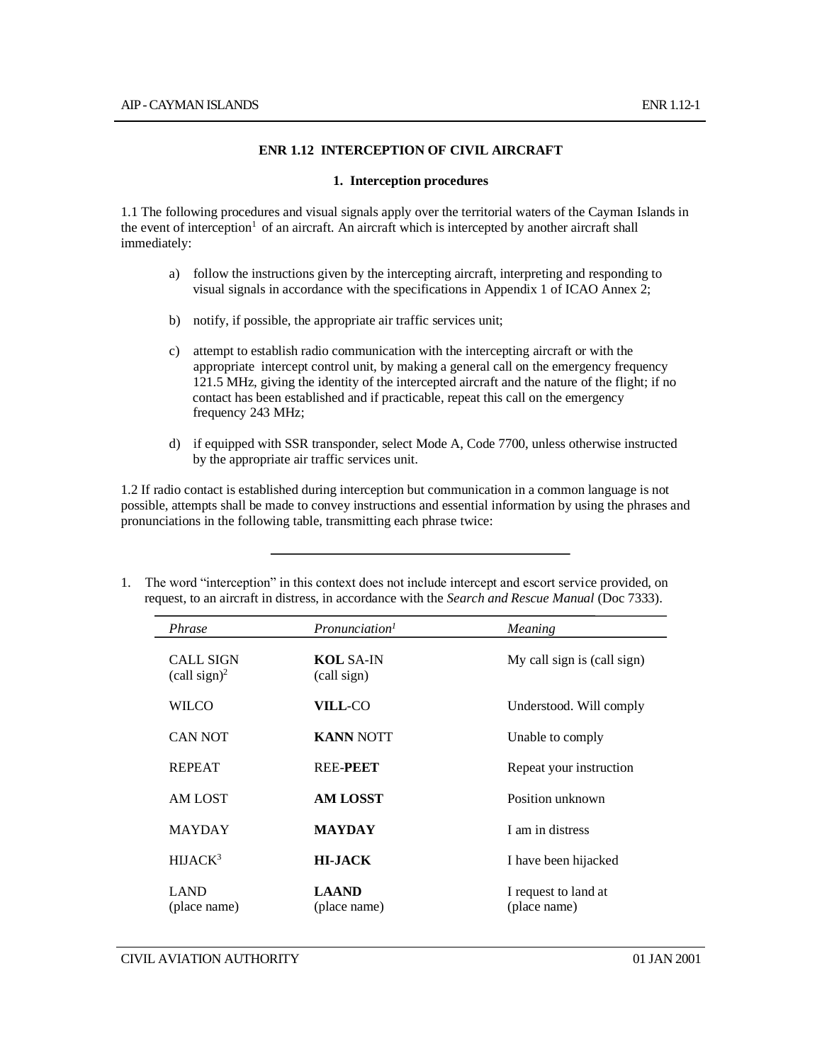# ENR 1.12 INTERCEPTION OF CIVIL AIRCRAFT

## 1. Interception procedures

1.1 The following procedures and visual signals apply over the territorial waters of the Cayman Islands in the event of interception[1] of an aircraft. An aircraft which is intercepted by another aircraft shall immediately:

a) follow the instructions given by the intercepting aircraft, interpreting and responding to visual signals in accordance with the specifications in Appendix 1 of ICAO Annex 2;

b) notify, if possible, the appropriate air traffic services unit;

c) attempt to establish radio communication with the intercepting aircraft or with the appropriate intercept control unit, by making a general call on the emergency frequency 121.5 MHz, giving the identity of the intercepted aircraft and the nature of the flight; if no contact has been established and if practicable, repeat this call on the emergency frequency 243 MHz;

d) if equipped with SSR transponder, select Mode A, Code 7700, unless otherwise instructed by the appropriate air traffic services unit.

1.2 If radio contact is established during interception but communication in a common language is not possible, attempts shall be made to convey instructions and essential information by using the phrases and pronunciations in the following table, transmitting each phrase twice:

---

1. The word "interception" in this context does not include intercept and escort service provided, on request, to an aircraft in distress, in accordance with the *Search and Rescue Manual* (Doc 7333).

| *Phrase* | *Pronunciation*[1] | *Meaning* |
|---|---|---|
| CALL SIGN (call sign)[2] | **KOL** SA-IN (call sign) | My call sign is (call sign) |
| WILCO | **VILL**-CO | Understood. Will comply |
| CAN NOT | **KANN** NOTT | Unable to comply |
| REPEAT | REE-**PEET** | Repeat your instruction |
| AM LOST | **AM LOSST** | Position unknown |
| MAYDAY | **MAYDAY** | I am in distress |
| HIJACK[3] | **HI-JACK** | I have been hijacked |
| LAND (place name) | **LAAND** (place name) | I request to land at (place name) |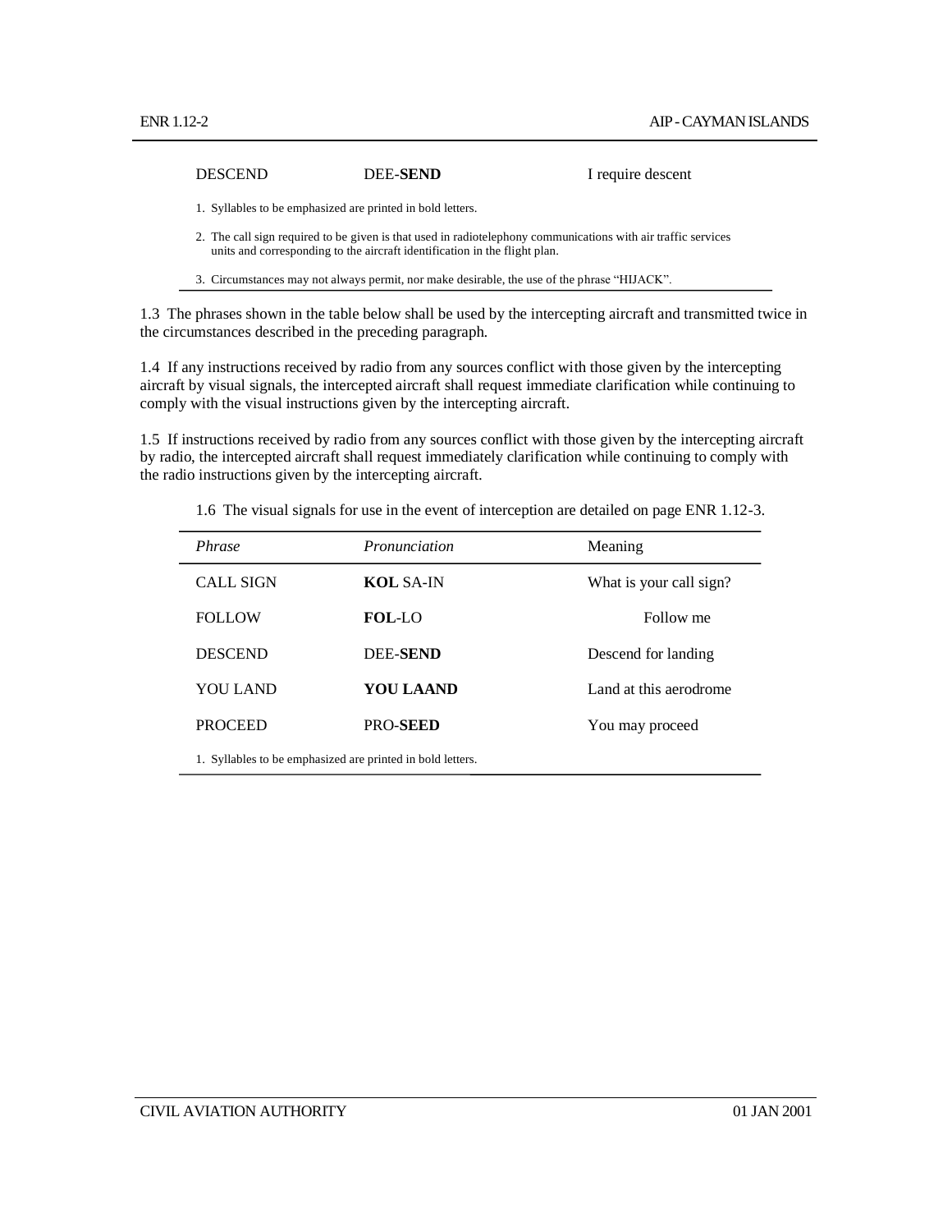| | | |
|---|---|---|
| DESCEND | DEE-**SEND** | I require descent |

1. Syllables to be emphasized are printed in bold letters.
2. The call sign required to be given is that used in radiotelephony communications with air traffic services units and corresponding to the aircraft identification in the flight plan.
3. Circumstances may not always permit, nor make desirable, the use of the phrase "HIJACK".

1.3 The phrases shown in the table below shall be used by the intercepting aircraft and transmitted twice in the circumstances described in the preceding paragraph.

1.4 If any instructions received by radio from any sources conflict with those given by the intercepting aircraft by visual signals, the intercepted aircraft shall request immediate clarification while continuing to comply with the visual instructions given by the intercepting aircraft.

1.5 If instructions received by radio from any sources conflict with those given by the intercepting aircraft by radio, the intercepted aircraft shall request immediately clarification while continuing to comply with the radio instructions given by the intercepting aircraft.

1.6 The visual signals for use in the event of interception are detailed on page ENR 1.12-3.

| *Phrase* | *Pronunciation* | Meaning |
|---|---|---|
| CALL SIGN | **KOL** SA-IN | What is your call sign? |
| FOLLOW | **FOL**-LO | Follow me |
| DESCEND | DEE-**SEND** | Descend for landing |
| YOU LAND | **YOU LAAND** | Land at this aerodrome |
| PROCEED | PRO-**SEED** | You may proceed |

1. Syllables to be emphasized are printed in bold letters.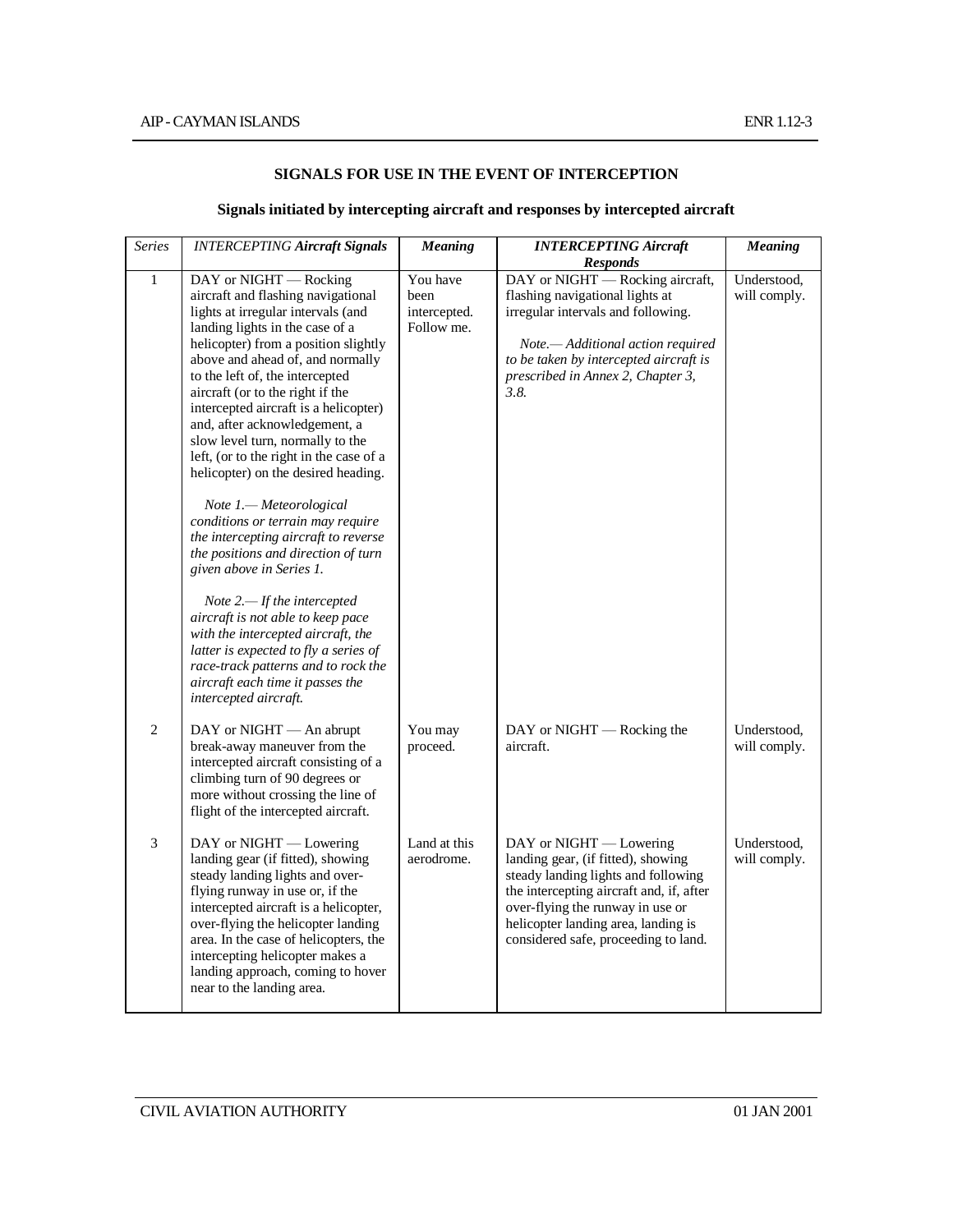## SIGNALS FOR USE IN THE EVENT OF INTERCEPTION

### Signals initiated by intercepting aircraft and responses by intercepted aircraft

| *Series* | *INTERCEPTING* ***Aircraft Signals*** | ***Meaning*** | ***INTERCEPTING Aircraft Responds*** | ***Meaning*** |
|---|---|---|---|---|
| 1 | DAY or NIGHT — Rocking aircraft and flashing navigational lights at irregular intervals (and landing lights in the case of a helicopter) from a position slightly above and ahead of, and normally to the left of, the intercepted aircraft (or to the right if the intercepted aircraft is a helicopter) and, after acknowledgement, a slow level turn, normally to the left, (or to the right in the case of a helicopter) on the desired heading.<br><br>*Note 1.— Meteorological conditions or terrain may require the intercepting aircraft to reverse the positions and direction of turn given above in Series 1.*<br><br>*Note 2.— If the intercepted aircraft is not able to keep pace with the intercepted aircraft, the latter is expected to fly a series of race-track patterns and to rock the aircraft each time it passes the intercepted aircraft.* | You have been intercepted. Follow me. | DAY or NIGHT — Rocking aircraft, flashing navigational lights at irregular intervals and following.<br><br>*Note.— Additional action required to be taken by intercepted aircraft is prescribed in Annex 2, Chapter 3, 3.8.* | Understood, will comply. |
| 2 | DAY or NIGHT — An abrupt break-away maneuver from the intercepted aircraft consisting of a climbing turn of 90 degrees or more without crossing the line of flight of the intercepted aircraft. | You may proceed. | DAY or NIGHT — Rocking the aircraft. | Understood, will comply. |
| 3 | DAY or NIGHT — Lowering landing gear (if fitted), showing steady landing lights and over-flying runway in use or, if the intercepted aircraft is a helicopter, over-flying the helicopter landing area. In the case of helicopters, the intercepting helicopter makes a landing approach, coming to hover near to the landing area. | Land at this aerodrome. | DAY or NIGHT — Lowering landing gear, (if fitted), showing steady landing lights and following the intercepting aircraft and, if, after over-flying the runway in use or helicopter landing area, landing is considered safe, proceeding to land. | Understood, will comply. |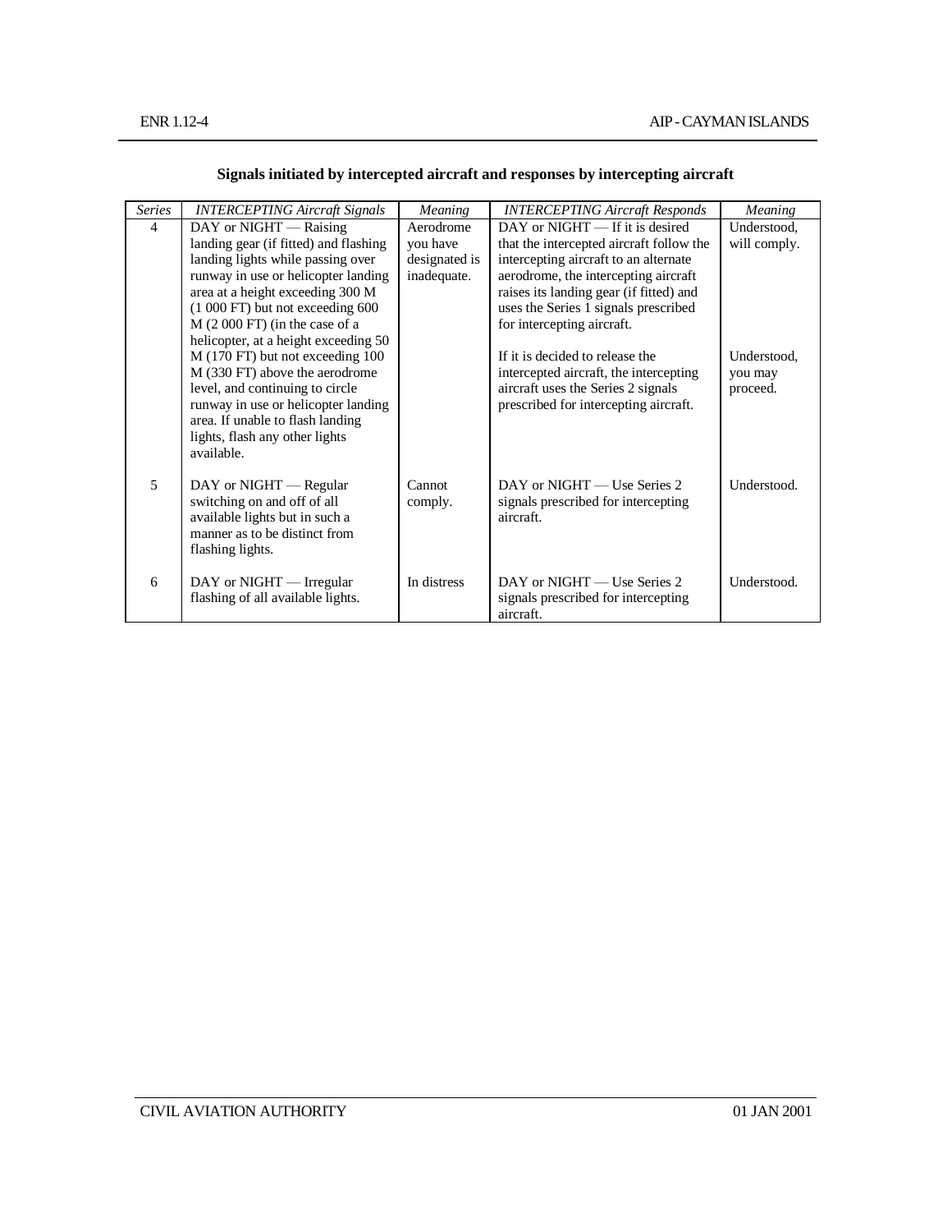**Signals initiated by intercepted aircraft and responses by intercepting aircraft**

| *Series* | *INTERCEPTING Aircraft Signals* | *Meaning* | *INTERCEPTING Aircraft Responds* | *Meaning* |
|---|---|---|---|---|
| 4 | DAY or NIGHT — Raising landing gear (if fitted) and flashing landing lights while passing over runway in use or helicopter landing area at a height exceeding 300 M (1 000 FT) but not exceeding 600 M (2 000 FT) (in the case of a helicopter, at a height exceeding 50 M (170 FT) but not exceeding 100 M (330 FT) above the aerodrome level, and continuing to circle runway in use or helicopter landing area. If unable to flash landing lights, flash any other lights available. | Aerodrome you have designated is inadequate. | DAY or NIGHT — If it is desired that the intercepted aircraft follow the intercepting aircraft to an alternate aerodrome, the intercepting aircraft raises its landing gear (if fitted) and uses the Series 1 signals prescribed for intercepting aircraft.<br><br>If it is decided to release the intercepted aircraft, the intercepting aircraft uses the Series 2 signals prescribed for intercepting aircraft. | Understood, will comply.<br><br>Understood, you may proceed. |
| 5 | DAY or NIGHT — Regular switching on and off of all available lights but in such a manner as to be distinct from flashing lights. | Cannot comply. | DAY or NIGHT — Use Series 2 signals prescribed for intercepting aircraft. | Understood. |
| 6 | DAY or NIGHT — Irregular flashing of all available lights. | In distress | DAY or NIGHT — Use Series 2 signals prescribed for intercepting aircraft. | Understood. |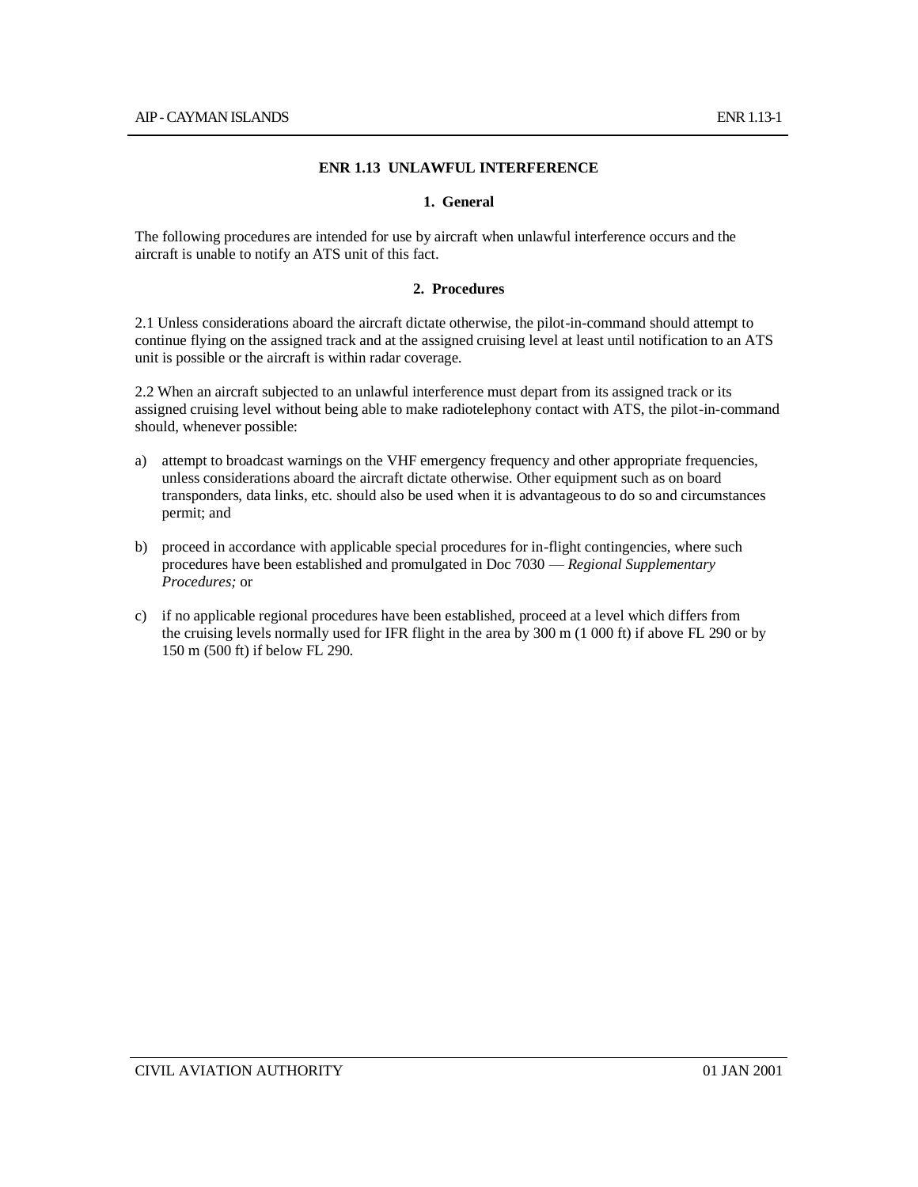# ENR 1.13 UNLAWFUL INTERFERENCE

## 1. General

The following procedures are intended for use by aircraft when unlawful interference occurs and the aircraft is unable to notify an ATS unit of this fact.

## 2. Procedures

2.1 Unless considerations aboard the aircraft dictate otherwise, the pilot-in-command should attempt to continue flying on the assigned track and at the assigned cruising level at least until notification to an ATS unit is possible or the aircraft is within radar coverage.

2.2 When an aircraft subjected to an unlawful interference must depart from its assigned track or its assigned cruising level without being able to make radiotelephony contact with ATS, the pilot-in-command should, whenever possible:

a) attempt to broadcast warnings on the VHF emergency frequency and other appropriate frequencies, unless considerations aboard the aircraft dictate otherwise. Other equipment such as on board transponders, data links, etc. should also be used when it is advantageous to do so and circumstances permit; and

b) proceed in accordance with applicable special procedures for in-flight contingencies, where such procedures have been established and promulgated in Doc 7030 — *Regional Supplementary Procedures;* or

c) if no applicable regional procedures have been established, proceed at a level which differs from the cruising levels normally used for IFR flight in the area by 300 m (1 000 ft) if above FL 290 or by 150 m (500 ft) if below FL 290.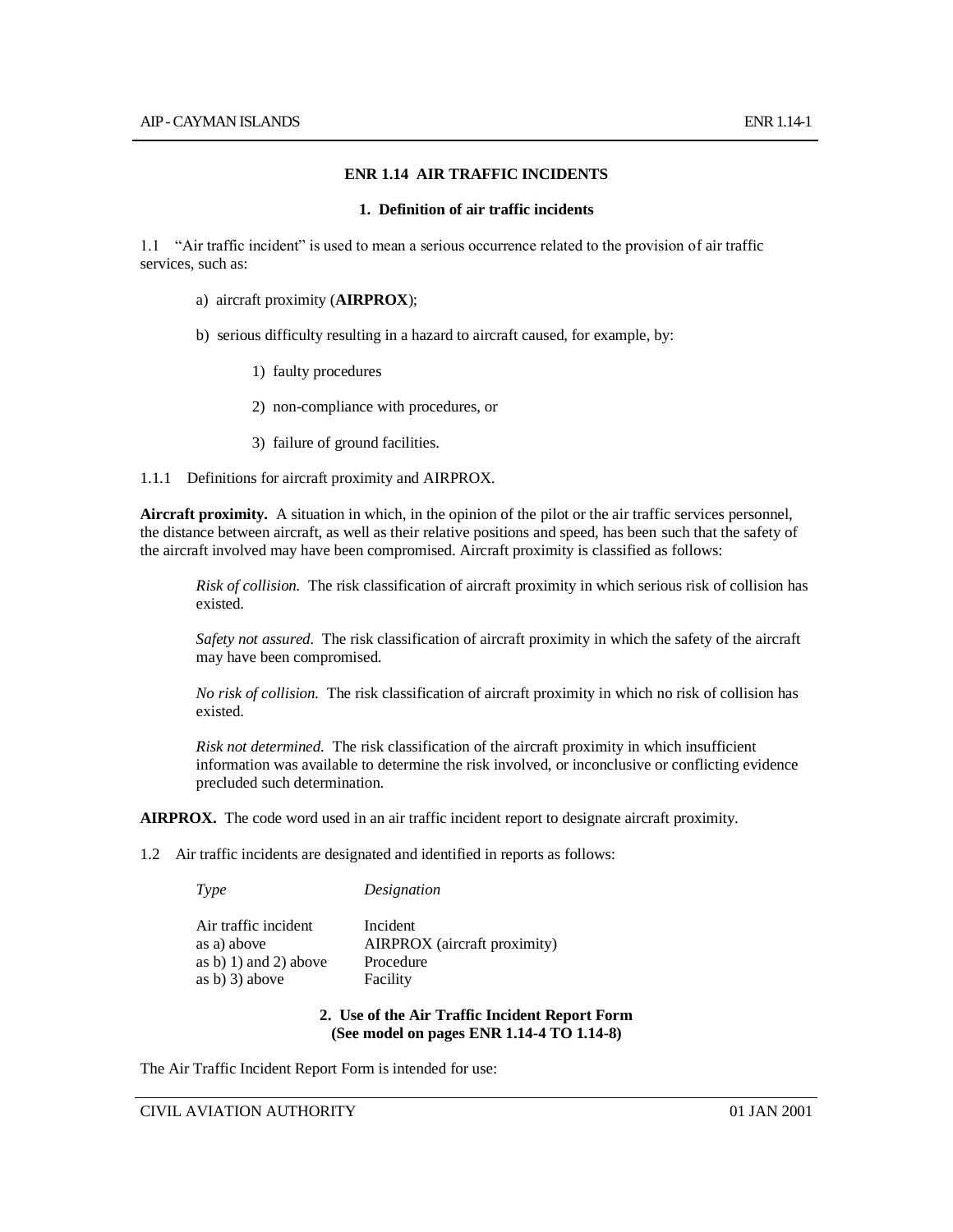# ENR 1.14 AIR TRAFFIC INCIDENTS

## 1. Definition of air traffic incidents

1.1 "Air traffic incident" is used to mean a serious occurrence related to the provision of air traffic services, such as:

a) aircraft proximity (**AIRPROX**);

b) serious difficulty resulting in a hazard to aircraft caused, for example, by:

1) faulty procedures

2) non-compliance with procedures, or

3) failure of ground facilities.

1.1.1 Definitions for aircraft proximity and AIRPROX.

**Aircraft proximity.** A situation in which, in the opinion of the pilot or the air traffic services personnel, the distance between aircraft, as well as their relative positions and speed, has been such that the safety of the aircraft involved may have been compromised. Aircraft proximity is classified as follows:

*Risk of collision.* The risk classification of aircraft proximity in which serious risk of collision has existed.

*Safety not assured.* The risk classification of aircraft proximity in which the safety of the aircraft may have been compromised.

*No risk of collision.* The risk classification of aircraft proximity in which no risk of collision has existed.

*Risk not determined.* The risk classification of the aircraft proximity in which insufficient information was available to determine the risk involved, or inconclusive or conflicting evidence precluded such determination.

**AIRPROX.** The code word used in an air traffic incident report to designate aircraft proximity.

1.2 Air traffic incidents are designated and identified in reports as follows:

| *Type* | *Designation* |
|---|---|
| Air traffic incident | Incident |
| as a) above | AIRPROX (aircraft proximity) |
| as b) 1) and 2) above | Procedure |
| as b) 3) above | Facility |

## 2. Use of the Air Traffic Incident Report Form (See model on pages ENR 1.14-4 TO 1.14-8)

The Air Traffic Incident Report Form is intended for use: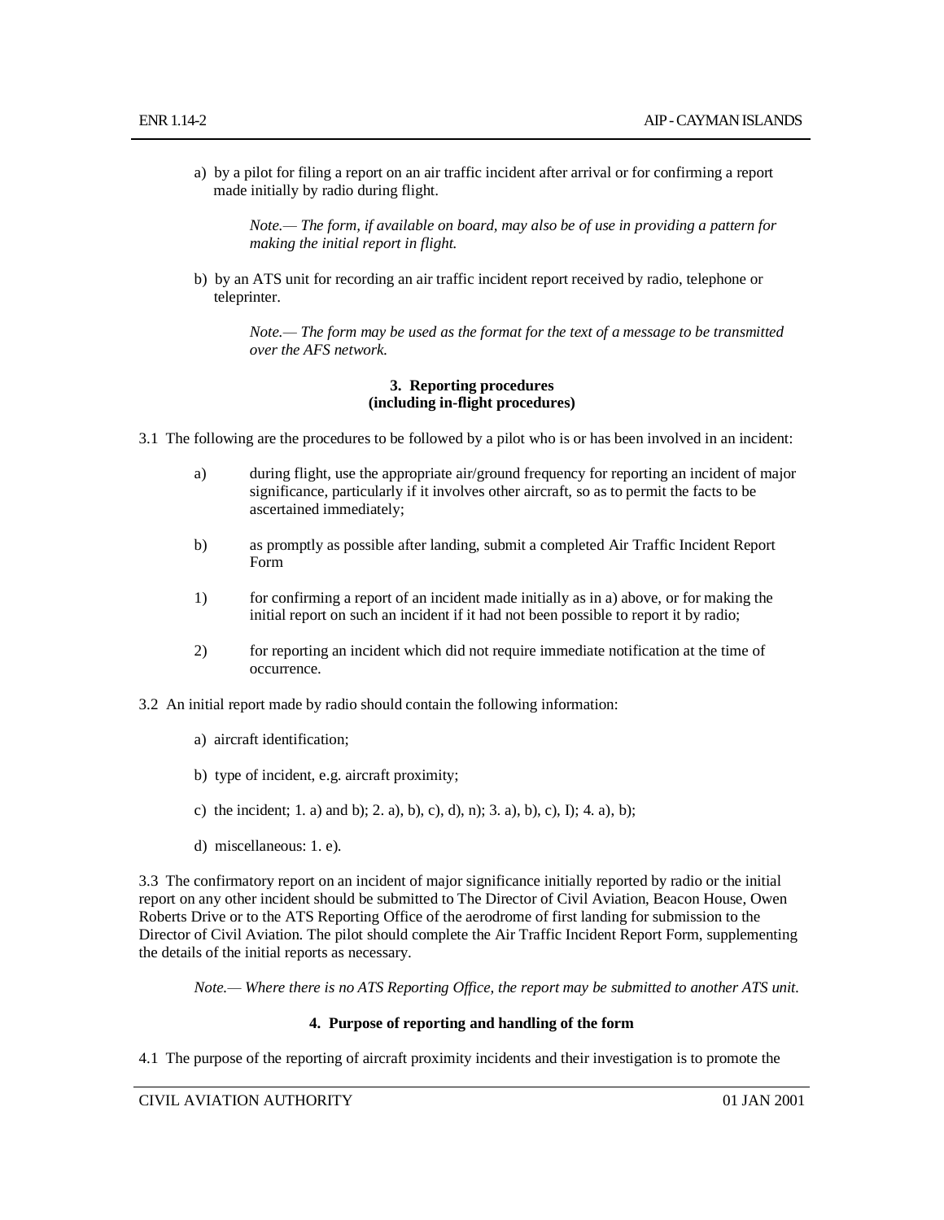a) by a pilot for filing a report on an air traffic incident after arrival or for confirming a report made initially by radio during flight.

> *Note.— The form, if available on board, may also be of use in providing a pattern for making the initial report in flight.*

b) by an ATS unit for recording an air traffic incident report received by radio, telephone or teleprinter.

> *Note.— The form may be used as the format for the text of a message to be transmitted over the AFS network.*

### 3. Reporting procedures (including in-flight procedures)

3.1 The following are the procedures to be followed by a pilot who is or has been involved in an incident:

a) during flight, use the appropriate air/ground frequency for reporting an incident of major significance, particularly if it involves other aircraft, so as to permit the facts to be ascertained immediately;

b) as promptly as possible after landing, submit a completed Air Traffic Incident Report Form

1) for confirming a report of an incident made initially as in a) above, or for making the initial report on such an incident if it had not been possible to report it by radio;

2) for reporting an incident which did not require immediate notification at the time of occurrence.

3.2 An initial report made by radio should contain the following information:

a) aircraft identification;

b) type of incident, e.g. aircraft proximity;

c) the incident; 1. a) and b); 2. a), b), c), d), n); 3. a), b), c), I); 4. a), b);

d) miscellaneous: 1. e).

3.3 The confirmatory report on an incident of major significance initially reported by radio or the initial report on any other incident should be submitted to The Director of Civil Aviation, Beacon House, Owen Roberts Drive or to the ATS Reporting Office of the aerodrome of first landing for submission to the Director of Civil Aviation. The pilot should complete the Air Traffic Incident Report Form, supplementing the details of the initial reports as necessary.

> *Note.— Where there is no ATS Reporting Office, the report may be submitted to another ATS unit.*

### 4. Purpose of reporting and handling of the form

4.1 The purpose of the reporting of aircraft proximity incidents and their investigation is to promote the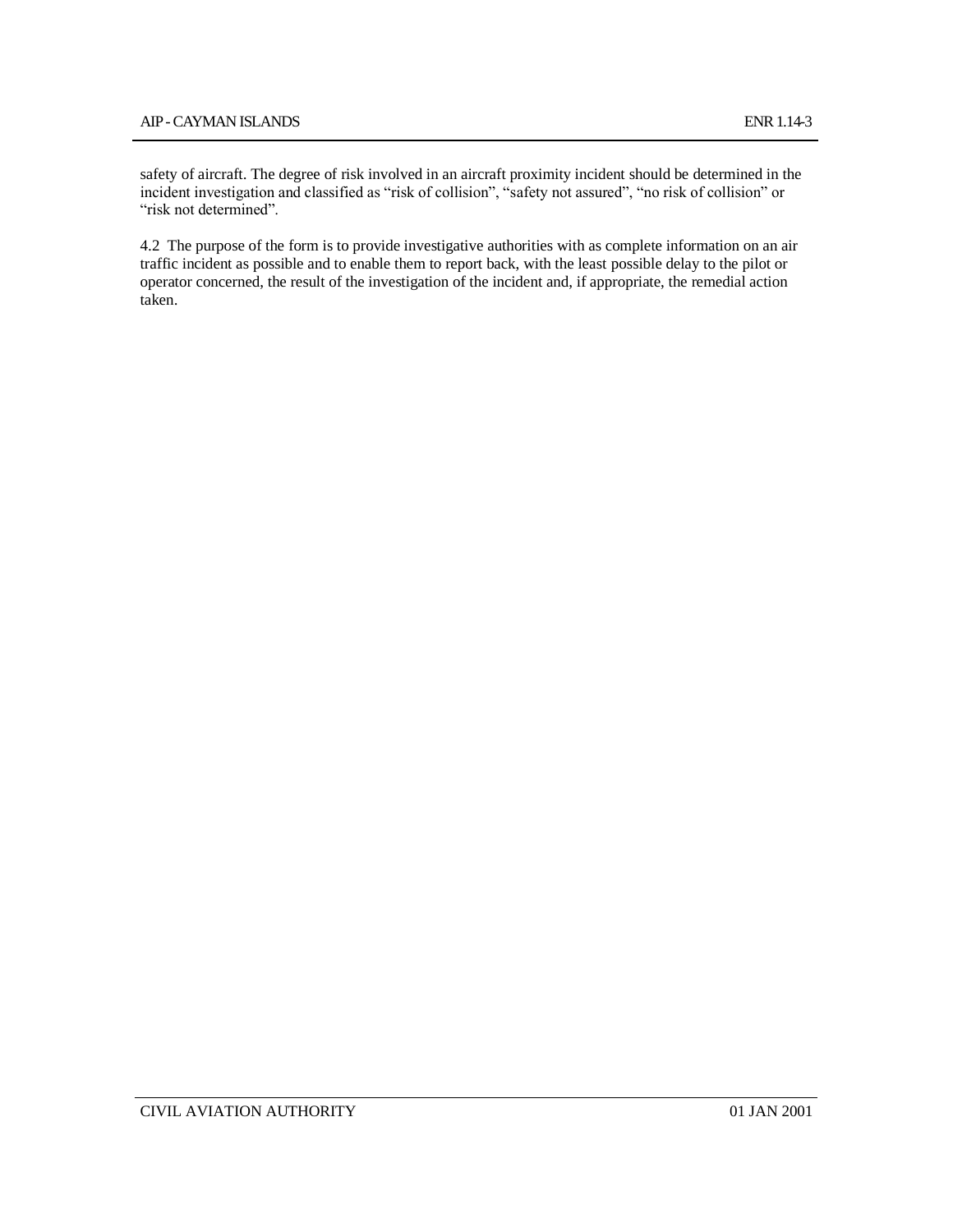safety of aircraft. The degree of risk involved in an aircraft proximity incident should be determined in the incident investigation and classified as “risk of collision”, “safety not assured”, “no risk of collision” or “risk not determined”.

4.2 The purpose of the form is to provide investigative authorities with as complete information on an air traffic incident as possible and to enable them to report back, with the least possible delay to the pilot or operator concerned, the result of the investigation of the incident and, if appropriate, the remedial action taken.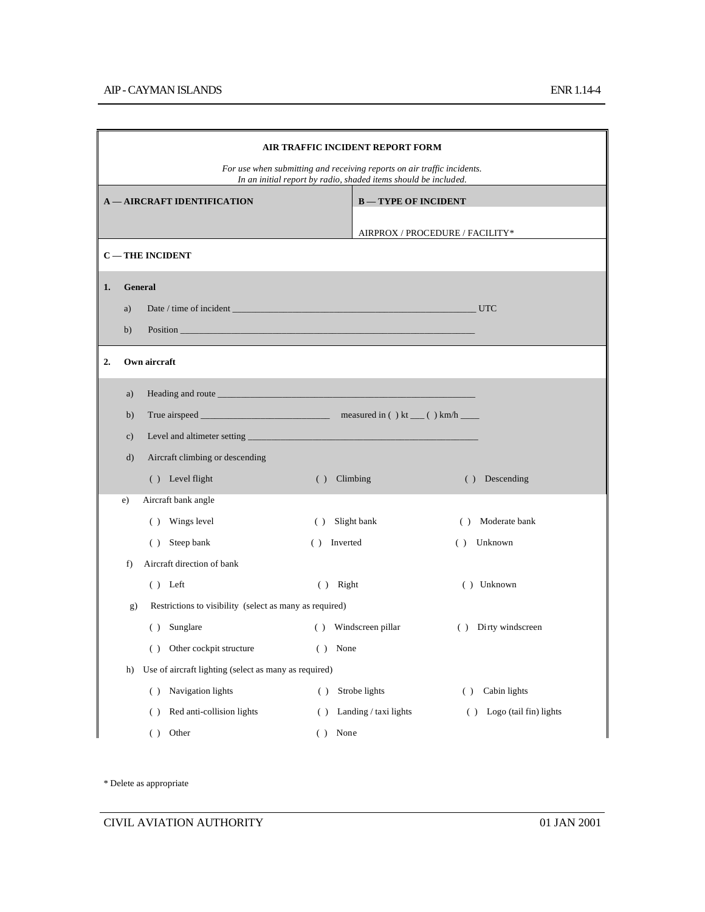## AIR TRAFFIC INCIDENT REPORT FORM

*For use when submitting and receiving reports on air traffic incidents.*
*In an initial report by radio, shaded items should be included.*

| **A — AIRCRAFT IDENTIFICATION** | **B — TYPE OF INCIDENT** |
|---|---|
| | AIRPROX / PROCEDURE / FACILITY* |

### C — THE INCIDENT

**1. General**

a) Date / time of incident ____________________________________________________ UTC

b) Position ______________________________________________________________

**2. Own aircraft**

a) Heading and route ____________________________________________________

b) True airspeed ___________________________ measured in ( ) kt ___ ( ) km/h ____

c) Level and altimeter setting _____________________________________________

d) Aircraft climbing or descending

( ) Level flight ( ) Climbing ( ) Descending

e) Aircraft bank angle

( ) Wings level ( ) Slight bank ( ) Moderate bank

( ) Steep bank ( ) Inverted ( ) Unknown

f) Aircraft direction of bank

( ) Left ( ) Right ( ) Unknown

g) Restrictions to visibility (select as many as required)

( ) Sunglare ( ) Windscreen pillar ( ) Dirty windscreen

( ) Other cockpit structure ( ) None

h) Use of aircraft lighting (select as many as required)

( ) Navigation lights ( ) Strobe lights ( ) Cabin lights

( ) Red anti-collision lights ( ) Landing / taxi lights ( ) Logo (tail fin) lights

( ) Other ( ) None

\* Delete as appropriate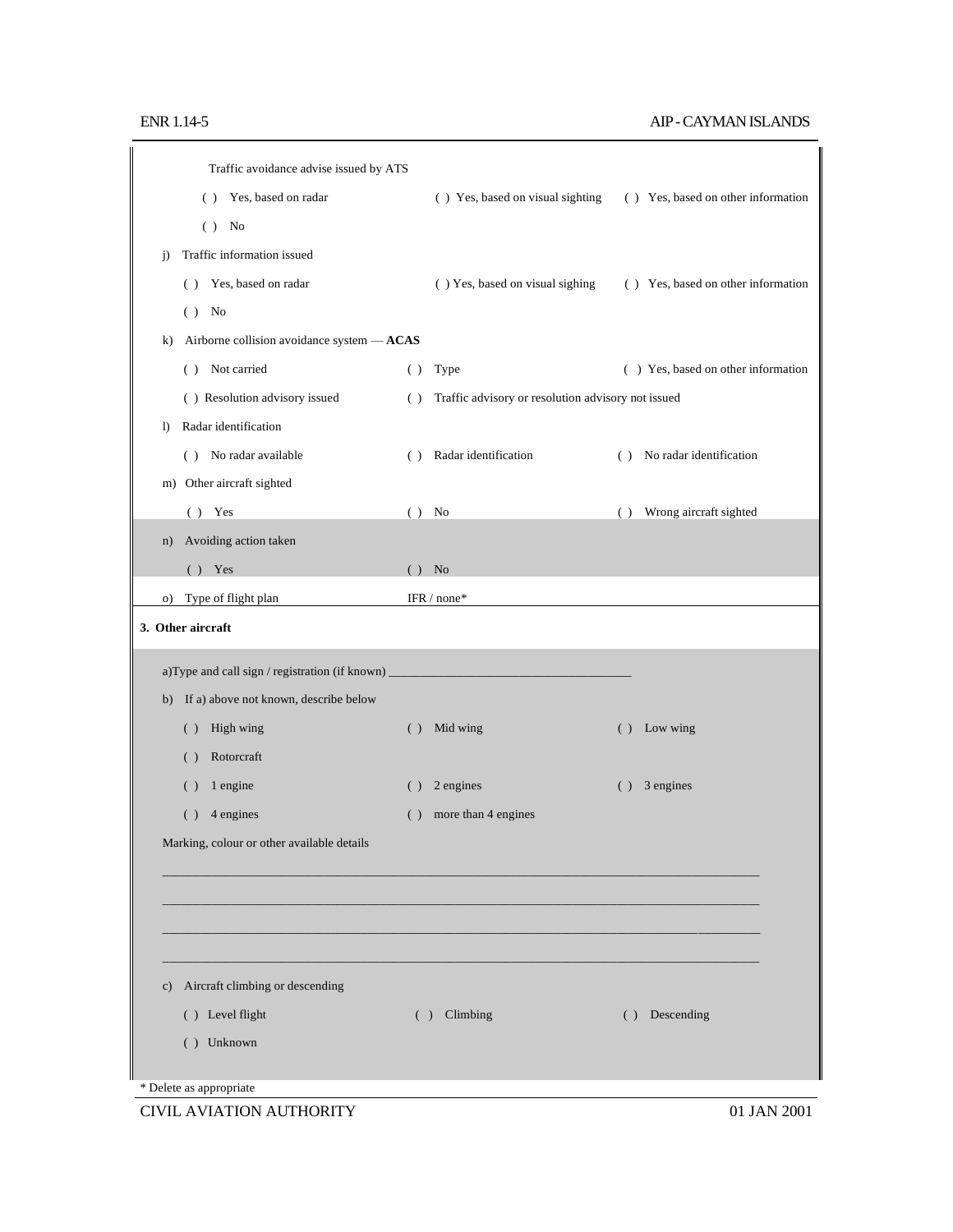Traffic avoidance advise issued by ATS

( ) Yes, based on radar ( ) Yes, based on visual sighting ( ) Yes, based on other information

( ) No

j) Traffic information issued

( ) Yes, based on radar ( ) Yes, based on visual sighing ( ) Yes, based on other information

( ) No

k) Airborne collision avoidance system — **ACAS**

( ) Not carried ( ) Type ( ) Yes, based on other information

( ) Resolution advisory issued ( ) Traffic advisory or resolution advisory not issued

l) Radar identification

( ) No radar available ( ) Radar identification ( ) No radar identification

m) Other aircraft sighted

( ) Yes ( ) No ( ) Wrong aircraft sighted

n) Avoiding action taken

( ) Yes ( ) No

o) Type of flight plan IFR / none*

**3. Other aircraft**

a)Type and call sign / registration (if known) ________________________________________

b) If a) above not known, describe below

( ) High wing ( ) Mid wing ( ) Low wing

( ) Rotorcraft

( ) 1 engine ( ) 2 engines ( ) 3 engines

( ) 4 engines ( ) more than 4 engines

Marking, colour or other available details

____________________________________________________________________________________

____________________________________________________________________________________

____________________________________________________________________________________

____________________________________________________________________________________

c) Aircraft climbing or descending

( ) Level flight ( ) Climbing ( ) Descending

( ) Unknown

* Delete as appropriate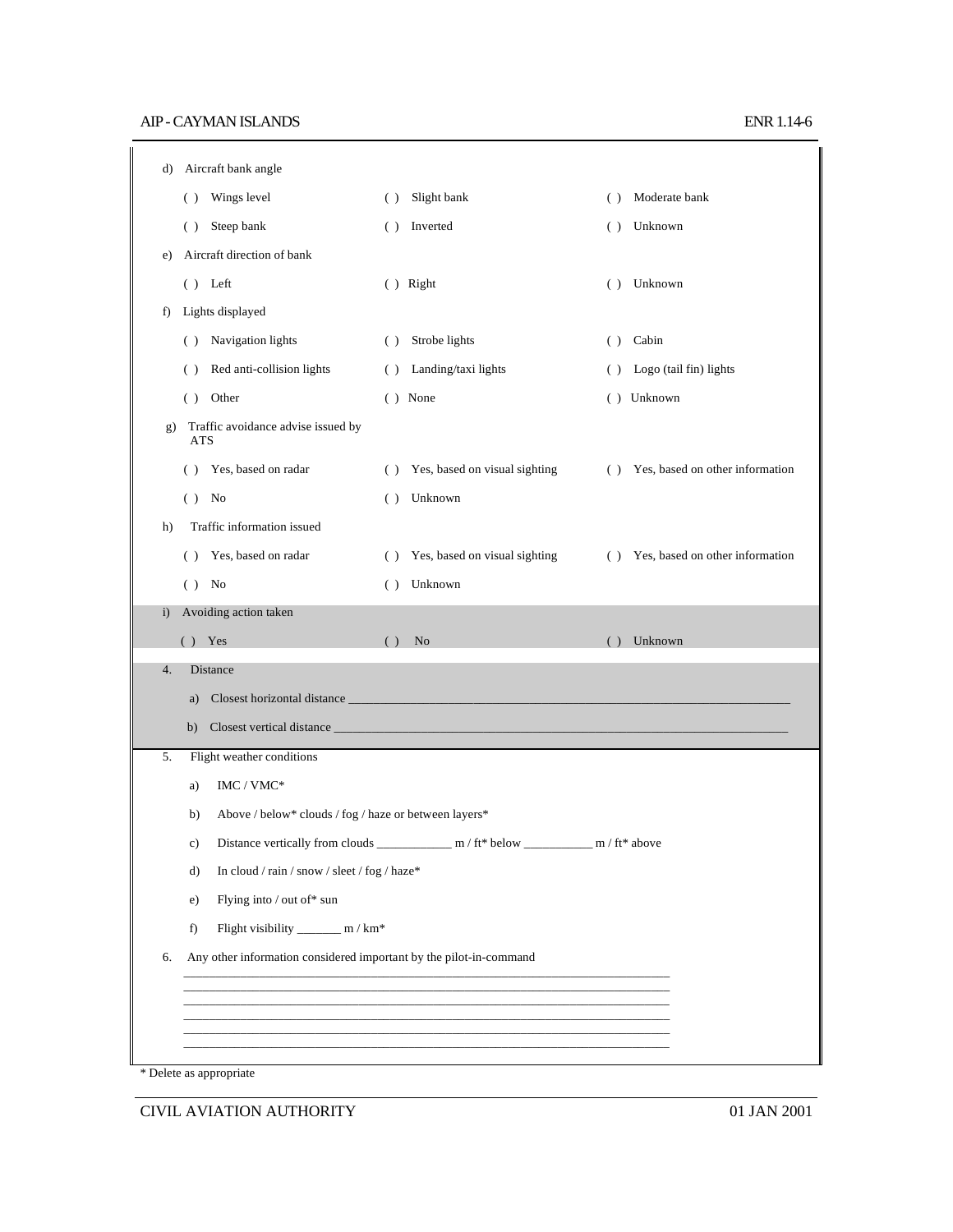d) Aircraft bank angle

| | | |
|---|---|---|
| ( ) Wings level | ( ) Slight bank | ( ) Moderate bank |
| ( ) Steep bank | ( ) Inverted | ( ) Unknown |

e) Aircraft direction of bank

| | | |
|---|---|---|
| ( ) Left | ( ) Right | ( ) Unknown |

f) Lights displayed

| | | |
|---|---|---|
| ( ) Navigation lights | ( ) Strobe lights | ( ) Cabin |
| ( ) Red anti-collision lights | ( ) Landing/taxi lights | ( ) Logo (tail fin) lights |
| ( ) Other | ( ) None | ( ) Unknown |

g) Traffic avoidance advise issued by ATS

| | | |
|---|---|---|
| ( ) Yes, based on radar | ( ) Yes, based on visual sighting | ( ) Yes, based on other information |
| ( ) No | ( ) Unknown | |

h) Traffic information issued

| | | |
|---|---|---|
| ( ) Yes, based on radar | ( ) Yes, based on visual sighting | ( ) Yes, based on other information |
| ( ) No | ( ) Unknown | |

i) Avoiding action taken

| | | |
|---|---|---|
| ( ) Yes | ( ) No | ( ) Unknown |

4. Distance

a) Closest horizontal distance ____________________________________________

b) Closest vertical distance ____________________________________________

5. Flight weather conditions

a) IMC / VMC*

b) Above / below* clouds / fog / haze or between layers*

c) Distance vertically from clouds ____________ m / ft* below ___________ m / ft* above

d) In cloud / rain / snow / sleet / fog / haze*

e) Flying into / out of* sun

f) Flight visibility _______ m / km*

6. Any other information considered important by the pilot-in-command

______________________________________________________________________________
______________________________________________________________________________
______________________________________________________________________________
______________________________________________________________________________
______________________________________________________________________________
______________________________________________________________________________

\* Delete as appropriate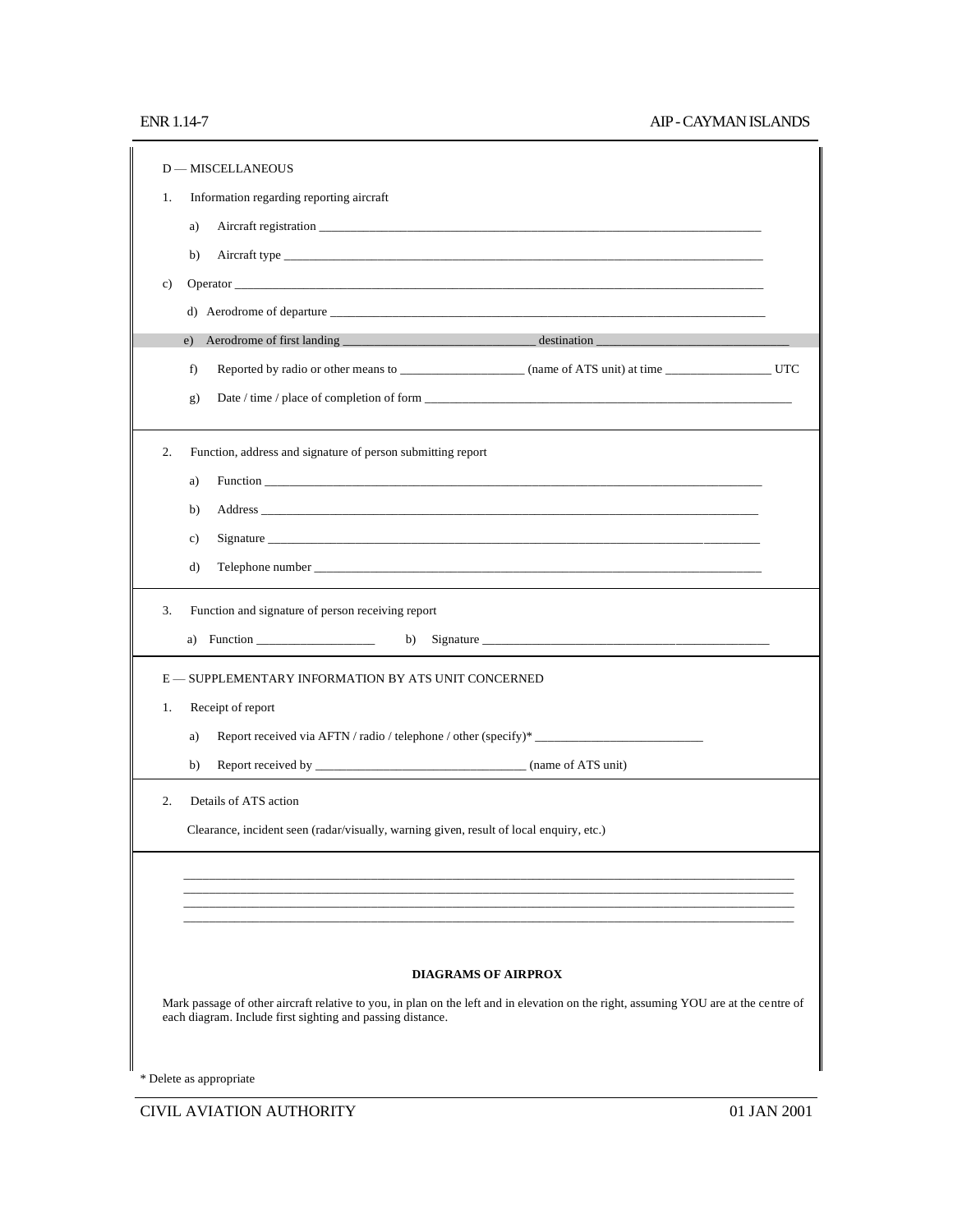D — MISCELLANEOUS

1. Information regarding reporting aircraft

   a) Aircraft registration ___________________________________________

   b) Aircraft type ___________________________________________

   c) Operator ___________________________________________

   d) Aerodrome of departure ___________________________________________

   e) Aerodrome of first landing ______________________ destination ______________________

   f) Reported by radio or other means to _______________ (name of ATS unit) at time _____________ UTC

   g) Date / time / place of completion of form ___________________________________________

2. Function, address and signature of person submitting report

   a) Function ___________________________________________

   b) Address ___________________________________________

   c) Signature ___________________________________________

   d) Telephone number ___________________________________________

3. Function and signature of person receiving report

   a) Function _______________ b) Signature ___________________________________________

E — SUPPLEMENTARY INFORMATION BY ATS UNIT CONCERNED

1. Receipt of report

   a) Report received via AFTN / radio / telephone / other (specify)* ______________________

   b) Report received by __________________________ (name of ATS unit)

2. Details of ATS action

   Clearance, incident seen (radar/visually, warning given, result of local enquiry, etc.)

___________________________________________________________________________

___________________________________________________________________________

___________________________________________________________________________

___________________________________________________________________________

**DIAGRAMS OF AIRPROX**

Mark passage of other aircraft relative to you, in plan on the left and in elevation on the right, assuming YOU are at the centre of each diagram. Include first sighting and passing distance.

\* Delete as appropriate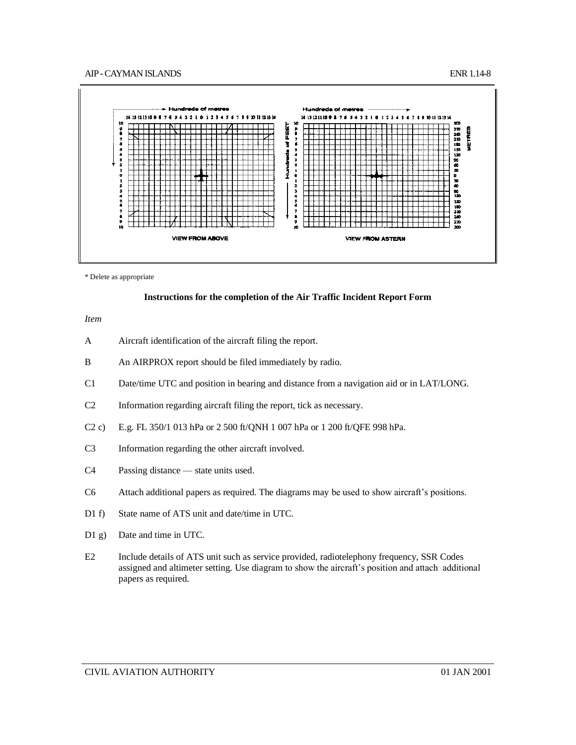Hundreds of metres

VIEW FROM ABOVE

Hundreds of metres

Hundreds of FEET

METRES

VIEW FROM ASTERN

* Delete as appropriate

**Instructions for the completion of the Air Traffic Incident Report Form**

*Item*

| | |
|---|---|
| A | Aircraft identification of the aircraft filing the report. |
| B | An AIRPROX report should be filed immediately by radio. |
| C1 | Date/time UTC and position in bearing and distance from a navigation aid or in LAT/LONG. |
| C2 | Information regarding aircraft filing the report, tick as necessary. |
| C2 c) | E.g. FL 350/1 013 hPa or 2 500 ft/QNH 1 007 hPa or 1 200 ft/QFE 998 hPa. |
| C3 | Information regarding the other aircraft involved. |
| C4 | Passing distance — state units used. |
| C6 | Attach additional papers as required. The diagrams may be used to show aircraft's positions. |
| D1 f) | State name of ATS unit and date/time in UTC. |
| D1 g) | Date and time in UTC. |
| E2 | Include details of ATS unit such as service provided, radiotelephony frequency, SSR Codes assigned and altimeter setting. Use diagram to show the aircraft's position and attach additional papers as required. |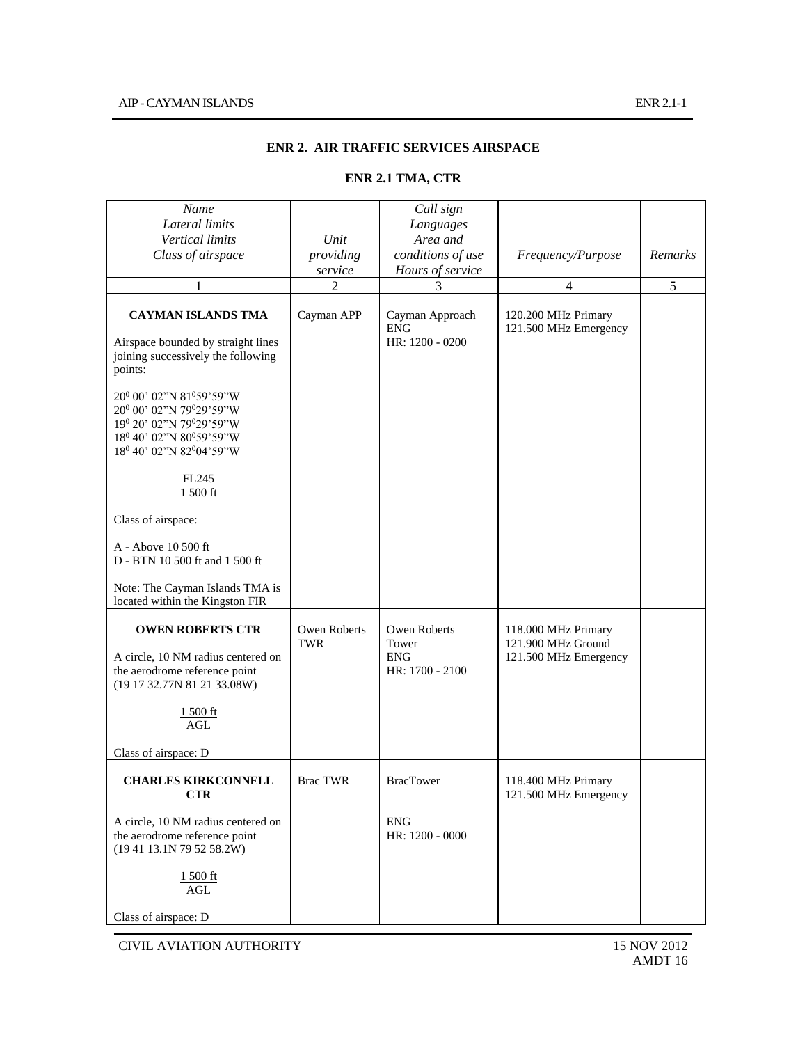## ENR 2. AIR TRAFFIC SERVICES AIRSPACE

### ENR 2.1 TMA, CTR

| *Name*<br>*Lateral limits*<br>*Vertical limits*<br>*Class of airspace* | *Unit providing service* | *Call sign*<br>*Languages*<br>*Area and conditions of use*<br>*Hours of service* | *Frequency/Purpose* | *Remarks* |
|---|---|---|---|---|
| 1 | 2 | 3 | 4 | 5 |
| **CAYMAN ISLANDS TMA**<br><br>Airspace bounded by straight lines joining successively the following points:<br><br>20⁰ 00' 02"N 81⁰59'59"W<br>20⁰ 00' 02"N 79⁰29'59"W<br>19⁰ 20' 02"N 79⁰29'59"W<br>18⁰ 40' 02"N 80⁰59'59"W<br>18⁰ 40' 02"N 82⁰04'59"W<br><br>FL245<br>1 500 ft<br><br>Class of airspace:<br><br>A - Above 10 500 ft<br>D - BTN 10 500 ft and 1 500 ft<br><br>Note: The Cayman Islands TMA is located within the Kingston FIR | Cayman APP | Cayman Approach<br>ENG<br>HR: 1200 - 0200 | 120.200 MHz Primary<br>121.500 MHz Emergency | |
| **OWEN ROBERTS CTR**<br><br>A circle, 10 NM radius centered on the aerodrome reference point (19 17 32.77N 81 21 33.08W)<br><br>1 500 ft<br>AGL<br><br>Class of airspace: D | Owen Roberts TWR | Owen Roberts Tower<br>ENG<br>HR: 1700 - 2100 | 118.000 MHz Primary<br>121.900 MHz Ground<br>121.500 MHz Emergency | |
| **CHARLES KIRKCONNELL CTR**<br><br>A circle, 10 NM radius centered on the aerodrome reference point (19 41 13.1N 79 52 58.2W)<br><br>1 500 ft<br>AGL<br><br>Class of airspace: D | Brac TWR | BracTower<br><br>ENG<br>HR: 1200 - 0000 | 118.400 MHz Primary<br>121.500 MHz Emergency | |

CIVIL AVIATION AUTHORITY

15 NOV 2012
AMDT 16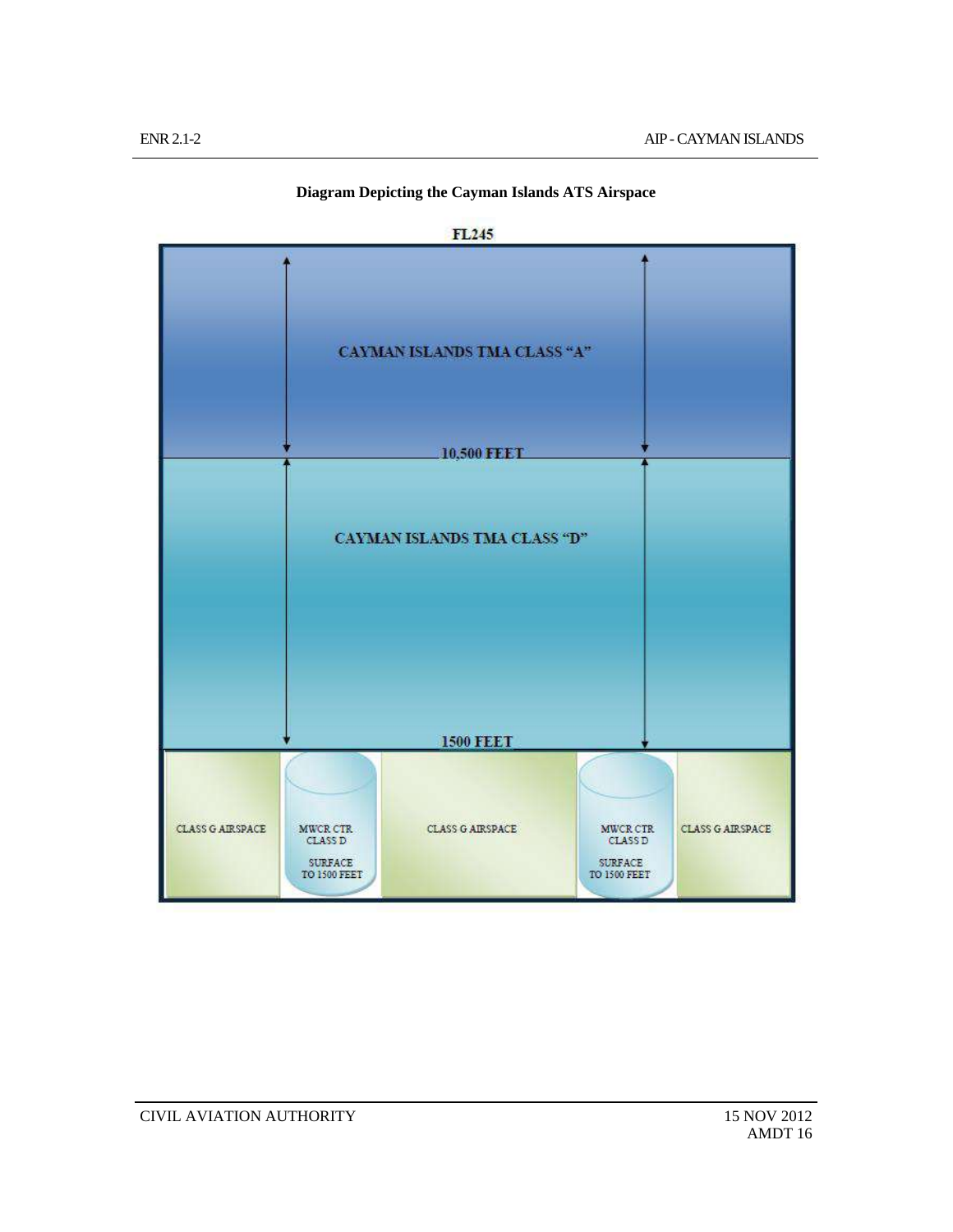**Diagram Depicting the Cayman Islands ATS Airspace**

FL245

CAYMAN ISLANDS TMA CLASS "A"

10,500 FEET

CAYMAN ISLANDS TMA CLASS "D"

1500 FEET

| CLASS G AIRSPACE | MWCR CTR CLASS D SURFACE TO 1500 FEET | CLASS G AIRSPACE | MWCR CTR CLASS D SURFACE TO 1500 FEET | CLASS G AIRSPACE |
|---|---|---|---|---|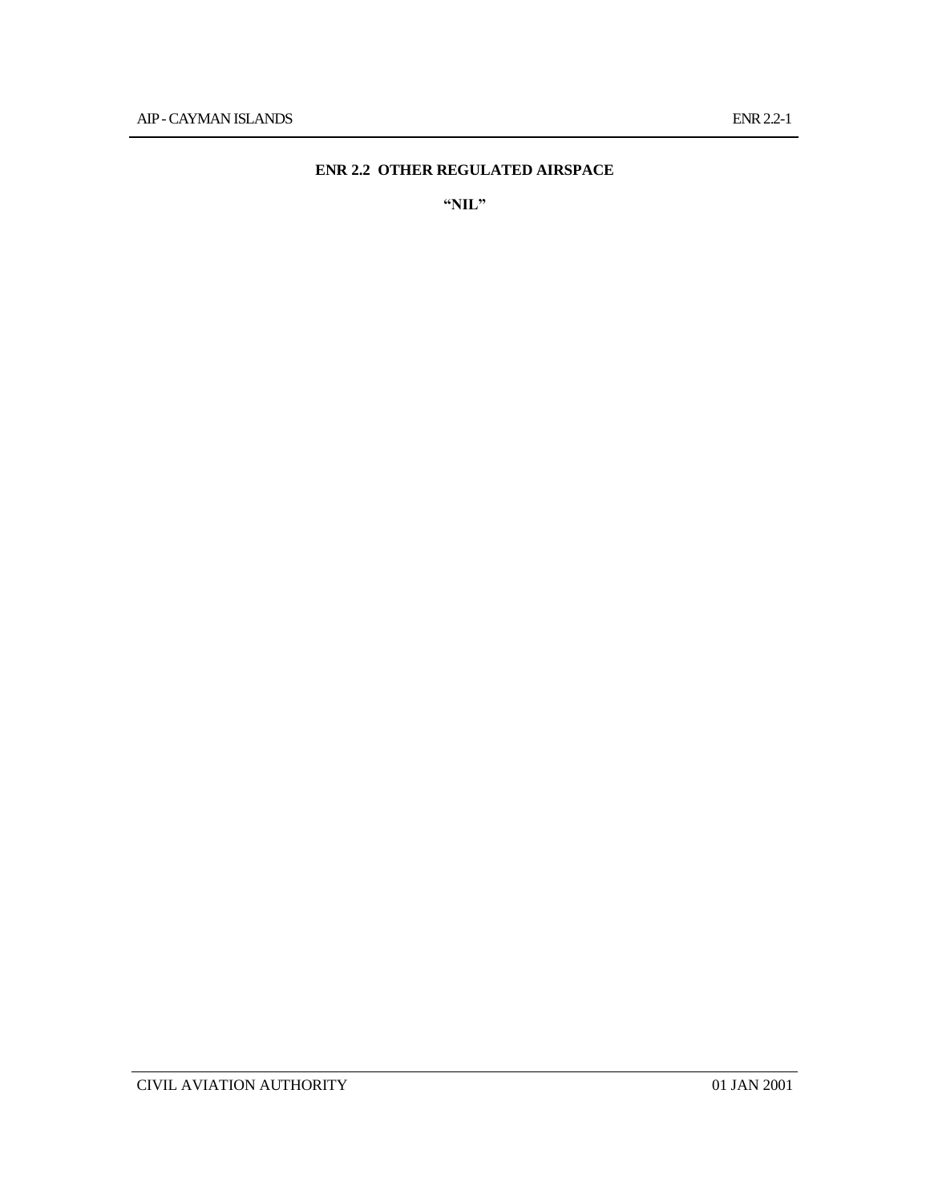# ENR 2.2 OTHER REGULATED AIRSPACE

**"NIL"**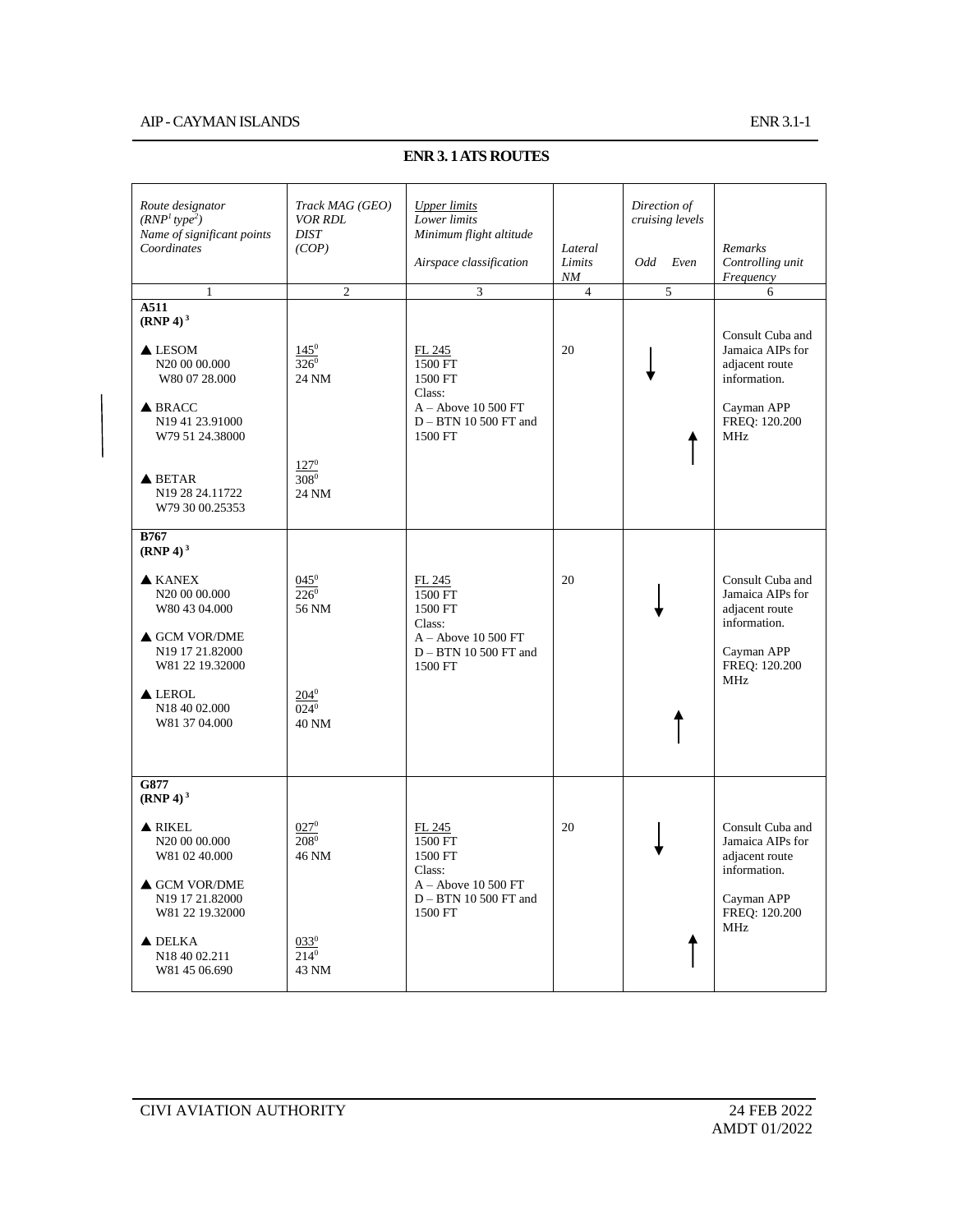## ENR 3. 1 ATS ROUTES

| Route designator (RNP[1] type[2]) Name of significant points Coordinates | Track MAG (GEO) VOR RDL DIST (COP) | Upper limits Lower limits Minimum flight altitude Airspace classification | Lateral Limits NM | Direction of cruising levels Odd Even | Remarks Controlling unit Frequency |
|---|---|---|---|---|---|
| 1 | 2 | 3 | 4 | 5 | 6 |
| **A511 (RNP 4)[3]** | | | | | |
| ▲ LESOM N20 00 00.000 W80 07 28.000 | 145° 326° 24 NM | FL 245 1500 FT 1500 FT Class: A – Above 10 500 FT D – BTN 10 500 FT and 1500 FT | 20 | ↓ ↑ | Consult Cuba and Jamaica AIPs for adjacent route information. Cayman APP FREQ: 120.200 MHz |
| ▲ BRACC N19 41 23.91000 W79 51 24.38000 | 127° 308° 24 NM | | | | |
| ▲ BETAR N19 28 24.11722 W79 30 00.25353 | | | | | |
| **B767 (RNP 4)[3]** | | | | | |
| ▲ KANEX N20 00 00.000 W80 43 04.000 | 045° 226° 56 NM | FL 245 1500 FT 1500 FT Class: A – Above 10 500 FT D – BTN 10 500 FT and 1500 FT | 20 | ↓ ↑ | Consult Cuba and Jamaica AIPs for adjacent route information. Cayman APP FREQ: 120.200 MHz |
| ▲ GCM VOR/DME N19 17 21.82000 W81 22 19.32000 | 204° 024° 40 NM | | | | |
| ▲ LEROL N18 40 02.000 W81 37 04.000 | | | | | |
| **G877 (RNP 4)[3]** | | | | | |
| ▲ RIKEL N20 00 00.000 W81 02 40.000 | 027° 208° 46 NM | FL 245 1500 FT 1500 FT Class: A – Above 10 500 FT D – BTN 10 500 FT and 1500 FT | 20 | ↓ ↑ | Consult Cuba and Jamaica AIPs for adjacent route information. Cayman APP FREQ: 120.200 MHz |
| ▲ GCM VOR/DME N19 17 21.82000 W81 22 19.32000 | 033° 214° 43 NM | | | | |
| ▲ DELKA N18 40 02.211 W81 45 06.690 | | | | | |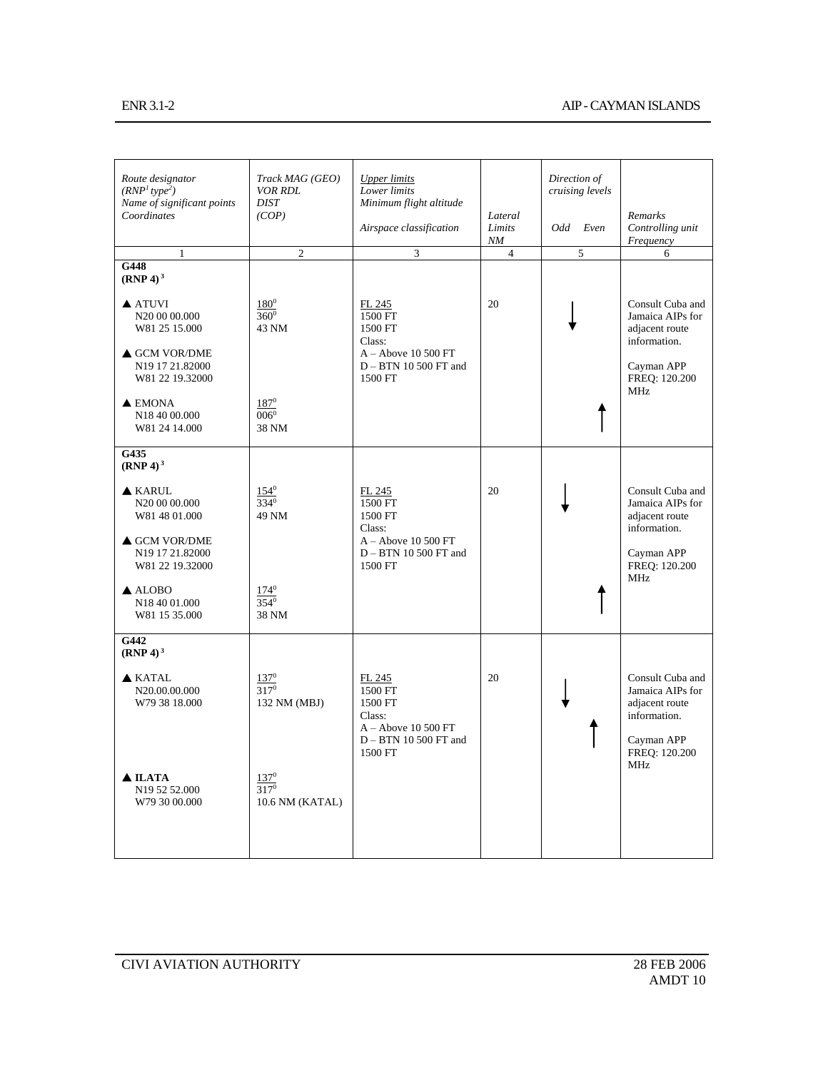| Route designator (RNP[1] type[2]) Name of significant points Coordinates | Track MAG (GEO) VOR RDL DIST (COP) | Upper limits Lower limits Minimum flight altitude Airspace classification | Lateral Limits NM | Direction of cruising levels Odd | Even | Remarks Controlling unit Frequency |
|---|---|---|---|---|---|---|
| 1 | 2 | 3 | 4 | 5 | | 6 |
| **G448 (RNP 4)[3]** | | | | | | |
| ▲ ATUVI N20 00 00.000 W81 25 15.000 | 180⁰ / 360⁰ 43 NM | FL 245 1500 FT 1500 FT Class: A – Above 10 500 FT D – BTN 10 500 FT and 1500 FT | 20 | ↓ | | Consult Cuba and Jamaica AIPs for adjacent route information. Cayman APP FREQ: 120.200 MHz |
| ▲ GCM VOR/DME N19 17 21.82000 W81 22 19.32000 | | | | | | |
| ▲ EMONA N18 40 00.000 W81 24 14.000 | 187⁰ / 006⁰ 38 NM | | | | ↑ | |
| **G435 (RNP 4)[3]** | | | | | | |
| ▲ KARUL N20 00 00.000 W81 48 01.000 | 154⁰ / 334⁰ 49 NM | FL 245 1500 FT 1500 FT Class: A – Above 10 500 FT D – BTN 10 500 FT and 1500 FT | 20 | ↓ | | Consult Cuba and Jamaica AIPs for adjacent route information. Cayman APP FREQ: 120.200 MHz |
| ▲ GCM VOR/DME N19 17 21.82000 W81 22 19.32000 | | | | | | |
| ▲ ALOBO N18 40 01.000 W81 15 35.000 | 174⁰ / 354⁰ 38 NM | | | | ↑ | |
| **G442 (RNP 4)[3]** | | | | | | |
| ▲ KATAL N20.00.00.000 W79 38 18.000 | 137⁰ / 317⁰ 132 NM (MBJ) | FL 245 1500 FT 1500 FT Class: A – Above 10 500 FT D – BTN 10 500 FT and 1500 FT | 20 | ↓ | ↑ | Consult Cuba and Jamaica AIPs for adjacent route information. Cayman APP FREQ: 120.200 MHz |
| ▲ **ILATA** N19 52 52.000 W79 30 00.000 | 137⁰ / 317⁰ 10.6 NM (KATAL) | | | | | |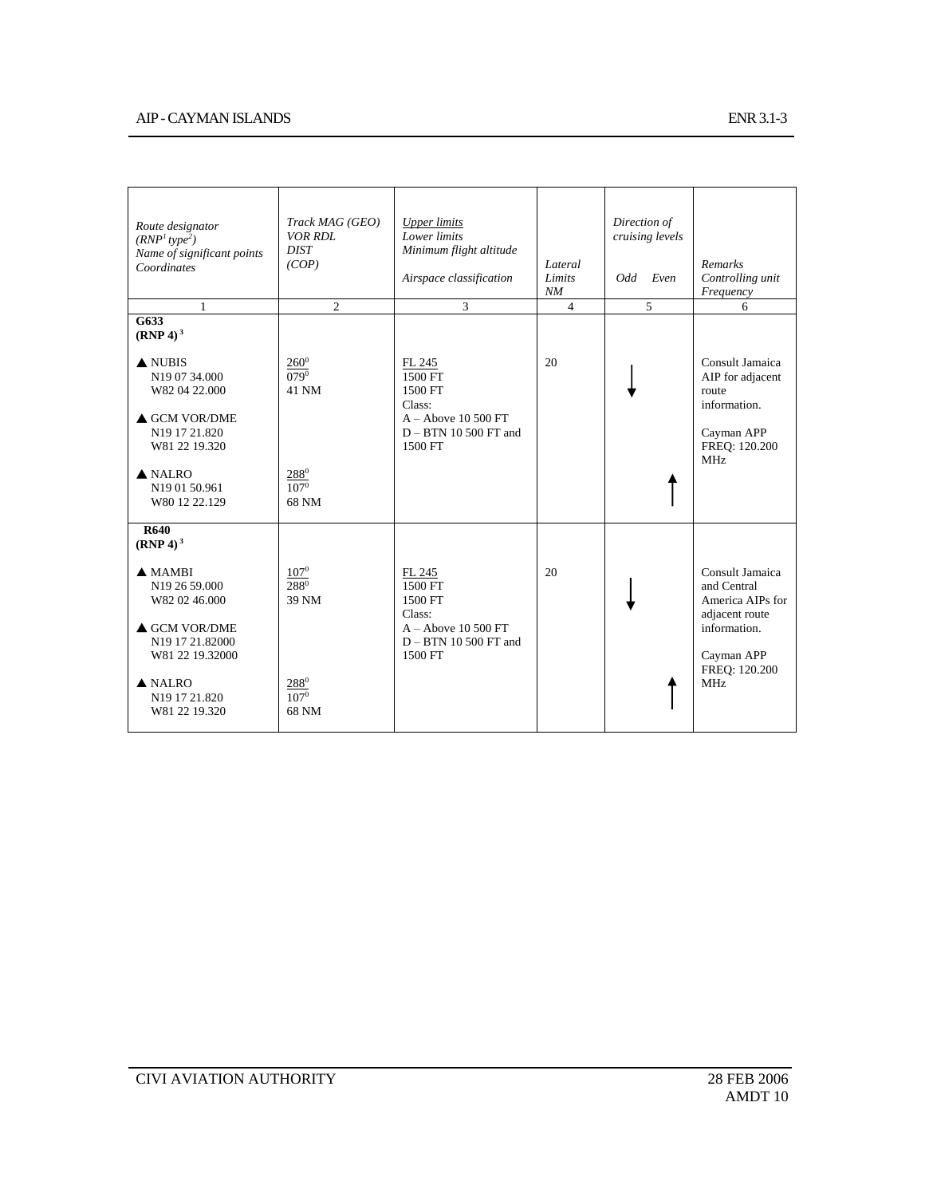| Route designator (RNP[1] type[2]) Name of significant points Coordinates | Track MAG (GEO) VOR RDL DIST (COP) | Upper limits Lower limits Minimum flight altitude Airspace classification | Lateral Limits NM | Direction of cruising levels Odd | Even | Remarks Controlling unit Frequency |
|---|---|---|---|---|---|---|
| 1 | 2 | 3 | 4 | 5 | | 6 |
| **G633 (RNP 4)[3]** | | | | | | |
| ▲ NUBIS N19 07 34.000 W82 04 22.000 | 260⁰ / 079⁰ 41 NM | FL 245 / 1500 FT 1500 FT Class: A – Above 10 500 FT D – BTN 10 500 FT and 1500 FT | 20 | ↓ | | Consult Jamaica AIP for adjacent route information. Cayman APP FREQ: 120.200 MHz |
| ▲ GCM VOR/DME N19 17 21.820 W81 22 19.320 | | | | | | |
| ▲ NALRO N19 01 50.961 W80 12 22.129 | 288⁰ / 107⁰ 68 NM | | | | ↑ | |
| **R640 (RNP 4)[3]** | | | | | | |
| ▲ MAMBI N19 26 59.000 W82 02 46.000 | 107⁰ / 288⁰ 39 NM | FL 245 / 1500 FT 1500 FT Class: A – Above 10 500 FT D – BTN 10 500 FT and 1500 FT | 20 | ↓ | | Consult Jamaica and Central America AIPs for adjacent route information. Cayman APP FREQ: 120.200 MHz |
| ▲ GCM VOR/DME N19 17 21.82000 W81 22 19.32000 | | | | | | |
| ▲ NALRO N19 17 21.820 W81 22 19.320 | 288⁰ / 107⁰ 68 NM | | | | ↑ | |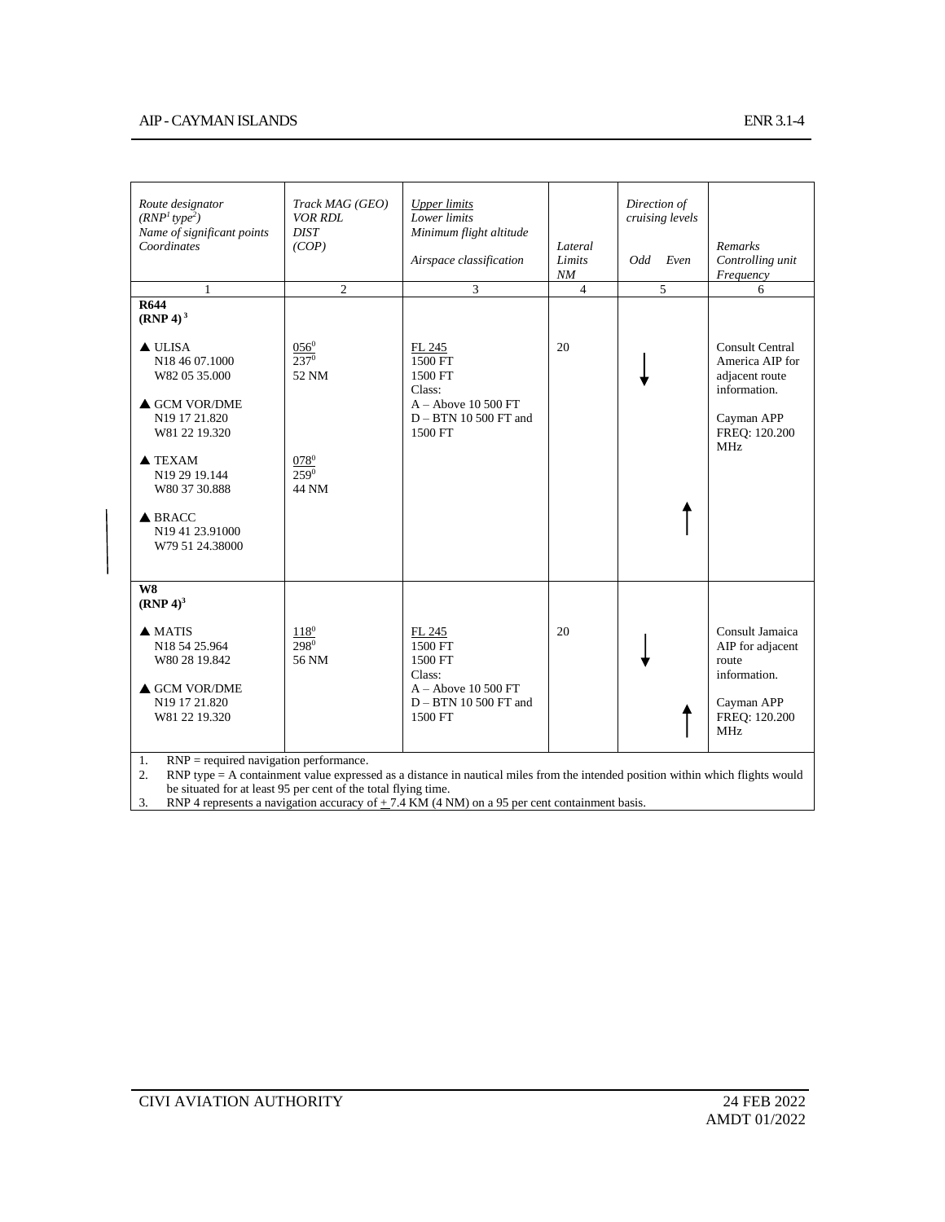| Route designator (RNP[1] type[2]) Name of significant points Coordinates | Track MAG (GEO) VOR RDL DIST (COP) | Upper limits Lower limits Minimum flight altitude Airspace classification | Lateral Limits NM | Direction of cruising levels Odd | Even | Remarks Controlling unit Frequency |
|---|---|---|---|---|---|---|
| 1 | 2 | 3 | 4 | 5 | | 6 |
| **R644** **(RNP 4)[3]** | | | | | | |
| ▲ ULISA N18 46 07.1000 W82 05 35.000 | $\underline{056^0}$ $237^0$ 52 NM | FL 245 1500 FT 1500 FT Class: A – Above 10 500 FT D – BTN 10 500 FT and 1500 FT | 20 | ↓ | | Consult Central America AIP for adjacent route information. Cayman APP FREQ: 120.200 MHz |
| ▲ GCM VOR/DME N19 17 21.820 W81 22 19.320 | | | | | | |
| ▲ TEXAM N19 29 19.144 W80 37 30.888 | $\underline{078^0}$ $259^0$ 44 NM | | | | | |
| ▲ BRACC N19 41 23.91000 W79 51 24.38000 | | | | | ↑ | |
| **W8** **(RNP 4)[3]** | | | | | | |
| ▲ MATIS N18 54 25.964 W80 28 19.842 | $\underline{118^0}$ $298^0$ 56 NM | FL 245 1500 FT 1500 FT Class: A – Above 10 500 FT D – BTN 10 500 FT and 1500 FT | 20 | ↓ | | Consult Jamaica AIP for adjacent route information. Cayman APP FREQ: 120.200 MHz |
| ▲ GCM VOR/DME N19 17 21.820 W81 22 19.320 | | | | | ↑ | |

1. RNP = required navigation performance.
2. RNP type = A containment value expressed as a distance in nautical miles from the intended position within which flights would be situated for at least 95 per cent of the total flying time.
3. RNP 4 represents a navigation accuracy of ± 7.4 KM (4 NM) on a 95 per cent containment basis.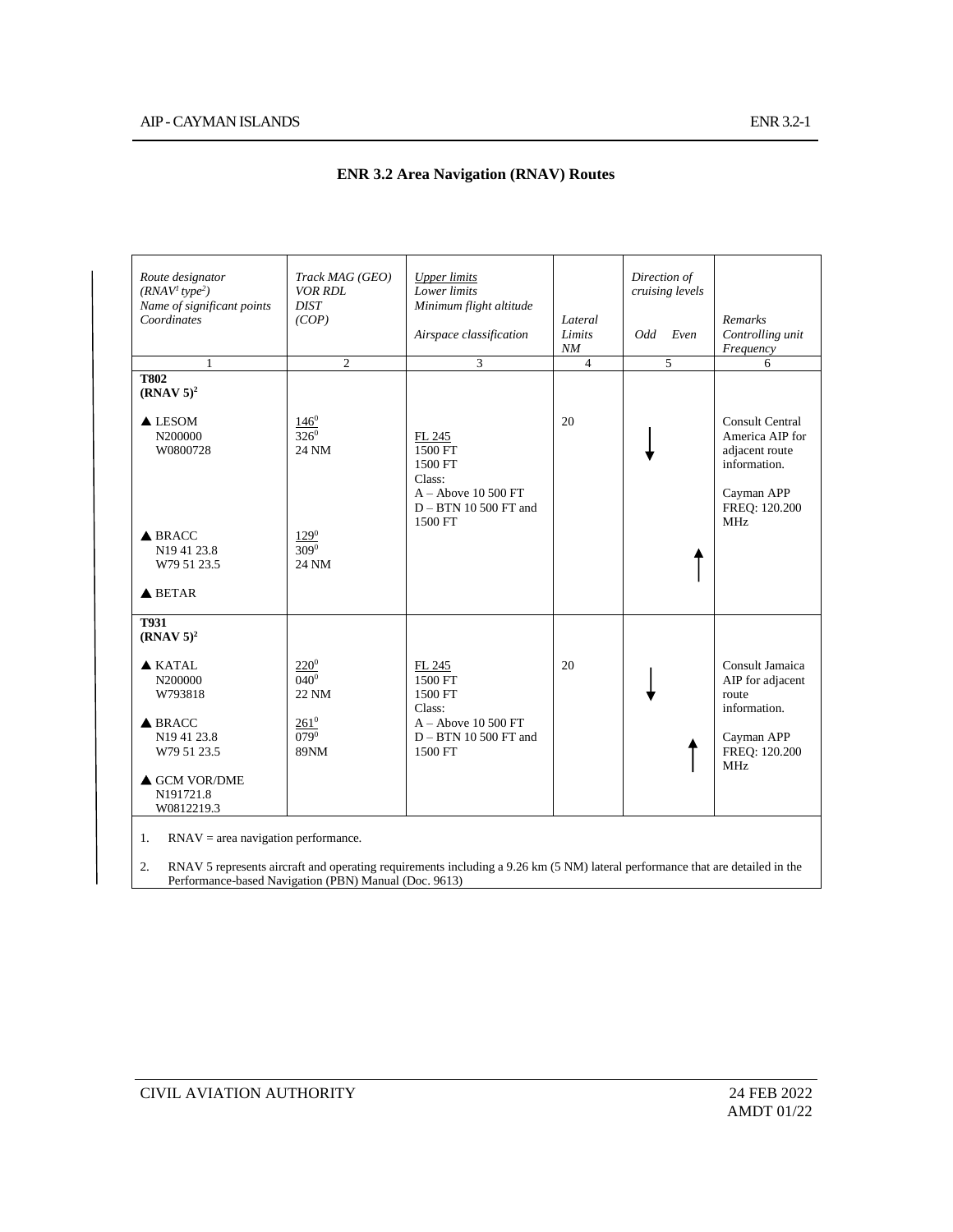## ENR 3.2 Area Navigation (RNAV) Routes

| *Route designator (RNAV[1] type[2]) Name of significant points Coordinates* | *Track MAG (GEO) VOR RDL DIST (COP)* | *Upper limits Lower limits Minimum flight altitude* <br><br> *Airspace classification* | *Lateral Limits NM* | *Direction of cruising levels* <br><br> *Odd Even* | *Remarks Controlling unit Frequency* |
|---|---|---|---|---|---|
| 1 | 2 | 3 | 4 | 5 | 6 |
| **T802 (RNAV 5)[2]** | | | | | |
| ▲ LESOM N200000 W0800728 | 146° 326° 24 NM | FL 245 1500 FT 1500 FT Class: A – Above 10 500 FT D – BTN 10 500 FT and 1500 FT | 20 | ↓ (Odd) | Consult Central America AIP for adjacent route information. Cayman APP FREQ: 120.200 MHz |
| ▲ BRACC N19 41 23.8 W79 51 23.5 | 129° 309° 24 NM | | | ↑ (Even) | |
| ▲ BETAR | | | | | |
| **T931 (RNAV 5)[2]** | | | | | |
| ▲ KATAL N200000 W793818 | 220° 040° 22 NM | FL 245 1500 FT 1500 FT Class: A – Above 10 500 FT D – BTN 10 500 FT and 1500 FT | 20 | ↓ (Odd) | Consult Jamaica AIP for adjacent route information. Cayman APP FREQ: 120.200 MHz |
| ▲ BRACC N19 41 23.8 W79 51 23.5 | 261° 079° 89NM | | | ↑ (Even) | |
| ▲ GCM VOR/DME N191721.8 W0812219.3 | | | | | |

1. RNAV = area navigation performance.
2. RNAV 5 represents aircraft and operating requirements including a 9.26 km (5 NM) lateral performance that are detailed in the Performance-based Navigation (PBN) Manual (Doc. 9613)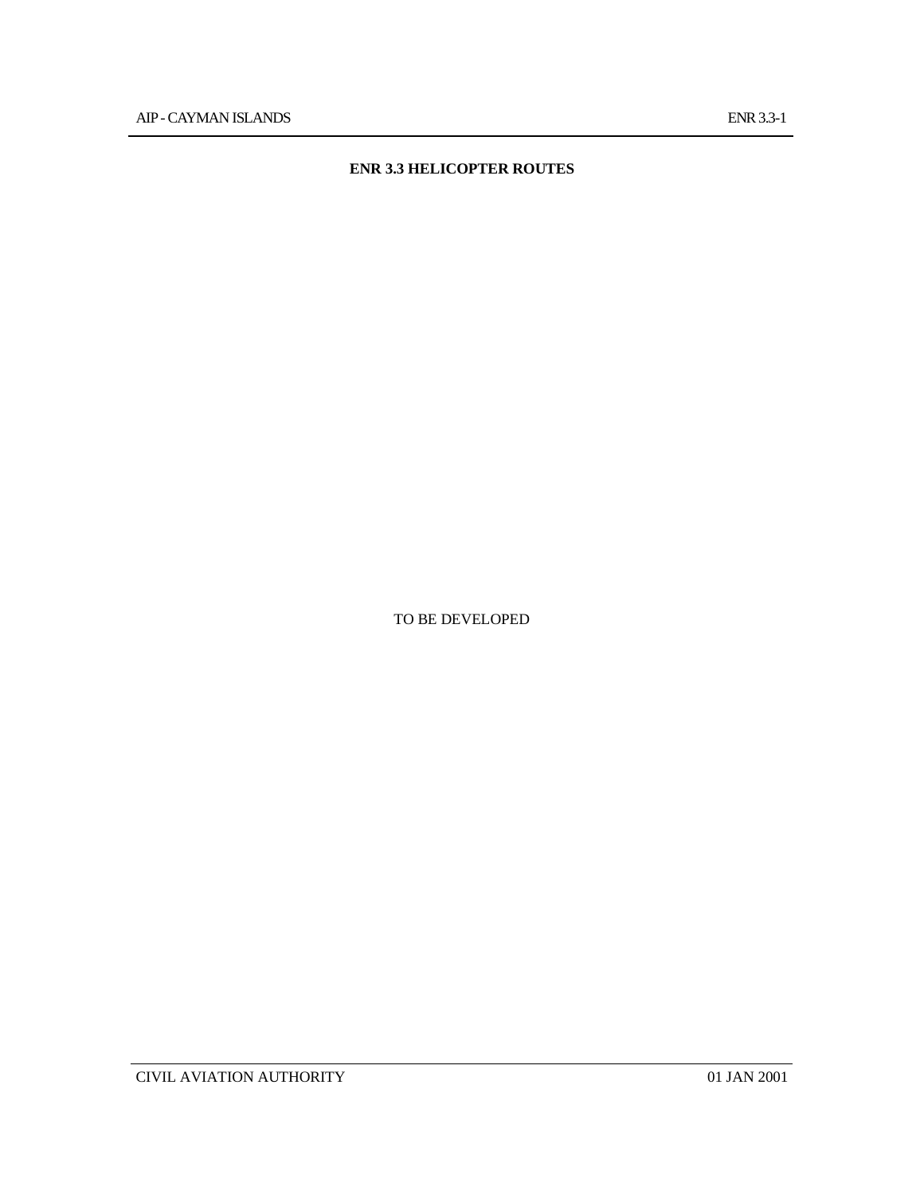# ENR 3.3 HELICOPTER ROUTES

TO BE DEVELOPED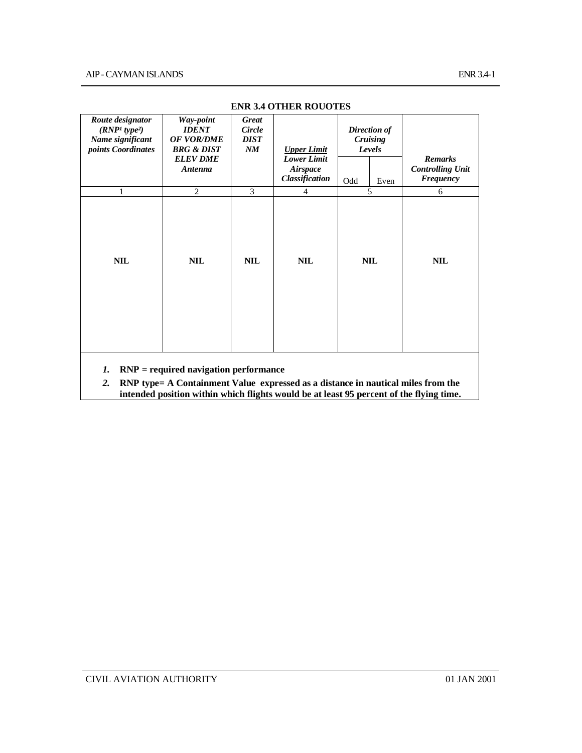## ENR 3.4 OTHER ROUOTES

| *Route designator (RNP[1] type[2]) Name significant points Coordinates* | *Way-point IDENT OF VOR/DME BRG & DIST ELEV DME Antenna* | *Great Circle DIST NM* | *Upper Limit Lower Limit Airspace Classification* | *Direction of Cruising Levels* | | *Remarks Controlling Unit Frequency* |
|---|---|---|---|---|---|---|
| | | | | Odd | Even | |
| 1 | 2 | 3 | 4 | 5 | | 6 |
| **NIL** | **NIL** | **NIL** | **NIL** | **NIL** | | **NIL** |

1. **RNP = required navigation performance**
2. **RNP type= A Containment Value expressed as a distance in nautical miles from the intended position within which flights would be at least 95 percent of the flying time.**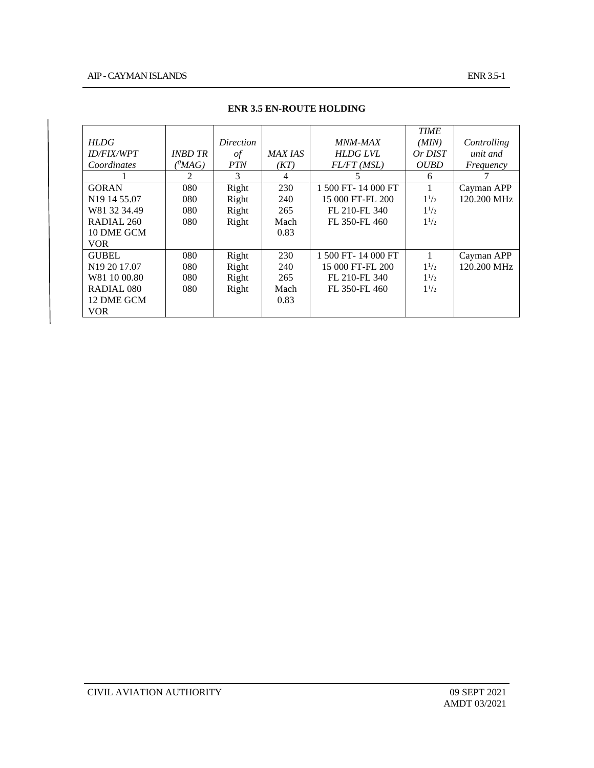## ENR 3.5 EN-ROUTE HOLDING

| *HLDG ID/FIX/WPT Coordinates* | *INBD TR (°MAG)* | *Direction of PTN* | *MAX IAS (KT)* | *MNM-MAX HLDG LVL FL/FT (MSL)* | *TIME (MIN) Or DIST OUBD* | *Controlling unit and Frequency* |
|---|---|---|---|---|---|---|
| 1 | 2 | 3 | 4 | 5 | 6 | 7 |
| GORAN<br>N19 14 55.07<br>W81 32 34.49<br>RADIAL 260<br>10 DME GCM<br>VOR | 080<br>080<br>080<br>080 | Right<br>Right<br>Right<br>Right | 230<br>240<br>265<br>Mach<br>0.83 | 1 500 FT- 14 000 FT<br>15 000 FT-FL 200<br>FL 210-FL 340<br>FL 350-FL 460 | 1<br>1½<br>1½<br>1½ | Cayman APP<br>120.200 MHz |
| GUBEL<br>N19 20 17.07<br>W81 10 00.80<br>RADIAL 080<br>12 DME GCM<br>VOR | 080<br>080<br>080<br>080 | Right<br>Right<br>Right<br>Right | 230<br>240<br>265<br>Mach<br>0.83 | 1 500 FT- 14 000 FT<br>15 000 FT-FL 200<br>FL 210-FL 340<br>FL 350-FL 460 | 1<br>1½<br>1½<br>1½ | Cayman APP<br>120.200 MHz |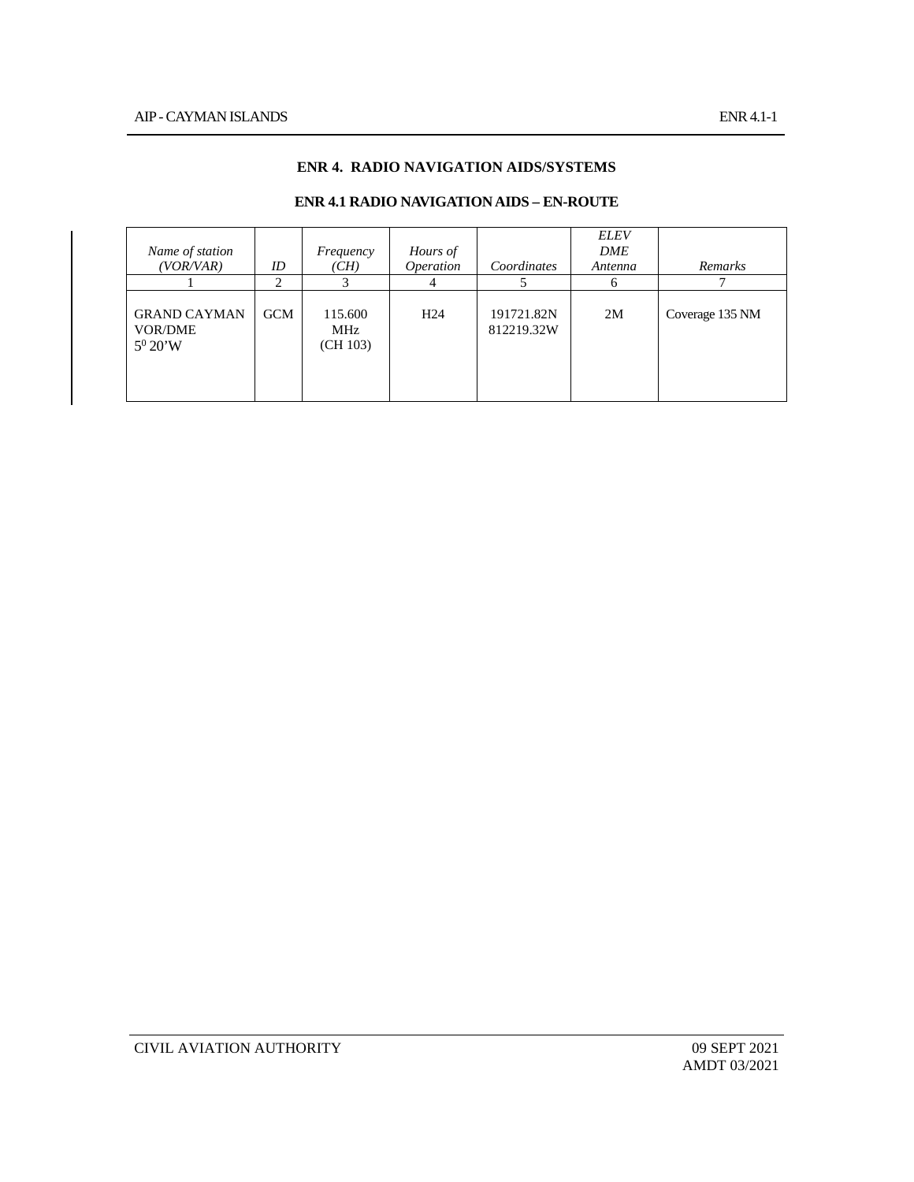## ENR 4. RADIO NAVIGATION AIDS/SYSTEMS

### ENR 4.1 RADIO NAVIGATION AIDS – EN-ROUTE

| *Name of station (VOR/VAR)* | *ID* | *Frequency (CH)* | *Hours of Operation* | *Coordinates* | *ELEV DME Antenna* | *Remarks* |
|---|---|---|---|---|---|---|
| 1 | 2 | 3 | 4 | 5 | 6 | 7 |
| GRAND CAYMAN VOR/DME $5^0$ 20'W | GCM | 115.600 MHz (CH 103) | H24 | 191721.82N 812219.32W | 2M | Coverage 135 NM |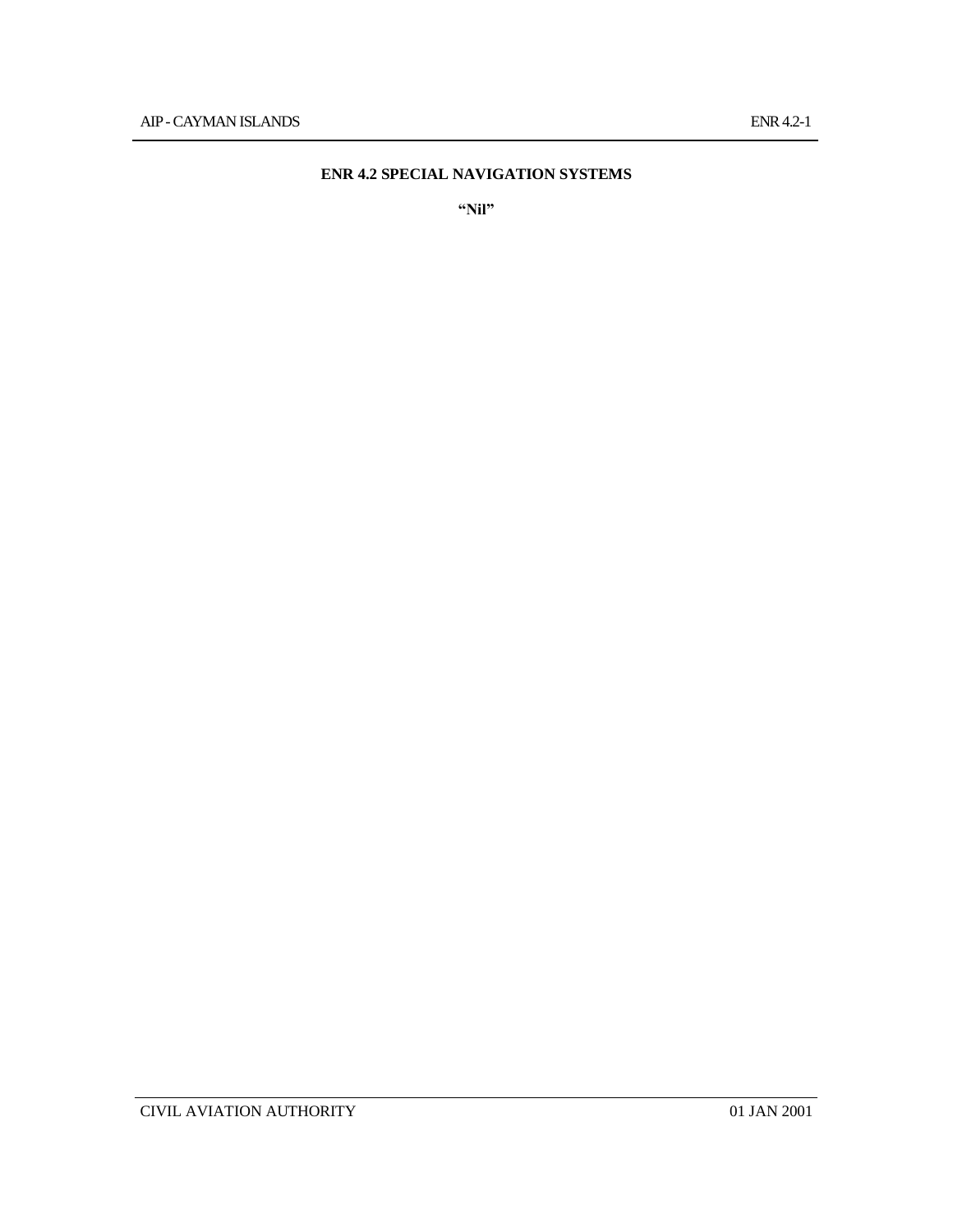# ENR 4.2 SPECIAL NAVIGATION SYSTEMS

**"Nil"**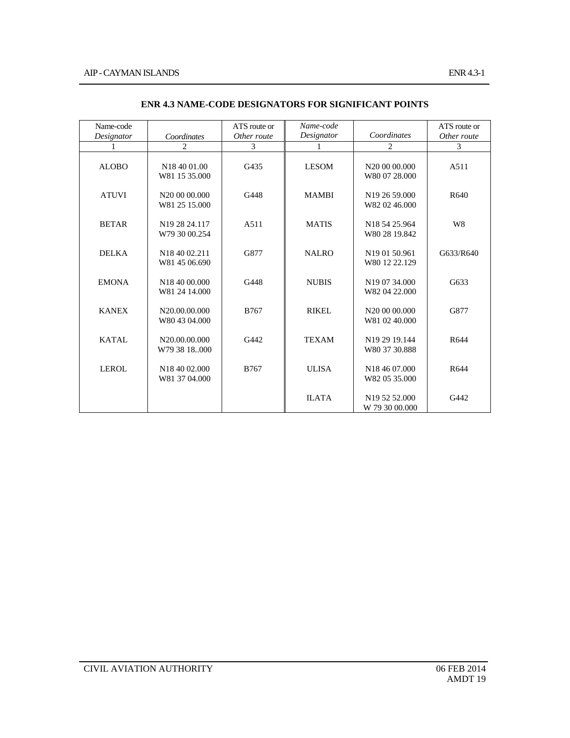# ENR 4.3 NAME-CODE DESIGNATORS FOR SIGNIFICANT POINTS

| Name-code *Designator* | *Coordinates* | ATS route or *Other route* | *Name-code Designator* | *Coordinates* | ATS route or *Other route* |
|---|---|---|---|---|---|
| 1 | 2 | 3 | 1 | 2 | 3 |
| ALOBO | N18 40 01.00<br>W81 15 35.000 | G435 | LESOM | N20 00 00.000<br>W80 07 28.000 | A511 |
| ATUVI | N20 00 00.000<br>W81 25 15.000 | G448 | MAMBI | N19 26 59.000<br>W82 02 46.000 | R640 |
| BETAR | N19 28 24.117<br>W79 30 00.254 | A511 | MATIS | N18 54 25.964<br>W80 28 19.842 | W8 |
| DELKA | N18 40 02.211<br>W81 45 06.690 | G877 | NALRO | N19 01 50.961<br>W80 12 22.129 | G633/R640 |
| EMONA | N18 40 00.000<br>W81 24 14.000 | G448 | NUBIS | N19 07 34.000<br>W82 04 22.000 | G633 |
| KANEX | N20.00.00.000<br>W80 43 04.000 | B767 | RIKEL | N20 00 00.000<br>W81 02 40.000 | G877 |
| KATAL | N20.00.00.000<br>W79 38 18..000 | G442 | TEXAM | N19 29 19.144<br>W80 37 30.888 | R644 |
| LEROL | N18 40 02.000<br>W81 37 04.000 | B767 | ULISA | N18 46 07.000<br>W82 05 35.000 | R644 |
| | | | ILATA | N19 52 52.000<br>W 79 30 00.000 | G442 |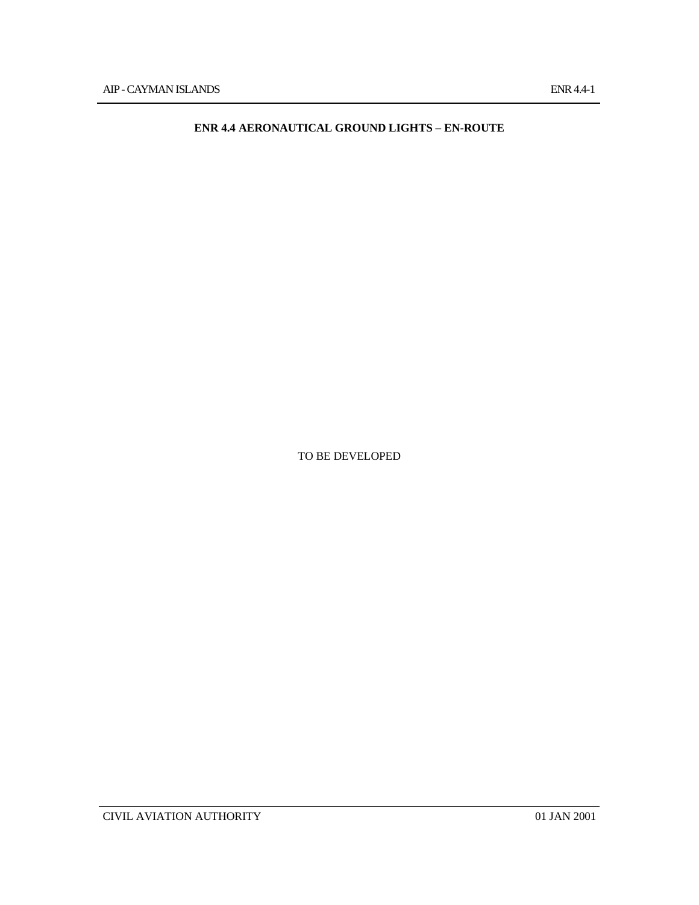# ENR 4.4 AERONAUTICAL GROUND LIGHTS – EN-ROUTE

TO BE DEVELOPED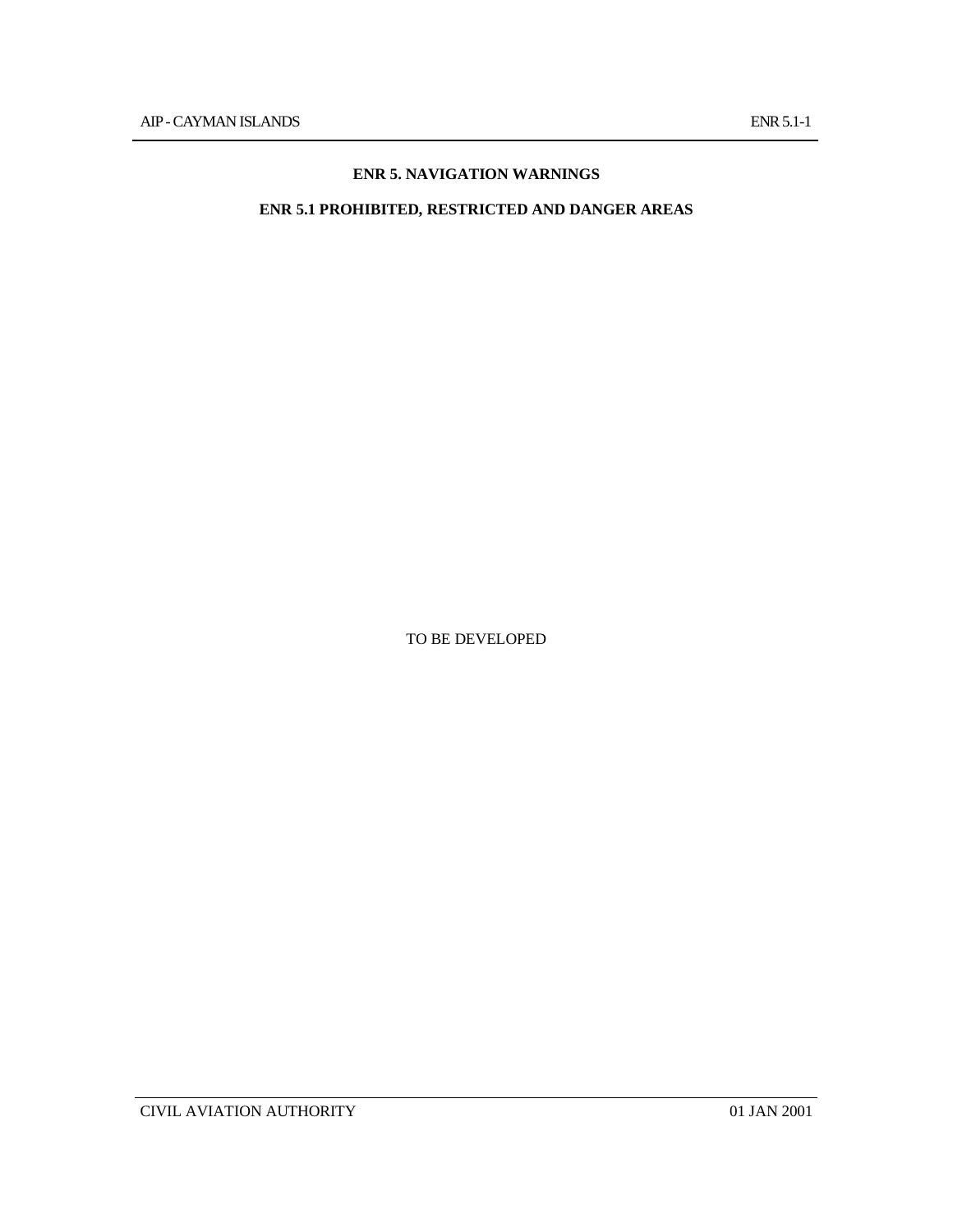# ENR 5. NAVIGATION WARNINGS

## ENR 5.1 PROHIBITED, RESTRICTED AND DANGER AREAS

TO BE DEVELOPED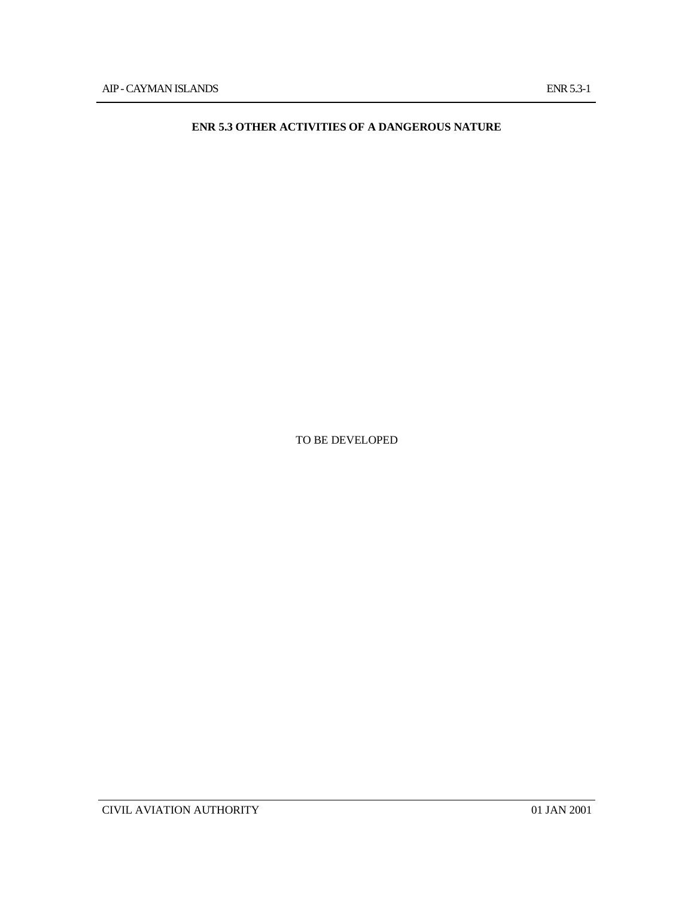# ENR 5.3 OTHER ACTIVITIES OF A DANGEROUS NATURE

TO BE DEVELOPED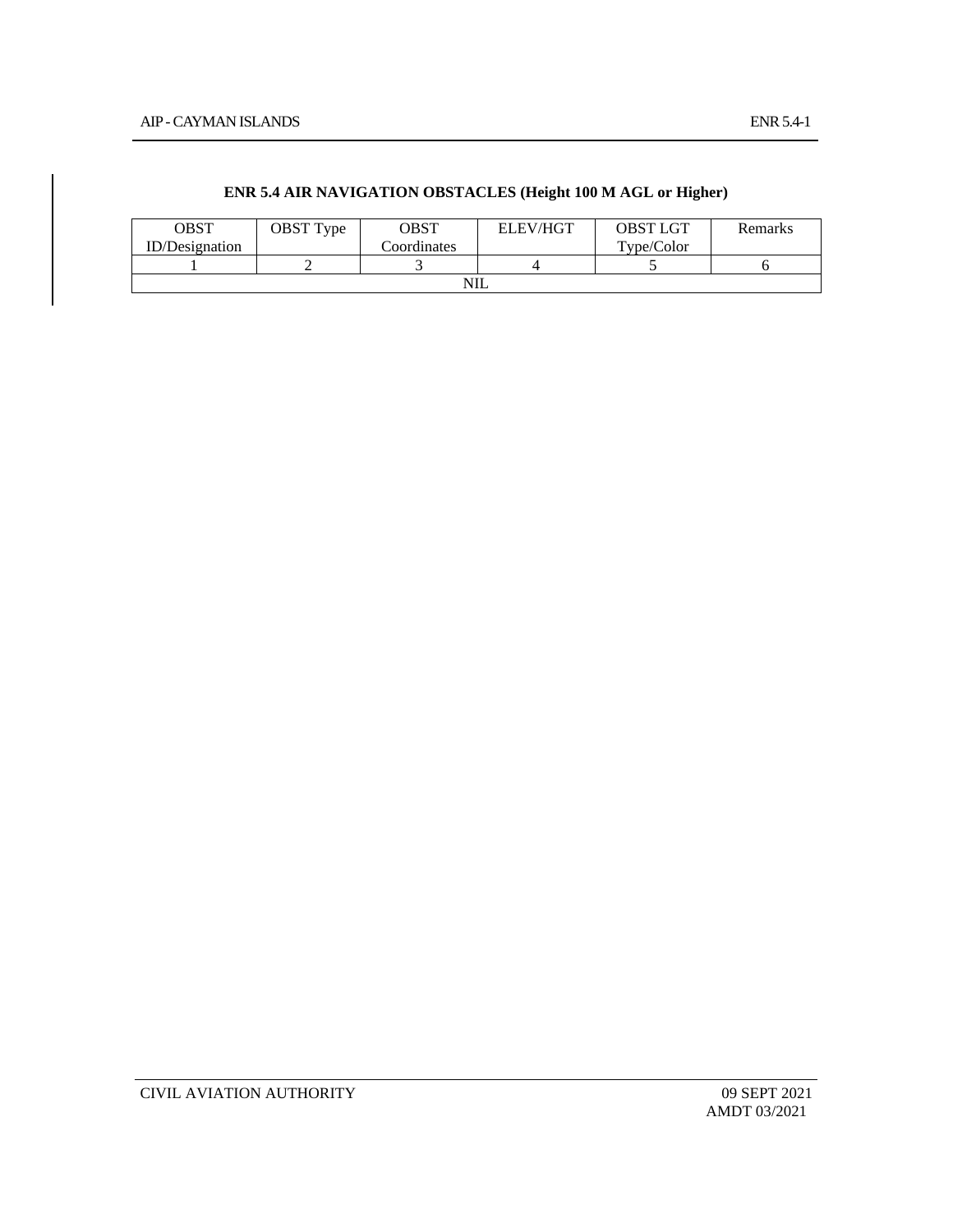## ENR 5.4 AIR NAVIGATION OBSTACLES (Height 100 M AGL or Higher)

| OBST ID/Designation | OBST Type | OBST Coordinates | ELEV/HGT | OBST LGT Type/Color | Remarks |
|---|---|---|---|---|---|
| 1 | 2 | 3 | 4 | 5 | 6 |
| NIL | | | | | |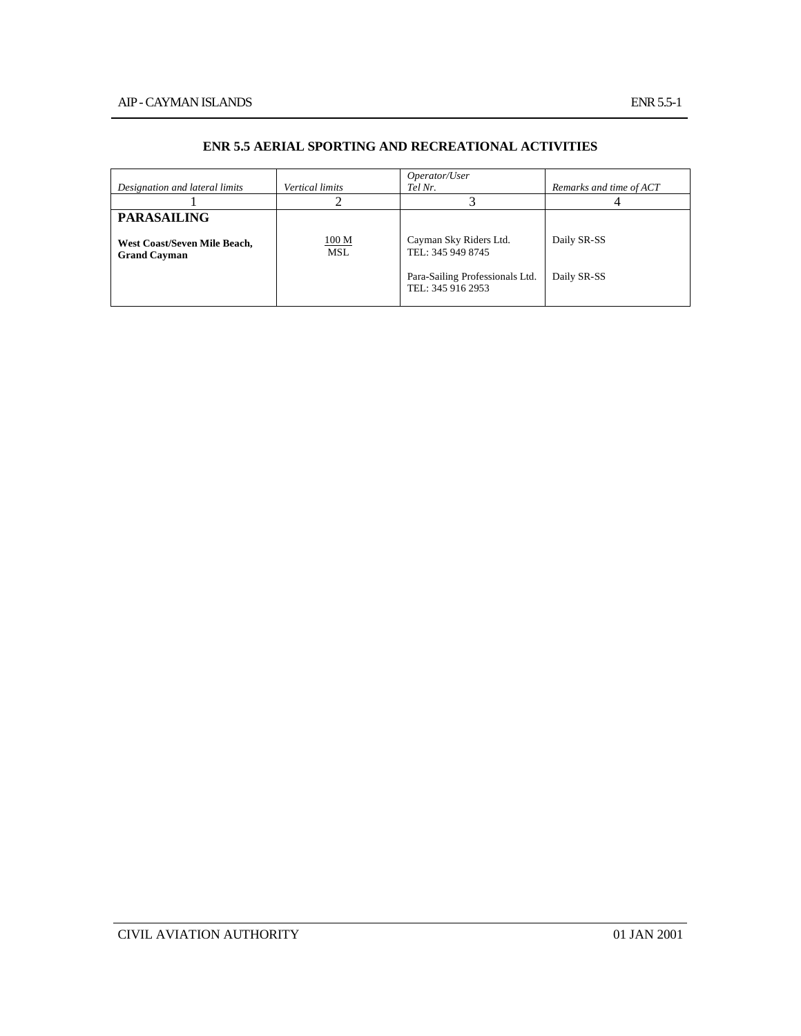## ENR 5.5 AERIAL SPORTING AND RECREATIONAL ACTIVITIES

| *Designation and lateral limits* | *Vertical limits* | *Operator/User Tel Nr.* | *Remarks and time of ACT* |
|---|---|---|---|
| 1 | 2 | 3 | 4 |
| **PARASAILING** | | | |
| **West Coast/Seven Mile Beach, Grand Cayman** | 100 M / MSL | Cayman Sky Riders Ltd. TEL: 345 949 8745 | Daily SR-SS |
| | | Para-Sailing Professionals Ltd. TEL: 345 916 2953 | Daily SR-SS |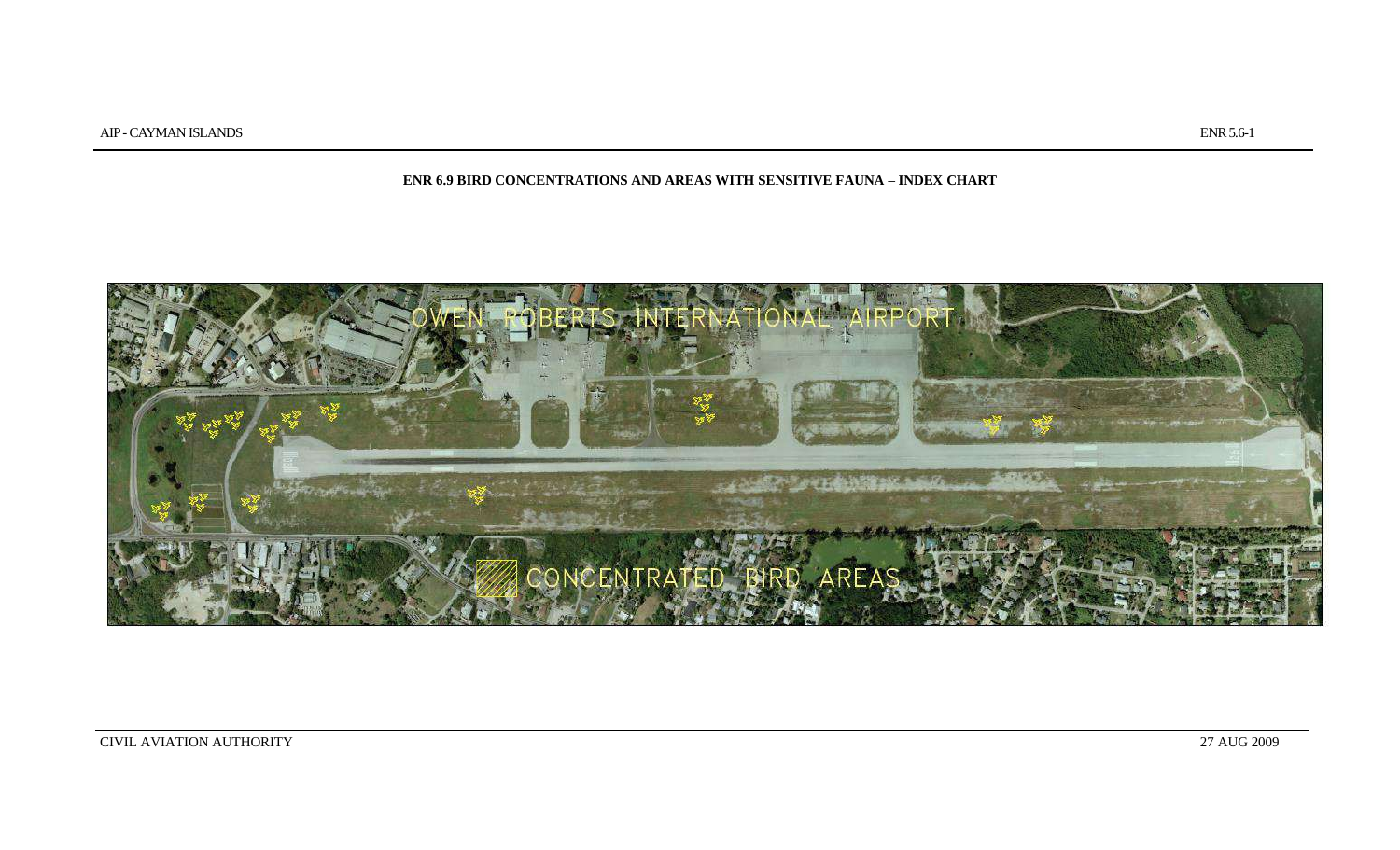## ENR 6.9 BIRD CONCENTRATIONS AND AREAS WITH SENSITIVE FAUNA – INDEX CHART

OWEN ROBERTS INTERNATIONAL AIRPORT

CONCENTRATED BIRD AREAS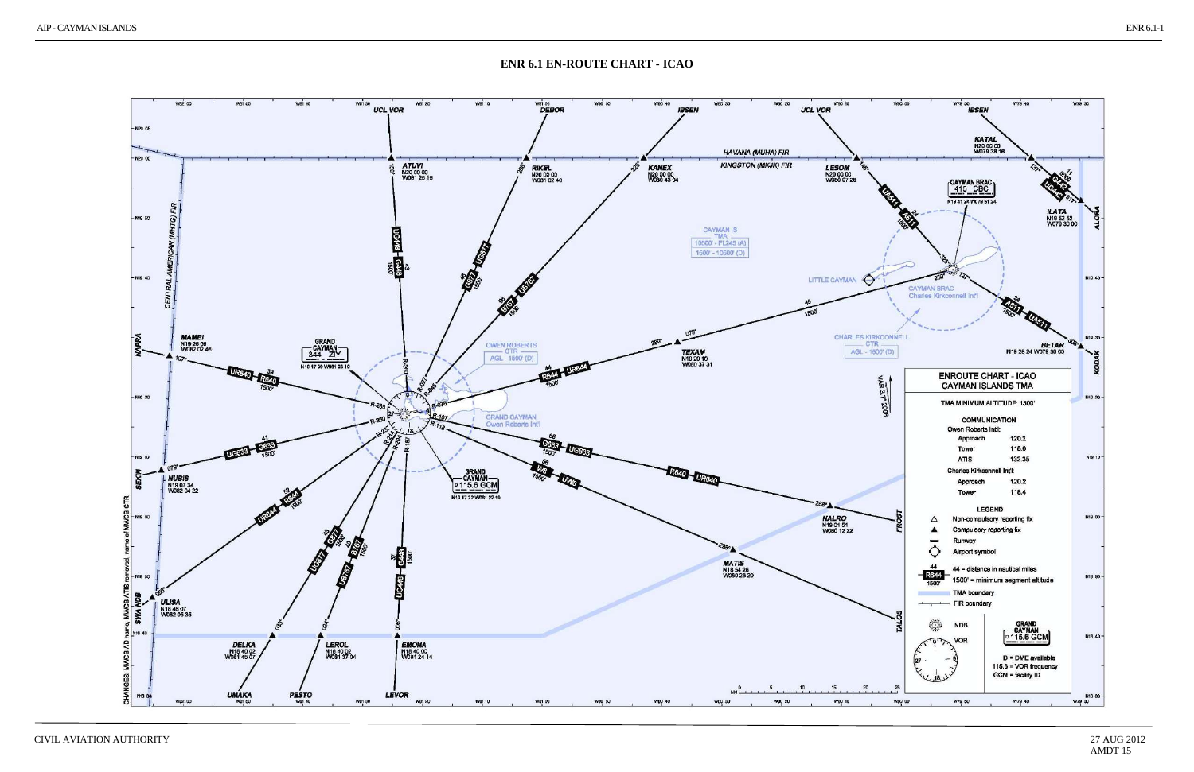# ENR 6.1 EN-ROUTE CHART - ICAO

ENROUTE CHART - ICAO
CAYMAN ISLANDS TMA

TMA MINIMUM ALTITUDE: 1500'

COMMUNICATION

Owen Roberts Int'l:

| | |
|---|---|
| Approach | 120.2 |
| Tower | 118.0 |
| ATIS | 132.35 |

Charles Kirkconnell Int'l:

| | |
|---|---|
| Approach | 120.2 |
| Tower | 118.4 |

LEGEND

- Non-compulsory reporting fix
- Compulsory reporting fix
- Runway
- Airport symbol
- 44 = distance in nautical miles
- 1500' = minimum segment altitude
- TMA boundary
- FIR boundary
- NDB
- VOR
- D = DME available
- 115.6 = VOR frequency
- GCM = facility ID

HAVANA (MUHA) FIR
KINGSTON (MKJK) FIR
CENTRAL AMERICAN (MHTG) FIR

CAYMAN IS TMA 10500' - FL245 (A) 1500' - 10500' (D)

OWEN ROBERTS CTR AGL - 1500' (D)

CHARLES KIRKCONNELL CTR AGL - 1500' (D)

GRAND CAYMAN 344 ZIY N19 17 09 W081 23 10

GRAND CAYMAN D 115.6 GCM N19 17 22 W081 22 19

CAYMAN BRAC 415 CBC N19 41 24 W079 51 24

ATUVI N20 00 00 W081 25 15

RIKEL N20 00 00 W081 02 40

KANEX N20 00 00 W080 43 04

LESOM N20 00 00 W080 07 28

KATAL N20 00 00 W079 38 18

ILATA N19 52 52 W079 30 00

BETAR N19 28 24 W079 30 00

TEXAM N19 29 19 W080 37 31

NALRO N19 01 51 W080 12 22

MATIS N18 54 26 W080 28 20

MAMEI N19 26 09 W082 02 46

NUBIS N19 07 34 W082 04 22

ULISA N18 48 07 W082 05 33

DELKA N18 40 02 W081 45 07

LEROL N18 40 02 W081 37 04

EMONA N18 40 00 W081 24 14

UCL VOR, DEBOR, IBSEN, UMAKA, PESTO, LEVOR, NAPRA, SEXON, SWA NDB, ALDRA, KODAK, FROST, TALOS, LITTLE CAYMAN, CAYMAN BRAC Charles Kirkconnell Int'l, GRAND CAYMAN Owen Roberts Int'l

VAR 3°W 2006

CHANGES: MWCB AD name, MWCB ATIS removed, name of MWCR CTR.

CIVIL AVIATION AUTHORITY

27 AUG 2012
AMDT 15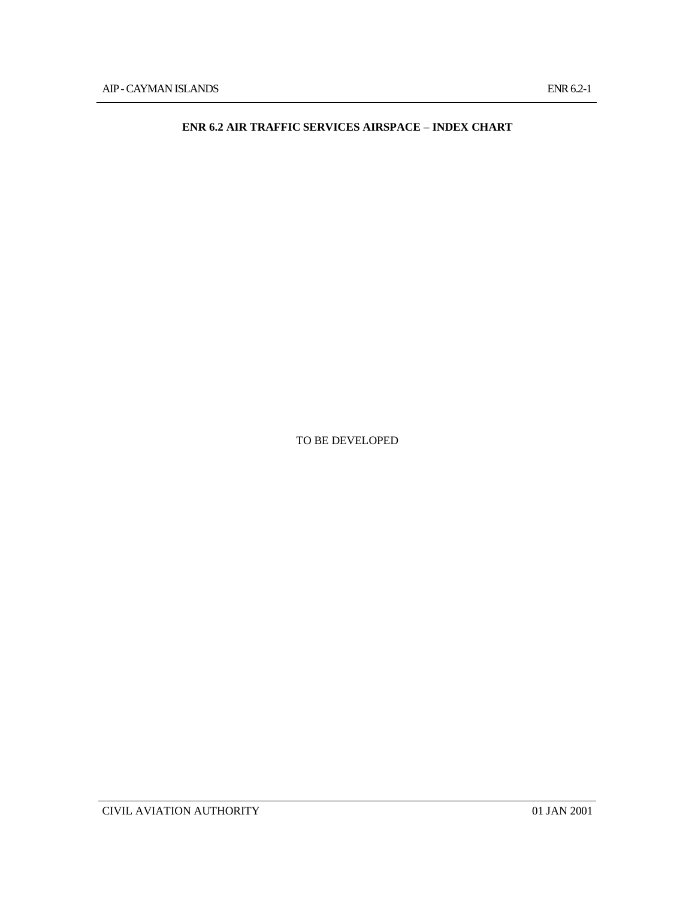# ENR 6.2 AIR TRAFFIC SERVICES AIRSPACE – INDEX CHART

TO BE DEVELOPED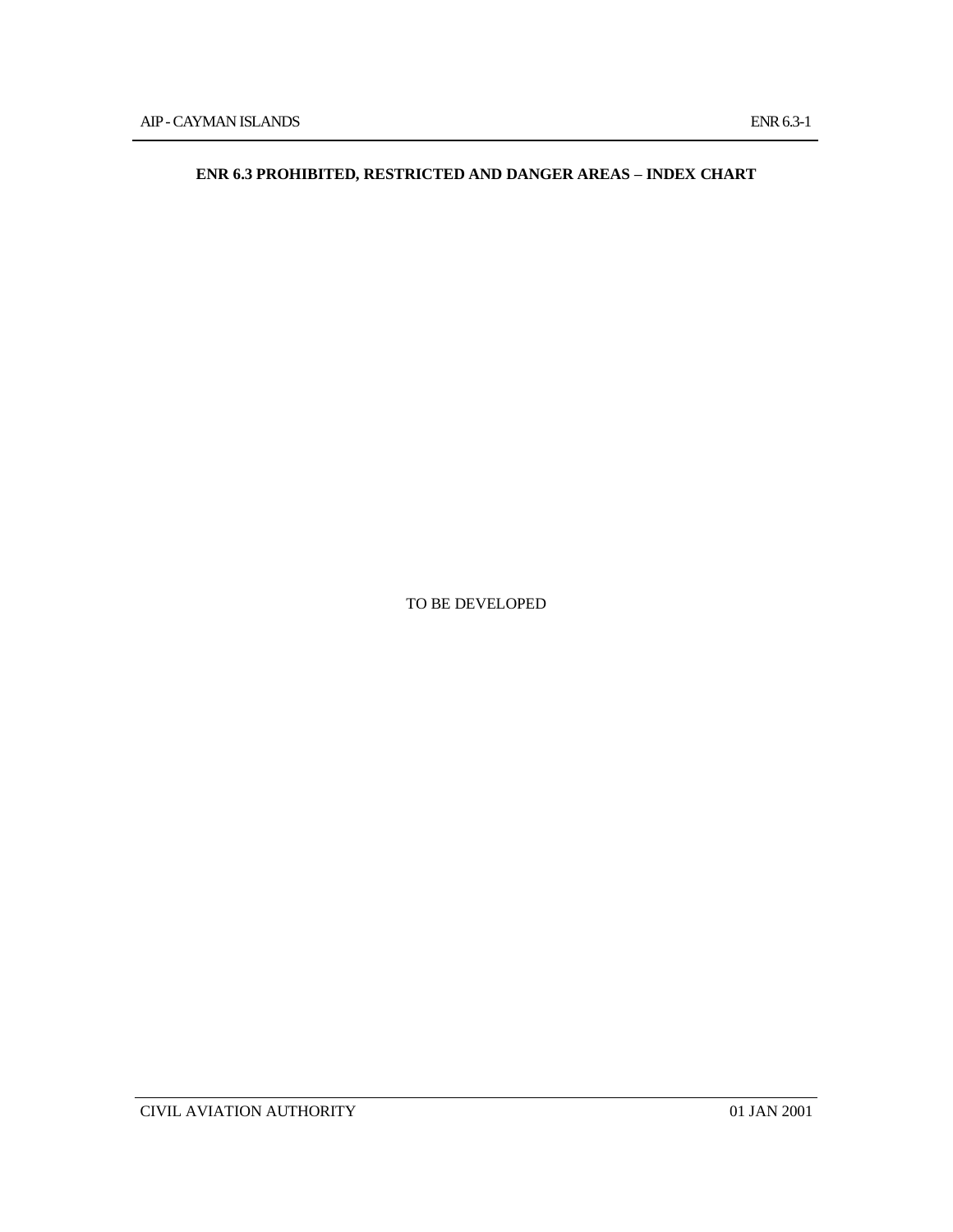## ENR 6.3 PROHIBITED, RESTRICTED AND DANGER AREAS – INDEX CHART

TO BE DEVELOPED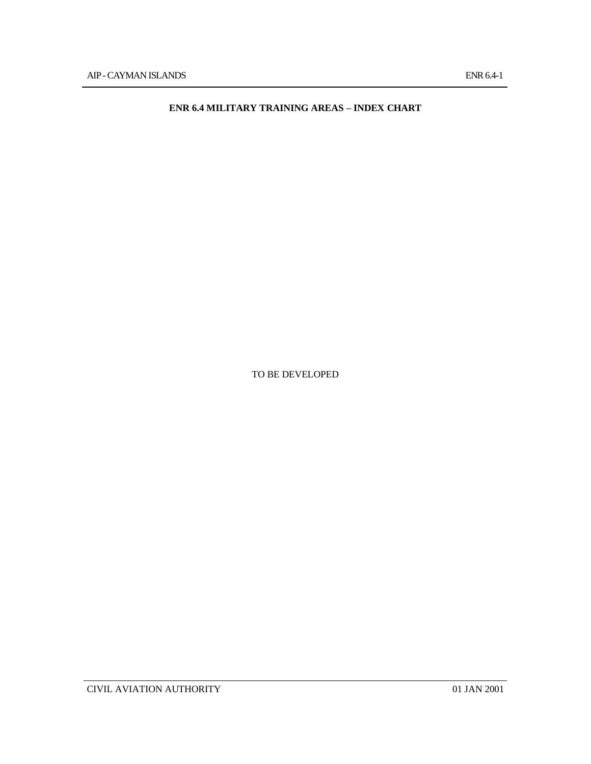# ENR 6.4 MILITARY TRAINING AREAS – INDEX CHART

TO BE DEVELOPED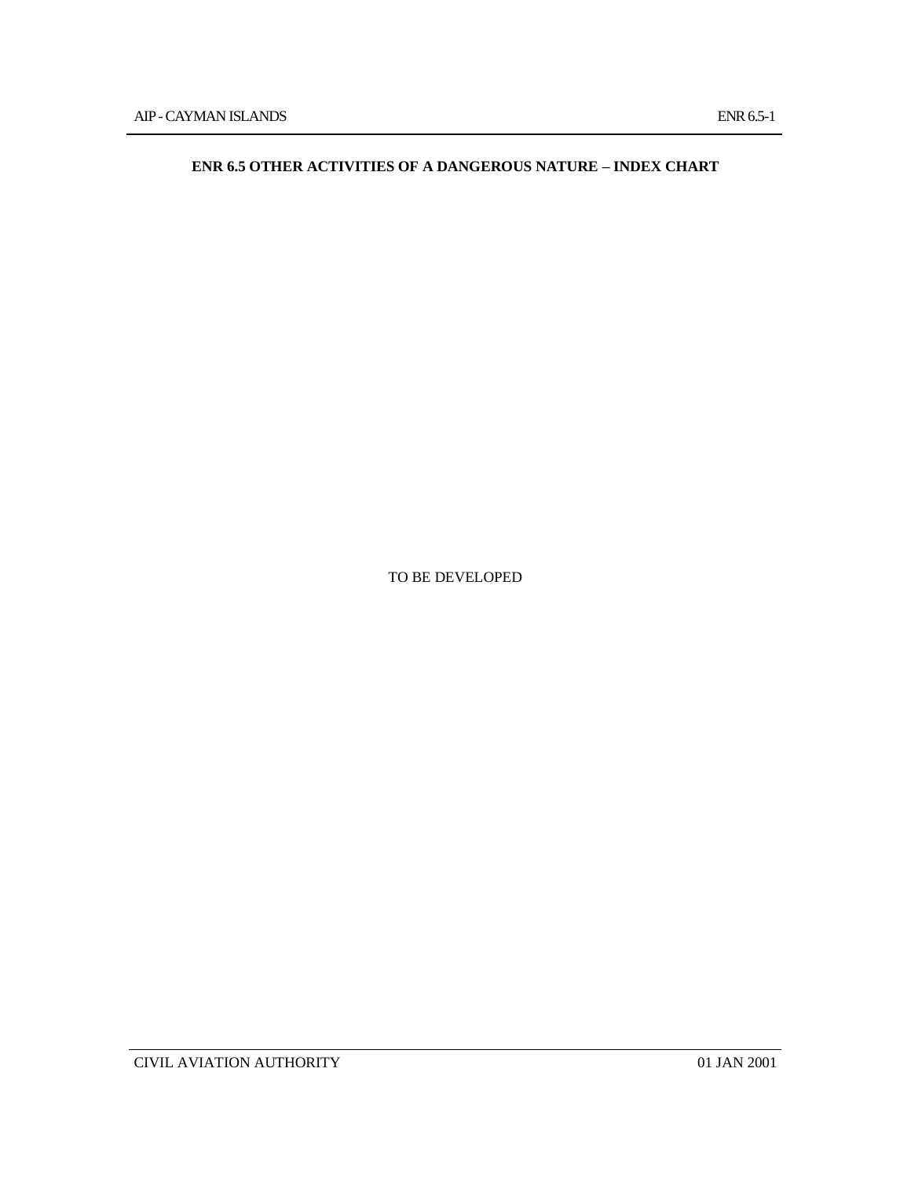**ENR 6.5 OTHER ACTIVITIES OF A DANGEROUS NATURE – INDEX CHART**

TO BE DEVELOPED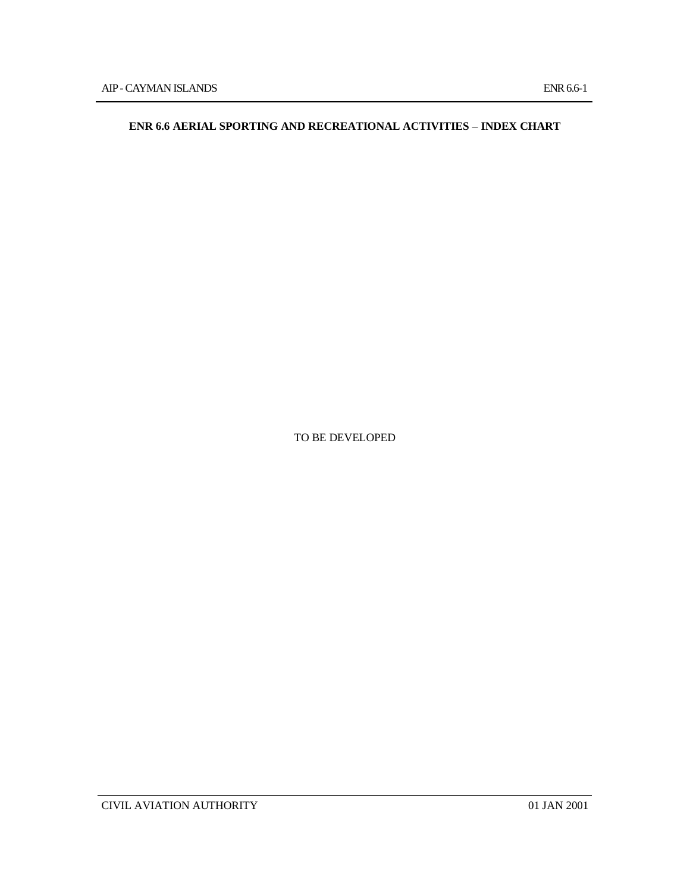## ENR 6.6 AERIAL SPORTING AND RECREATIONAL ACTIVITIES – INDEX CHART

TO BE DEVELOPED